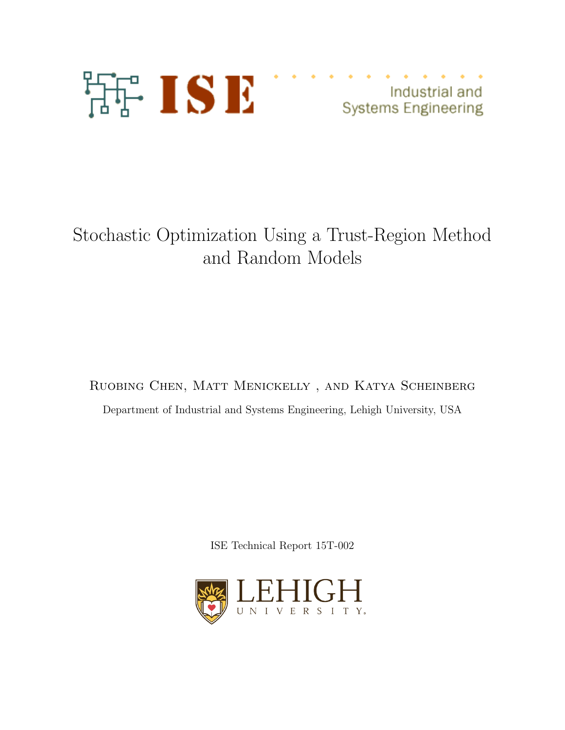ISE Industrial and Systems Engineering

# Stochastic Optimization Using a Trust-Region Method and Random Models

Ruobing Chen, Matt Menickelly , and Katya Scheinberg

Department of Industrial and Systems Engineering, Lehigh University, USA

ISE Technical Report 15T-002

LEHIGH UNIVERSITY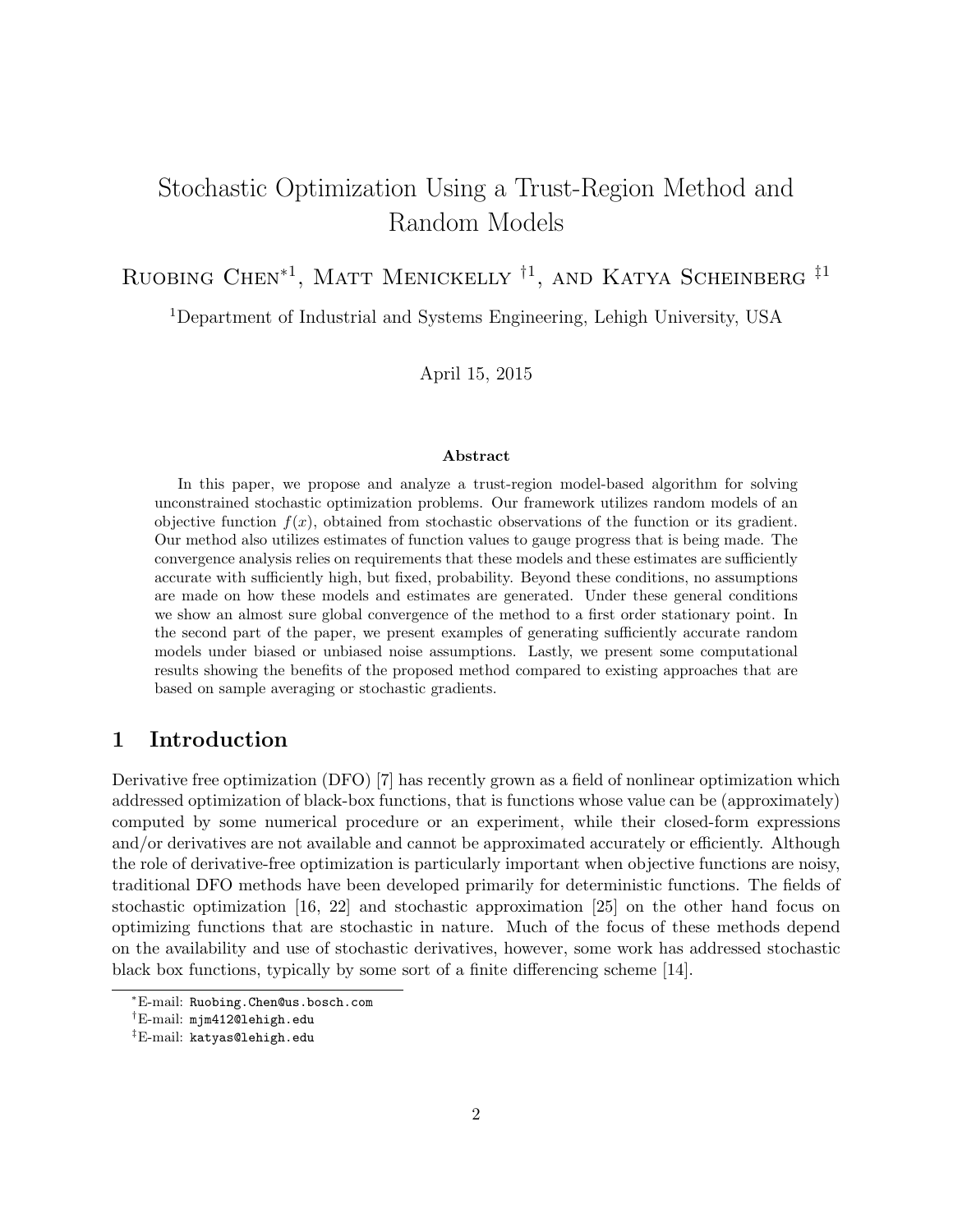# Stochastic Optimization Using a Trust-Region Method and Random Models

Ruobing Chen*[1], Matt Menickelly †[1], and Katya Scheinberg ‡[1]

[1]Department of Industrial and Systems Engineering, Lehigh University, USA

April 15, 2015

### Abstract

In this paper, we propose and analyze a trust-region model-based algorithm for solving unconstrained stochastic optimization problems. Our framework utilizes random models of an objective function $f(x)$, obtained from stochastic observations of the function or its gradient. Our method also utilizes estimates of function values to gauge progress that is being made. The convergence analysis relies on requirements that these models and these estimates are sufficiently accurate with sufficiently high, but fixed, probability. Beyond these conditions, no assumptions are made on how these models and estimates are generated. Under these general conditions we show an almost sure global convergence of the method to a first order stationary point. In the second part of the paper, we present examples of generating sufficiently accurate random models under biased or unbiased noise assumptions. Lastly, we present some computational results showing the benefits of the proposed method compared to existing approaches that are based on sample averaging or stochastic gradients.

## 1 Introduction

Derivative free optimization (DFO) [7] has recently grown as a field of nonlinear optimization which addressed optimization of black-box functions, that is functions whose value can be (approximately) computed by some numerical procedure or an experiment, while their closed-form expressions and/or derivatives are not available and cannot be approximated accurately or efficiently. Although the role of derivative-free optimization is particularly important when objective functions are noisy, traditional DFO methods have been developed primarily for deterministic functions. The fields of stochastic optimization [16, 22] and stochastic approximation [25] on the other hand focus on optimizing functions that are stochastic in nature. Much of the focus of these methods depend on the availability and use of stochastic derivatives, however, some work has addressed stochastic black box functions, typically by some sort of a finite differencing scheme [14].

*E-mail: Ruobing.Chen@us.bosch.com

†E-mail: mjm412@lehigh.edu

‡E-mail: katyas@lehigh.edu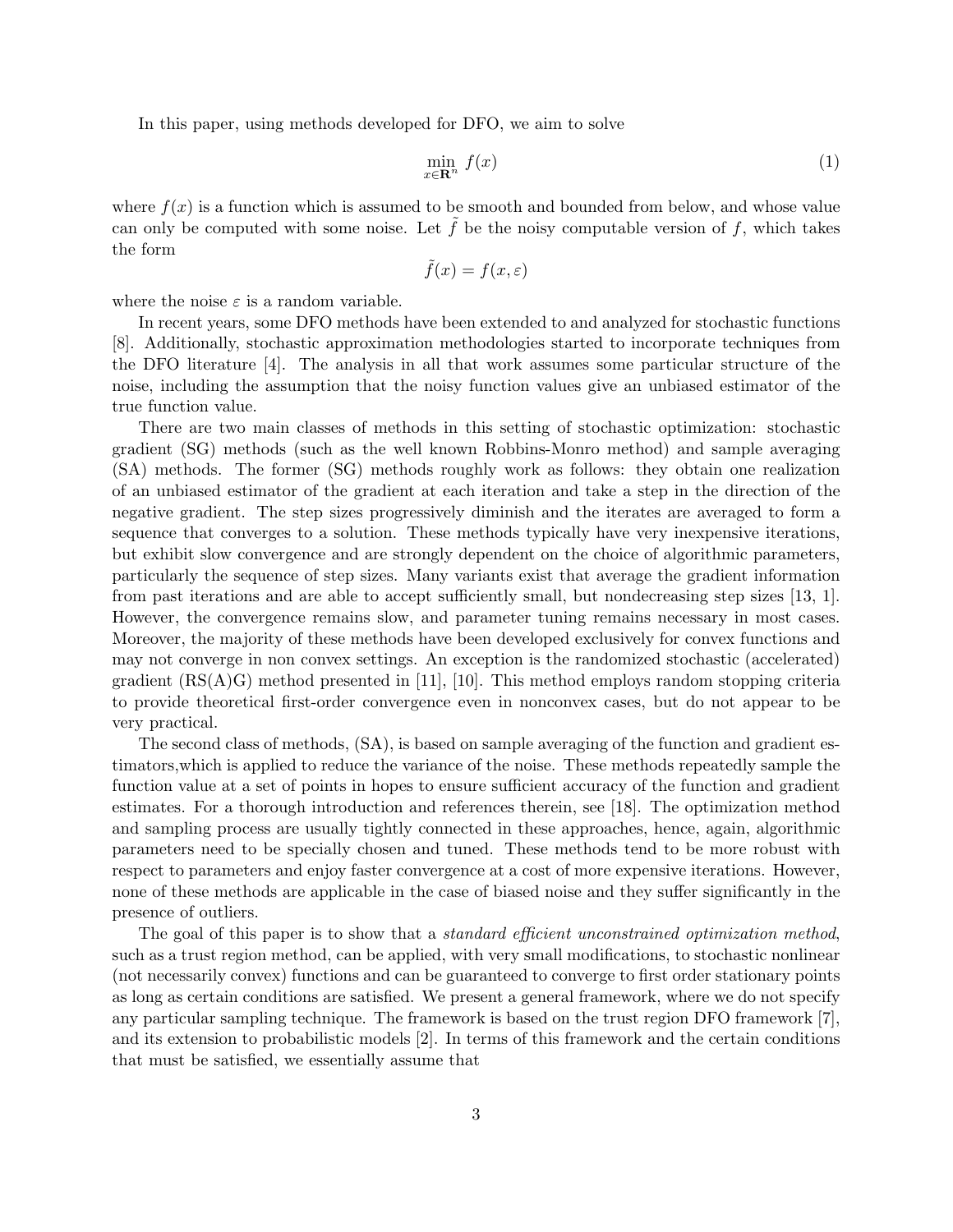In this paper, using methods developed for DFO, we aim to solve

$$\min_{x \in \mathbf{R}^n} f(x) \tag{1}$$

where $f(x)$ is a function which is assumed to be smooth and bounded from below, and whose value can only be computed with some noise. Let $\tilde{f}$ be the noisy computable version of $f$, which takes the form

$$\tilde{f}(x) = f(x, \varepsilon)$$

where the noise $\varepsilon$ is a random variable.

In recent years, some DFO methods have been extended to and analyzed for stochastic functions [8]. Additionally, stochastic approximation methodologies started to incorporate techniques from the DFO literature [4]. The analysis in all that work assumes some particular structure of the noise, including the assumption that the noisy function values give an unbiased estimator of the true function value.

There are two main classes of methods in this setting of stochastic optimization: stochastic gradient (SG) methods (such as the well known Robbins-Monro method) and sample averaging (SA) methods. The former (SG) methods roughly work as follows: they obtain one realization of an unbiased estimator of the gradient at each iteration and take a step in the direction of the negative gradient. The step sizes progressively diminish and the iterates are averaged to form a sequence that converges to a solution. These methods typically have very inexpensive iterations, but exhibit slow convergence and are strongly dependent on the choice of algorithmic parameters, particularly the sequence of step sizes. Many variants exist that average the gradient information from past iterations and are able to accept sufficiently small, but nondecreasing step sizes [13, 1]. However, the convergence remains slow, and parameter tuning remains necessary in most cases. Moreover, the majority of these methods have been developed exclusively for convex functions and may not converge in non convex settings. An exception is the randomized stochastic (accelerated) gradient (RS(A)G) method presented in [11], [10]. This method employs random stopping criteria to provide theoretical first-order convergence even in nonconvex cases, but do not appear to be very practical.

The second class of methods, (SA), is based on sample averaging of the function and gradient estimators,which is applied to reduce the variance of the noise. These methods repeatedly sample the function value at a set of points in hopes to ensure sufficient accuracy of the function and gradient estimates. For a thorough introduction and references therein, see [18]. The optimization method and sampling process are usually tightly connected in these approaches, hence, again, algorithmic parameters need to be specially chosen and tuned. These methods tend to be more robust with respect to parameters and enjoy faster convergence at a cost of more expensive iterations. However, none of these methods are applicable in the case of biased noise and they suffer significantly in the presence of outliers.

The goal of this paper is to show that a *standard efficient unconstrained optimization method*, such as a trust region method, can be applied, with very small modifications, to stochastic nonlinear (not necessarily convex) functions and can be guaranteed to converge to first order stationary points as long as certain conditions are satisfied. We present a general framework, where we do not specify any particular sampling technique. The framework is based on the trust region DFO framework [7], and its extension to probabilistic models [2]. In terms of this framework and the certain conditions that must be satisfied, we essentially assume that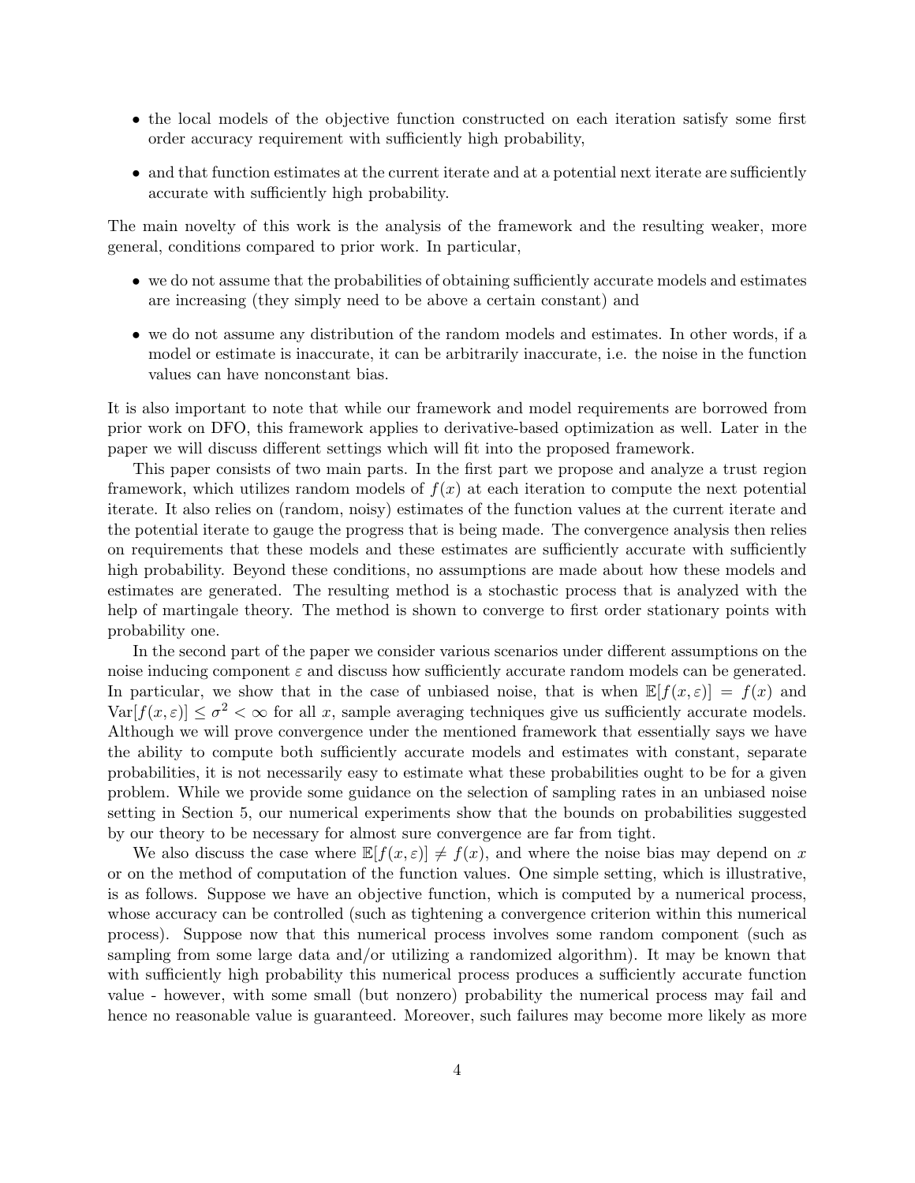- the local models of the objective function constructed on each iteration satisfy some first order accuracy requirement with sufficiently high probability,
- and that function estimates at the current iterate and at a potential next iterate are sufficiently accurate with sufficiently high probability.

The main novelty of this work is the analysis of the framework and the resulting weaker, more general, conditions compared to prior work. In particular,

- we do not assume that the probabilities of obtaining sufficiently accurate models and estimates are increasing (they simply need to be above a certain constant) and
- we do not assume any distribution of the random models and estimates. In other words, if a model or estimate is inaccurate, it can be arbitrarily inaccurate, i.e. the noise in the function values can have nonconstant bias.

It is also important to note that while our framework and model requirements are borrowed from prior work on DFO, this framework applies to derivative-based optimization as well. Later in the paper we will discuss different settings which will fit into the proposed framework.

This paper consists of two main parts. In the first part we propose and analyze a trust region framework, which utilizes random models of $f(x)$ at each iteration to compute the next potential iterate. It also relies on (random, noisy) estimates of the function values at the current iterate and the potential iterate to gauge the progress that is being made. The convergence analysis then relies on requirements that these models and these estimates are sufficiently accurate with sufficiently high probability. Beyond these conditions, no assumptions are made about how these models and estimates are generated. The resulting method is a stochastic process that is analyzed with the help of martingale theory. The method is shown to converge to first order stationary points with probability one.

In the second part of the paper we consider various scenarios under different assumptions on the noise inducing component $\varepsilon$ and discuss how sufficiently accurate random models can be generated. In particular, we show that in the case of unbiased noise, that is when $\mathbb{E}[f(x,\varepsilon)] = f(x)$ and $\text{Var}[f(x,\varepsilon)] \leq \sigma^2 < \infty$ for all $x$, sample averaging techniques give us sufficiently accurate models. Although we will prove convergence under the mentioned framework that essentially says we have the ability to compute both sufficiently accurate models and estimates with constant, separate probabilities, it is not necessarily easy to estimate what these probabilities ought to be for a given problem. While we provide some guidance on the selection of sampling rates in an unbiased noise setting in Section 5, our numerical experiments show that the bounds on probabilities suggested by our theory to be necessary for almost sure convergence are far from tight.

We also discuss the case where $\mathbb{E}[f(x,\varepsilon)] \neq f(x)$, and where the noise bias may depend on $x$ or on the method of computation of the function values. One simple setting, which is illustrative, is as follows. Suppose we have an objective function, which is computed by a numerical process, whose accuracy can be controlled (such as tightening a convergence criterion within this numerical process). Suppose now that this numerical process involves some random component (such as sampling from some large data and/or utilizing a randomized algorithm). It may be known that with sufficiently high probability this numerical process produces a sufficiently accurate function value - however, with some small (but nonzero) probability the numerical process may fail and hence no reasonable value is guaranteed. Moreover, such failures may become more likely as more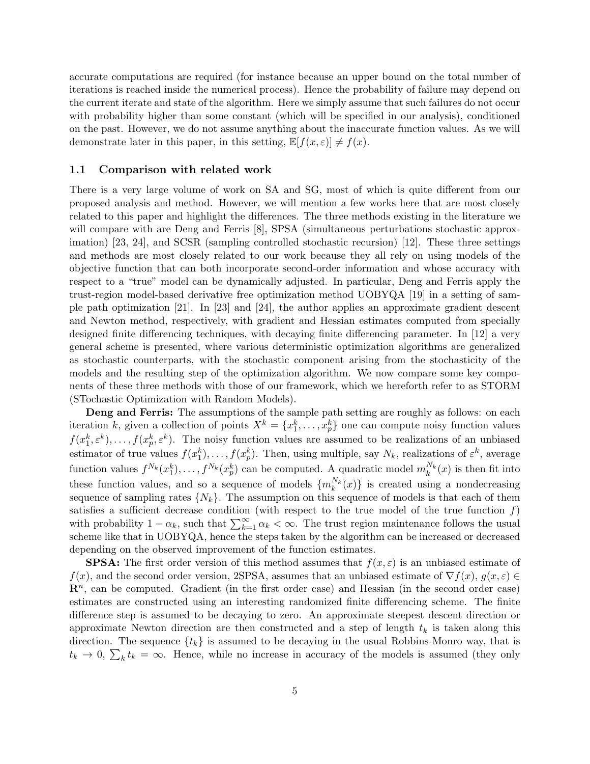accurate computations are required (for instance because an upper bound on the total number of iterations is reached inside the numerical process). Hence the probability of failure may depend on the current iterate and state of the algorithm. Here we simply assume that such failures do not occur with probability higher than some constant (which will be specified in our analysis), conditioned on the past. However, we do not assume anything about the inaccurate function values. As we will demonstrate later in this paper, in this setting, $\mathbb{E}[f(x, \varepsilon)] \neq f(x)$.

## 1.1 Comparison with related work

There is a very large volume of work on SA and SG, most of which is quite different from our proposed analysis and method. However, we will mention a few works here that are most closely related to this paper and highlight the differences. The three methods existing in the literature we will compare with are Deng and Ferris [8], SPSA (simultaneous perturbations stochastic approximation) [23, 24], and SCSR (sampling controlled stochastic recursion) [12]. These three settings and methods are most closely related to our work because they all rely on using models of the objective function that can both incorporate second-order information and whose accuracy with respect to a "true" model can be dynamically adjusted. In particular, Deng and Ferris apply the trust-region model-based derivative free optimization method UOBYQA [19] in a setting of sample path optimization [21]. In [23] and [24], the author applies an approximate gradient descent and Newton method, respectively, with gradient and Hessian estimates computed from specially designed finite differencing techniques, with decaying finite differencing parameter. In [12] a very general scheme is presented, where various deterministic optimization algorithms are generalized as stochastic counterparts, with the stochastic component arising from the stochasticity of the models and the resulting step of the optimization algorithm. We now compare some key components of these three methods with those of our framework, which we hereforth refer to as STORM (STochastic Optimization with Random Models).

**Deng and Ferris:** The assumptions of the sample path setting are roughly as follows: on each iteration $k$, given a collection of points $X^k = \{x_1^k, \ldots, x_p^k\}$ one can compute noisy function values $f(x_1^k, \varepsilon^k), \ldots, f(x_p^k, \varepsilon^k)$. The noisy function values are assumed to be realizations of an unbiased estimator of true values $f(x_1^k), \ldots, f(x_p^k)$. Then, using multiple, say $N_k$, realizations of $\varepsilon^k$, average function values $f^{N_k}(x_1^k), \ldots, f^{N_k}(x_p^k)$ can be computed. A quadratic model $m_k^{N_k}(x)$ is then fit into these function values, and so a sequence of models $\{m_k^{N_k}(x)\}$ is created using a nondecreasing sequence of sampling rates $\{N_k\}$. The assumption on this sequence of models is that each of them satisfies a sufficient decrease condition (with respect to the true model of the true function $f$) with probability $1 - \alpha_k$, such that $\sum_{k=1}^{\infty} \alpha_k < \infty$. The trust region maintenance follows the usual scheme like that in UOBYQA, hence the steps taken by the algorithm can be increased or decreased depending on the observed improvement of the function estimates.

**SPSA:** The first order version of this method assumes that $f(x, \varepsilon)$ is an unbiased estimate of $f(x)$, and the second order version, 2SPSA, assumes that an unbiased estimate of $\nabla f(x)$, $g(x, \varepsilon) \in \mathbf{R}^n$, can be computed. Gradient (in the first order case) and Hessian (in the second order case) estimates are constructed using an interesting randomized finite differencing scheme. The finite difference step is assumed to be decaying to zero. An approximate steepest descent direction or approximate Newton direction are then constructed and a step of length $t_k$ is taken along this direction. The sequence $\{t_k\}$ is assumed to be decaying in the usual Robbins-Monro way, that is $t_k \to 0$, $\sum_k t_k = \infty$. Hence, while no increase in accuracy of the models is assumed (they only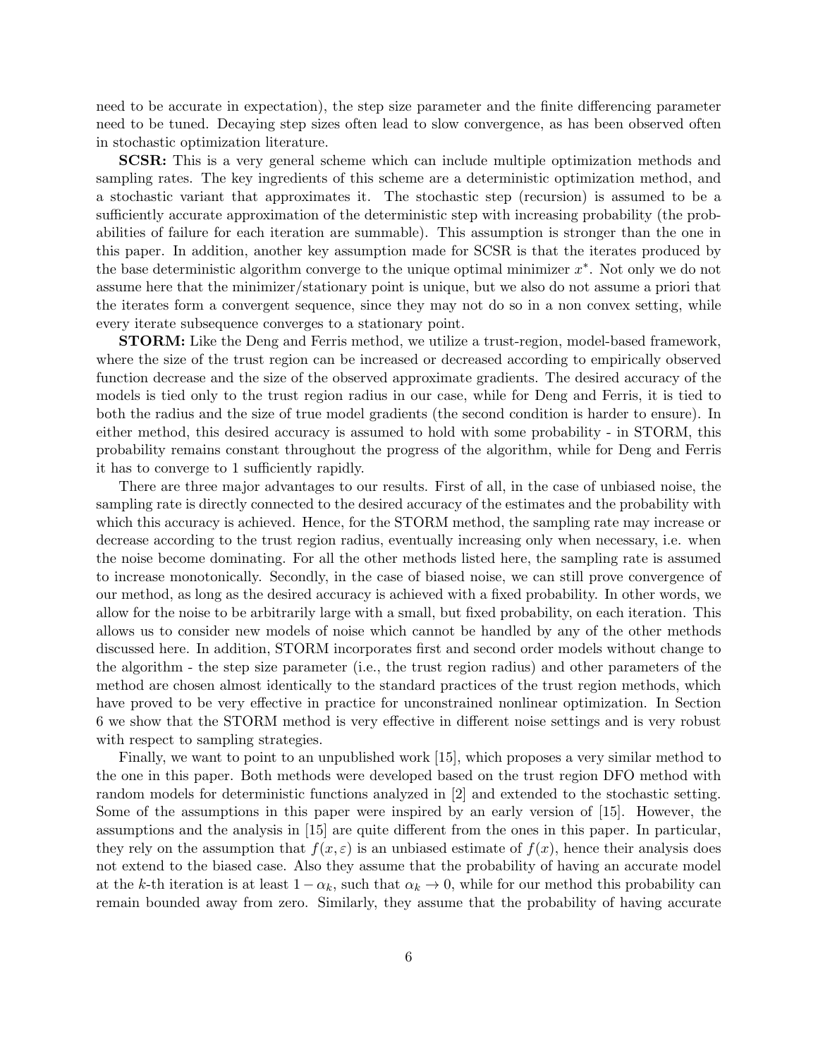need to be accurate in expectation), the step size parameter and the finite differencing parameter need to be tuned. Decaying step sizes often lead to slow convergence, as has been observed often in stochastic optimization literature.

**SCSR:** This is a very general scheme which can include multiple optimization methods and sampling rates. The key ingredients of this scheme are a deterministic optimization method, and a stochastic variant that approximates it. The stochastic step (recursion) is assumed to be a sufficiently accurate approximation of the deterministic step with increasing probability (the probabilities of failure for each iteration are summable). This assumption is stronger than the one in this paper. In addition, another key assumption made for SCSR is that the iterates produced by the base deterministic algorithm converge to the unique optimal minimizer $x^*$. Not only we do not assume here that the minimizer/stationary point is unique, but we also do not assume a priori that the iterates form a convergent sequence, since they may not do so in a non convex setting, while every iterate subsequence converges to a stationary point.

**STORM:** Like the Deng and Ferris method, we utilize a trust-region, model-based framework, where the size of the trust region can be increased or decreased according to empirically observed function decrease and the size of the observed approximate gradients. The desired accuracy of the models is tied only to the trust region radius in our case, while for Deng and Ferris, it is tied to both the radius and the size of true model gradients (the second condition is harder to ensure). In either method, this desired accuracy is assumed to hold with some probability - in STORM, this probability remains constant throughout the progress of the algorithm, while for Deng and Ferris it has to converge to 1 sufficiently rapidly.

There are three major advantages to our results. First of all, in the case of unbiased noise, the sampling rate is directly connected to the desired accuracy of the estimates and the probability with which this accuracy is achieved. Hence, for the STORM method, the sampling rate may increase or decrease according to the trust region radius, eventually increasing only when necessary, i.e. when the noise become dominating. For all the other methods listed here, the sampling rate is assumed to increase monotonically. Secondly, in the case of biased noise, we can still prove convergence of our method, as long as the desired accuracy is achieved with a fixed probability. In other words, we allow for the noise to be arbitrarily large with a small, but fixed probability, on each iteration. This allows us to consider new models of noise which cannot be handled by any of the other methods discussed here. In addition, STORM incorporates first and second order models without change to the algorithm - the step size parameter (i.e., the trust region radius) and other parameters of the method are chosen almost identically to the standard practices of the trust region methods, which have proved to be very effective in practice for unconstrained nonlinear optimization. In Section 6 we show that the STORM method is very effective in different noise settings and is very robust with respect to sampling strategies.

Finally, we want to point to an unpublished work [15], which proposes a very similar method to the one in this paper. Both methods were developed based on the trust region DFO method with random models for deterministic functions analyzed in [2] and extended to the stochastic setting. Some of the assumptions in this paper were inspired by an early version of [15]. However, the assumptions and the analysis in [15] are quite different from the ones in this paper. In particular, they rely on the assumption that $f(x, \varepsilon)$ is an unbiased estimate of $f(x)$, hence their analysis does not extend to the biased case. Also they assume that the probability of having an accurate model at the $k$-th iteration is at least $1 - \alpha_k$, such that $\alpha_k \to 0$, while for our method this probability can remain bounded away from zero. Similarly, they assume that the probability of having accurate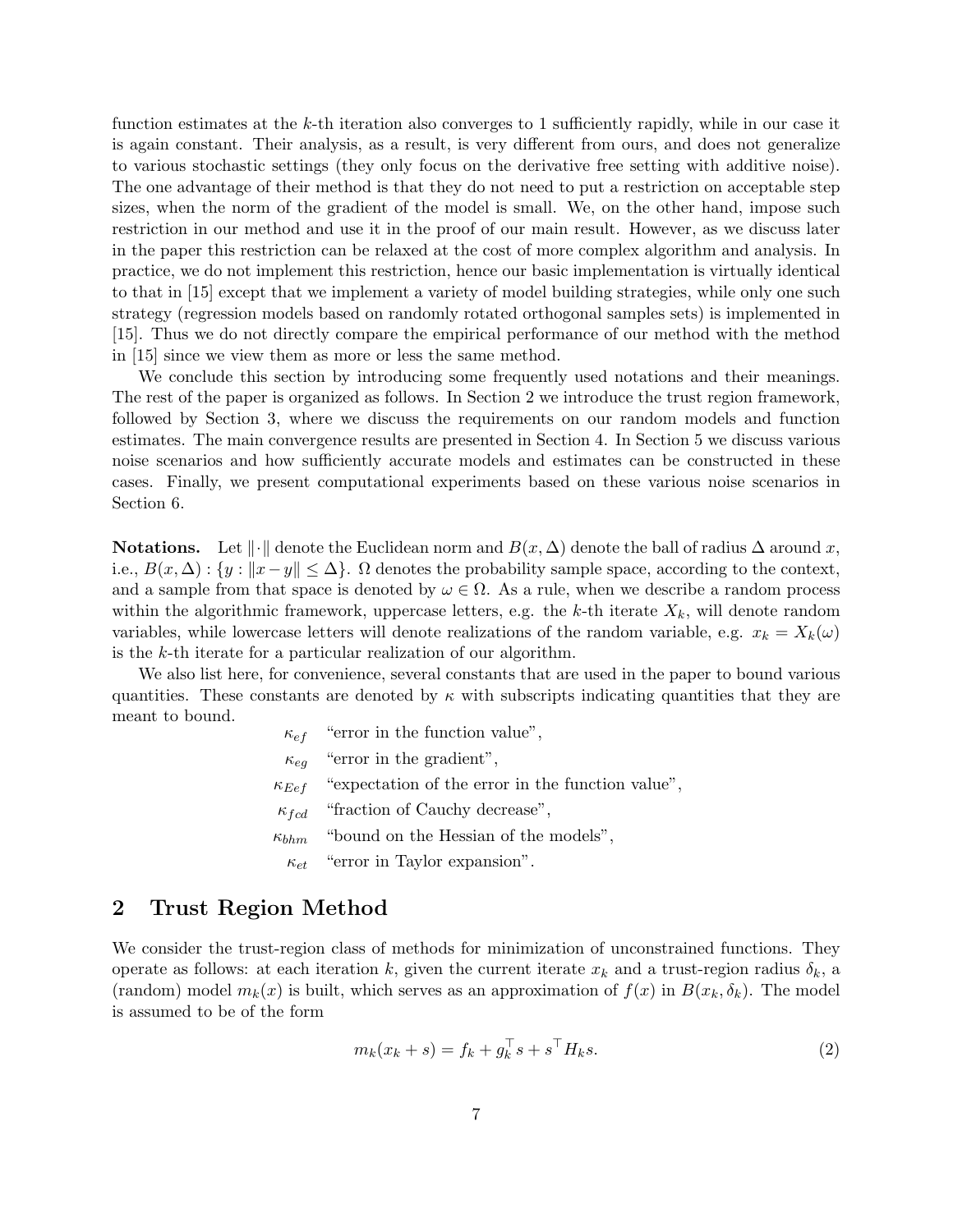function estimates at the $k$-th iteration also converges to 1 sufficiently rapidly, while in our case it is again constant. Their analysis, as a result, is very different from ours, and does not generalize to various stochastic settings (they only focus on the derivative free setting with additive noise). The one advantage of their method is that they do not need to put a restriction on acceptable step sizes, when the norm of the gradient of the model is small. We, on the other hand, impose such restriction in our method and use it in the proof of our main result. However, as we discuss later in the paper this restriction can be relaxed at the cost of more complex algorithm and analysis. In practice, we do not implement this restriction, hence our basic implementation is virtually identical to that in [15] except that we implement a variety of model building strategies, while only one such strategy (regression models based on randomly rotated orthogonal samples sets) is implemented in [15]. Thus we do not directly compare the empirical performance of our method with the method in [15] since we view them as more or less the same method.

We conclude this section by introducing some frequently used notations and their meanings. The rest of the paper is organized as follows. In Section 2 we introduce the trust region framework, followed by Section 3, where we discuss the requirements on our random models and function estimates. The main convergence results are presented in Section 4. In Section 5 we discuss various noise scenarios and how sufficiently accurate models and estimates can be constructed in these cases. Finally, we present computational experiments based on these various noise scenarios in Section 6.

**Notations.** Let $\|\cdot\|$ denote the Euclidean norm and $B(x, \Delta)$ denote the ball of radius $\Delta$ around $x$, i.e., $B(x, \Delta) : \{y : \|x - y\| \leq \Delta\}$. $\Omega$ denotes the probability sample space, according to the context, and a sample from that space is denoted by $\omega \in \Omega$. As a rule, when we describe a random process within the algorithmic framework, uppercase letters, e.g. the $k$-th iterate $X_k$, will denote random variables, while lowercase letters will denote realizations of the random variable, e.g. $x_k = X_k(\omega)$ is the $k$-th iterate for a particular realization of our algorithm.

We also list here, for convenience, several constants that are used in the paper to bound various quantities. These constants are denoted by $\kappa$ with subscripts indicating quantities that they are meant to bound.

$\kappa_{ef}$ "error in the function value",

$\kappa_{eg}$ "error in the gradient",

$\kappa_{Eef}$ "expectation of the error in the function value",

$\kappa_{fcd}$ "fraction of Cauchy decrease",

$\kappa_{bhm}$ "bound on the Hessian of the models",

$\kappa_{et}$ "error in Taylor expansion".

## 2 Trust Region Method

We consider the trust-region class of methods for minimization of unconstrained functions. They operate as follows: at each iteration $k$, given the current iterate $x_k$ and a trust-region radius $\delta_k$, a (random) model $m_k(x)$ is built, which serves as an approximation of $f(x)$ in $B(x_k, \delta_k)$. The model is assumed to be of the form

$$m_k(x_k + s) = f_k + g_k^\top s + s^\top H_k s. \tag{2}$$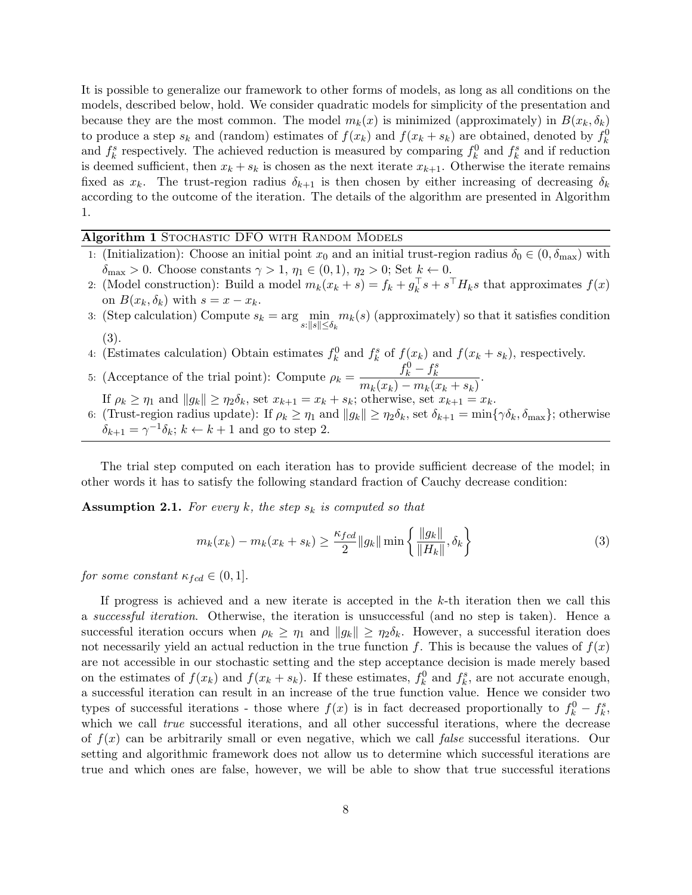It is possible to generalize our framework to other forms of models, as long as all conditions on the models, described below, hold. We consider quadratic models for simplicity of the presentation and because they are the most common. The model $m_k(x)$ is minimized (approximately) in $B(x_k, \delta_k)$ to produce a step $s_k$ and (random) estimates of $f(x_k)$ and $f(x_k + s_k)$ are obtained, denoted by $f_k^0$ and $f_k^s$ respectively. The achieved reduction is measured by comparing $f_k^0$ and $f_k^s$ and if reduction is deemed sufficient, then $x_k + s_k$ is chosen as the next iterate $x_{k+1}$. Otherwise the iterate remains fixed as $x_k$. The trust-region radius $\delta_{k+1}$ is then chosen by either increasing of decreasing $\delta_k$ according to the outcome of the iteration. The details of the algorithm are presented in Algorithm 1.

**Algorithm 1** Stochastic DFO with Random Models

1. (Initialization): Choose an initial point $x_0$ and an initial trust-region radius $\delta_0 \in (0, \delta_{\max})$ with $\delta_{\max} > 0$. Choose constants $\gamma > 1$, $\eta_1 \in (0, 1)$, $\eta_2 > 0$; Set $k \leftarrow 0$.
2. (Model construction): Build a model $m_k(x_k + s) = f_k + g_k^\top s + s^\top H_k s$ that approximates $f(x)$ on $B(x_k, \delta_k)$ with $s = x - x_k$.
3. (Step calculation) Compute $s_k = \arg \min_{s: \|s\| \le \delta_k} m_k(s)$ (approximately) so that it satisfies condition (3).
4. (Estimates calculation) Obtain estimates $f_k^0$ and $f_k^s$ of $f(x_k)$ and $f(x_k + s_k)$, respectively.
5. (Acceptance of the trial point): Compute $\rho_k = \dfrac{f_k^0 - f_k^s}{m_k(x_k) - m_k(x_k + s_k)}$.
   If $\rho_k \ge \eta_1$ and $\|g_k\| \ge \eta_2 \delta_k$, set $x_{k+1} = x_k + s_k$; otherwise, set $x_{k+1} = x_k$.
6. (Trust-region radius update): If $\rho_k \ge \eta_1$ and $\|g_k\| \ge \eta_2 \delta_k$, set $\delta_{k+1} = \min\{\gamma \delta_k, \delta_{\max}\}$; otherwise $\delta_{k+1} = \gamma^{-1} \delta_k$; $k \leftarrow k + 1$ and go to step 2.

The trial step computed on each iteration has to provide sufficient decrease of the model; in other words it has to satisfy the following standard fraction of Cauchy decrease condition:

**Assumption 2.1.** *For every $k$, the step $s_k$ is computed so that*

$$m_k(x_k) - m_k(x_k + s_k) \ge \frac{\kappa_{fcd}}{2} \|g_k\| \min\left\{ \frac{\|g_k\|}{\|H_k\|}, \delta_k \right\} \tag{3}$$

*for some constant $\kappa_{fcd} \in (0, 1]$.*

If progress is achieved and a new iterate is accepted in the $k$-th iteration then we call this a *successful iteration*. Otherwise, the iteration is unsuccessful (and no step is taken). Hence a successful iteration occurs when $\rho_k \ge \eta_1$ and $\|g_k\| \ge \eta_2 \delta_k$. However, a successful iteration does not necessarily yield an actual reduction in the true function $f$. This is because the values of $f(x)$ are not accessible in our stochastic setting and the step acceptance decision is made merely based on the estimates of $f(x_k)$ and $f(x_k + s_k)$. If these estimates, $f_k^0$ and $f_k^s$, are not accurate enough, a successful iteration can result in an increase of the true function value. Hence we consider two types of successful iterations - those where $f(x)$ is in fact decreased proportionally to $f_k^0 - f_k^s$, which we call *true* successful iterations, and all other successful iterations, where the decrease of $f(x)$ can be arbitrarily small or even negative, which we call *false* successful iterations. Our setting and algorithmic framework does not allow us to determine which successful iterations are true and which ones are false, however, we will be able to show that true successful iterations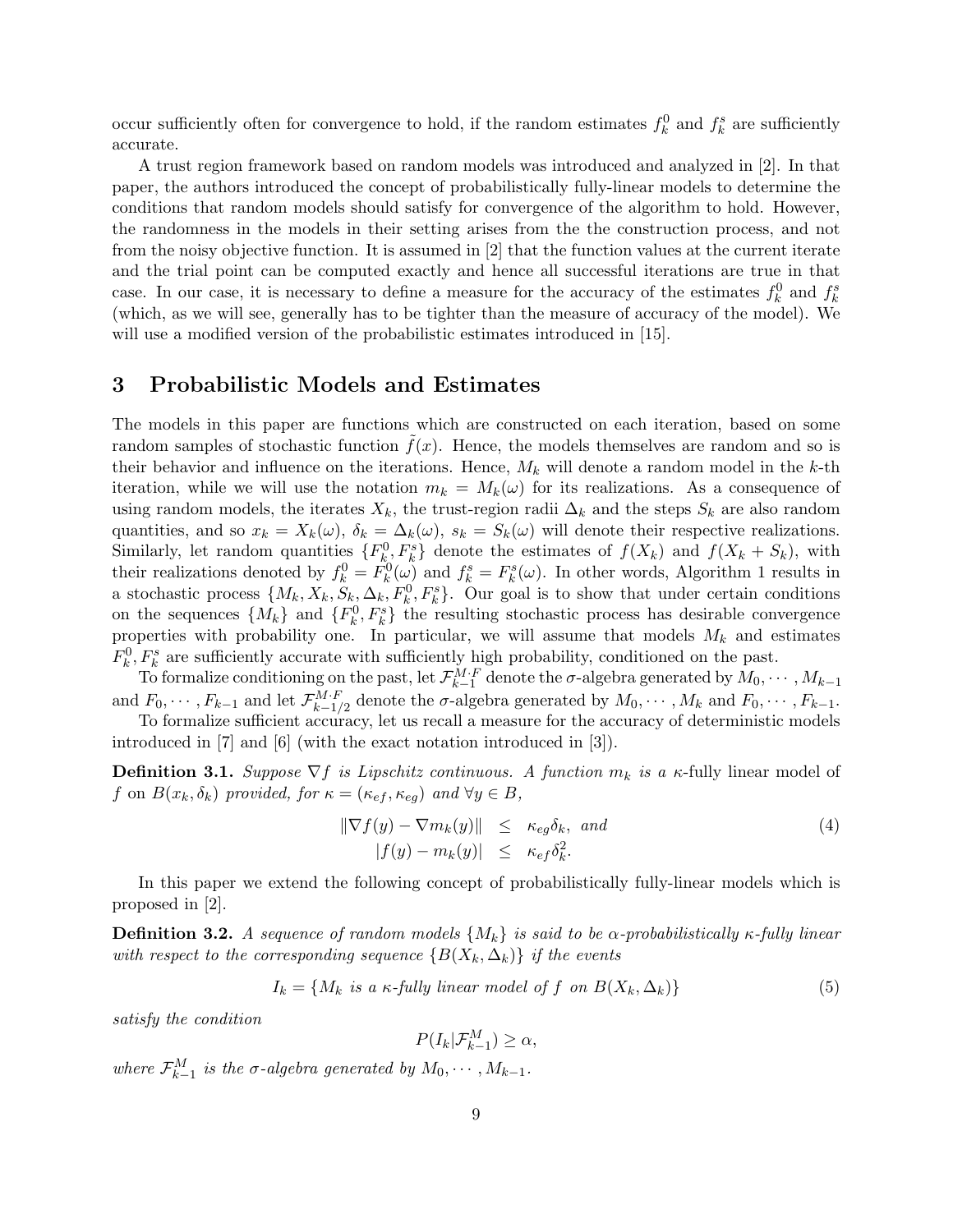occur sufficiently often for convergence to hold, if the random estimates $f_k^0$ and $f_k^s$ are sufficiently accurate.

A trust region framework based on random models was introduced and analyzed in [2]. In that paper, the authors introduced the concept of probabilistically fully-linear models to determine the conditions that random models should satisfy for convergence of the algorithm to hold. However, the randomness in the models in their setting arises from the the construction process, and not from the noisy objective function. It is assumed in [2] that the function values at the current iterate and the trial point can be computed exactly and hence all successful iterations are true in that case. In our case, it is necessary to define a measure for the accuracy of the estimates $f_k^0$ and $f_k^s$ (which, as we will see, generally has to be tighter than the measure of accuracy of the model). We will use a modified version of the probabilistic estimates introduced in [15].

## 3 Probabilistic Models and Estimates

The models in this paper are functions which are constructed on each iteration, based on some random samples of stochastic function $\tilde{f}(x)$. Hence, the models themselves are random and so is their behavior and influence on the iterations. Hence, $M_k$ will denote a random model in the $k$-th iteration, while we will use the notation $m_k = M_k(\omega)$ for its realizations. As a consequence of using random models, the iterates $X_k$, the trust-region radii $\Delta_k$ and the steps $S_k$ are also random quantities, and so $x_k = X_k(\omega)$, $\delta_k = \Delta_k(\omega)$, $s_k = S_k(\omega)$ will denote their respective realizations. Similarly, let random quantities $\{F_k^0, F_k^s\}$ denote the estimates of $f(X_k)$ and $f(X_k + S_k)$, with their realizations denoted by $f_k^0 = F_k^0(\omega)$ and $f_k^s = F_k^s(\omega)$. In other words, Algorithm 1 results in a stochastic process $\{M_k, X_k, S_k, \Delta_k, F_k^0, F_k^s\}$. Our goal is to show that under certain conditions on the sequences $\{M_k\}$ and $\{F_k^0, F_k^s\}$ the resulting stochastic process has desirable convergence properties with probability one. In particular, we will assume that models $M_k$ and estimates $F_k^0, F_k^s$ are sufficiently accurate with sufficiently high probability, conditioned on the past.

To formalize conditioning on the past, let $\mathcal{F}_{k-1}^{M \cdot F}$ denote the $\sigma$-algebra generated by $M_0, \cdots, M_{k-1}$ and $F_0, \cdots, F_{k-1}$ and let $\mathcal{F}_{k-1/2}^{M \cdot F}$ denote the $\sigma$-algebra generated by $M_0, \cdots, M_k$ and $F_0, \cdots, F_{k-1}$.

To formalize sufficient accuracy, let us recall a measure for the accuracy of deterministic models introduced in [7] and [6] (with the exact notation introduced in [3]).

**Definition 3.1.** *Suppose $\nabla f$ is Lipschitz continuous. A function $m_k$ is a $\kappa$-fully linear model of $f$ on $B(x_k, \delta_k)$ provided, for $\kappa = (\kappa_{ef}, \kappa_{eg})$ and $\forall y \in B$,*

$$
\begin{aligned}
\|\nabla f(y) - \nabla m_k(y)\| &\leq \kappa_{eg}\delta_k, \text{ and} \\
|f(y) - m_k(y)| &\leq \kappa_{ef}\delta_k^2.
\end{aligned}
\tag{4}
$$

In this paper we extend the following concept of probabilistically fully-linear models which is proposed in [2].

**Definition 3.2.** *A sequence of random models $\{M_k\}$ is said to be $\alpha$-probabilistically $\kappa$-fully linear with respect to the corresponding sequence $\{B(X_k, \Delta_k)\}$ if the events*

$$
I_k = \{M_k \text{ is a } \kappa\text{-fully linear model of } f \text{ on } B(X_k, \Delta_k)\} \tag{5}
$$

*satisfy the condition*

$$
P(I_k | \mathcal{F}_{k-1}^M) \geq \alpha,
$$

*where $\mathcal{F}_{k-1}^M$ is the $\sigma$-algebra generated by $M_0, \cdots, M_{k-1}$.*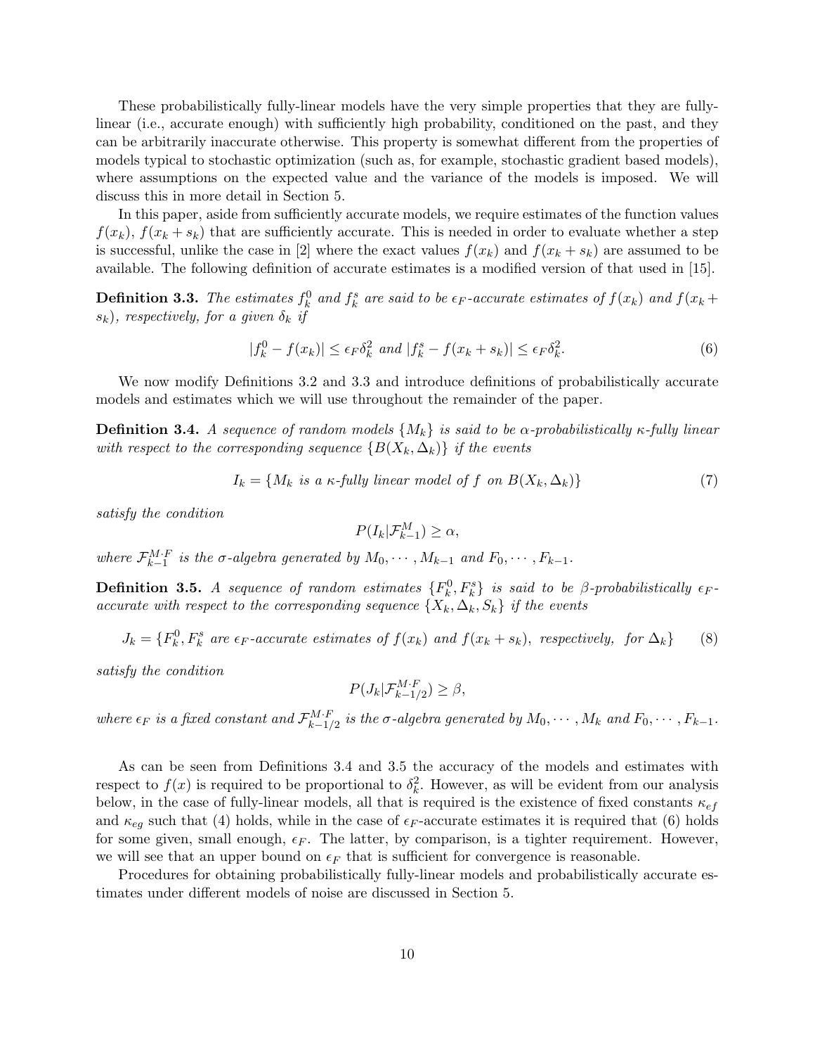These probabilistically fully-linear models have the very simple properties that they are fully-linear (i.e., accurate enough) with sufficiently high probability, conditioned on the past, and they can be arbitrarily inaccurate otherwise. This property is somewhat different from the properties of models typical to stochastic optimization (such as, for example, stochastic gradient based models), where assumptions on the expected value and the variance of the models is imposed. We will discuss this in more detail in Section 5.

In this paper, aside from sufficiently accurate models, we require estimates of the function values $f(x_k)$, $f(x_k + s_k)$ that are sufficiently accurate. This is needed in order to evaluate whether a step is successful, unlike the case in [2] where the exact values $f(x_k)$ and $f(x_k + s_k)$ are assumed to be available. The following definition of accurate estimates is a modified version of that used in [15].

**Definition 3.3.** *The estimates $f_k^0$ and $f_k^s$ are said to be $\epsilon_F$-accurate estimates of $f(x_k)$ and $f(x_k + s_k)$, respectively, for a given $\delta_k$ if*

$$|f_k^0 - f(x_k)| \leq \epsilon_F \delta_k^2 \text{ and } |f_k^s - f(x_k + s_k)| \leq \epsilon_F \delta_k^2. \tag{6}$$

We now modify Definitions 3.2 and 3.3 and introduce definitions of probabilistically accurate models and estimates which we will use throughout the remainder of the paper.

**Definition 3.4.** *A sequence of random models $\{M_k\}$ is said to be $\alpha$-probabilistically $\kappa$-fully linear with respect to the corresponding sequence $\{B(X_k, \Delta_k)\}$ if the events*

$$I_k = \{M_k \text{ is a } \kappa\text{-fully linear model of } f \text{ on } B(X_k, \Delta_k)\} \tag{7}$$

*satisfy the condition*

$$P(I_k | \mathcal{F}_{k-1}^M) \geq \alpha,$$

*where $\mathcal{F}_{k-1}^{M \cdot F}$ is the $\sigma$-algebra generated by $M_0, \cdots, M_{k-1}$ and $F_0, \cdots, F_{k-1}$.*

**Definition 3.5.** *A sequence of random estimates $\{F_k^0, F_k^s\}$ is said to be $\beta$-probabilistically $\epsilon_F$-accurate with respect to the corresponding sequence $\{X_k, \Delta_k, S_k\}$ if the events*

$$J_k = \{F_k^0, F_k^s \text{ are } \epsilon_F\text{-accurate estimates of } f(x_k) \text{ and } f(x_k + s_k), \text{ respectively, for } \Delta_k\} \tag{8}$$

*satisfy the condition*

$$P(J_k | \mathcal{F}_{k-1/2}^{M \cdot F}) \geq \beta,$$

*where $\epsilon_F$ is a fixed constant and $\mathcal{F}_{k-1/2}^{M \cdot F}$ is the $\sigma$-algebra generated by $M_0, \cdots, M_k$ and $F_0, \cdots, F_{k-1}$.*

As can be seen from Definitions 3.4 and 3.5 the accuracy of the models and estimates with respect to $f(x)$ is required to be proportional to $\delta_k^2$. However, as will be evident from our analysis below, in the case of fully-linear models, all that is required is the existence of fixed constants $\kappa_{ef}$ and $\kappa_{eg}$ such that (4) holds, while in the case of $\epsilon_F$-accurate estimates it is required that (6) holds for some given, small enough, $\epsilon_F$. The latter, by comparison, is a tighter requirement. However, we will see that an upper bound on $\epsilon_F$ that is sufficient for convergence is reasonable.

Procedures for obtaining probabilistically fully-linear models and probabilistically accurate estimates under different models of noise are discussed in Section 5.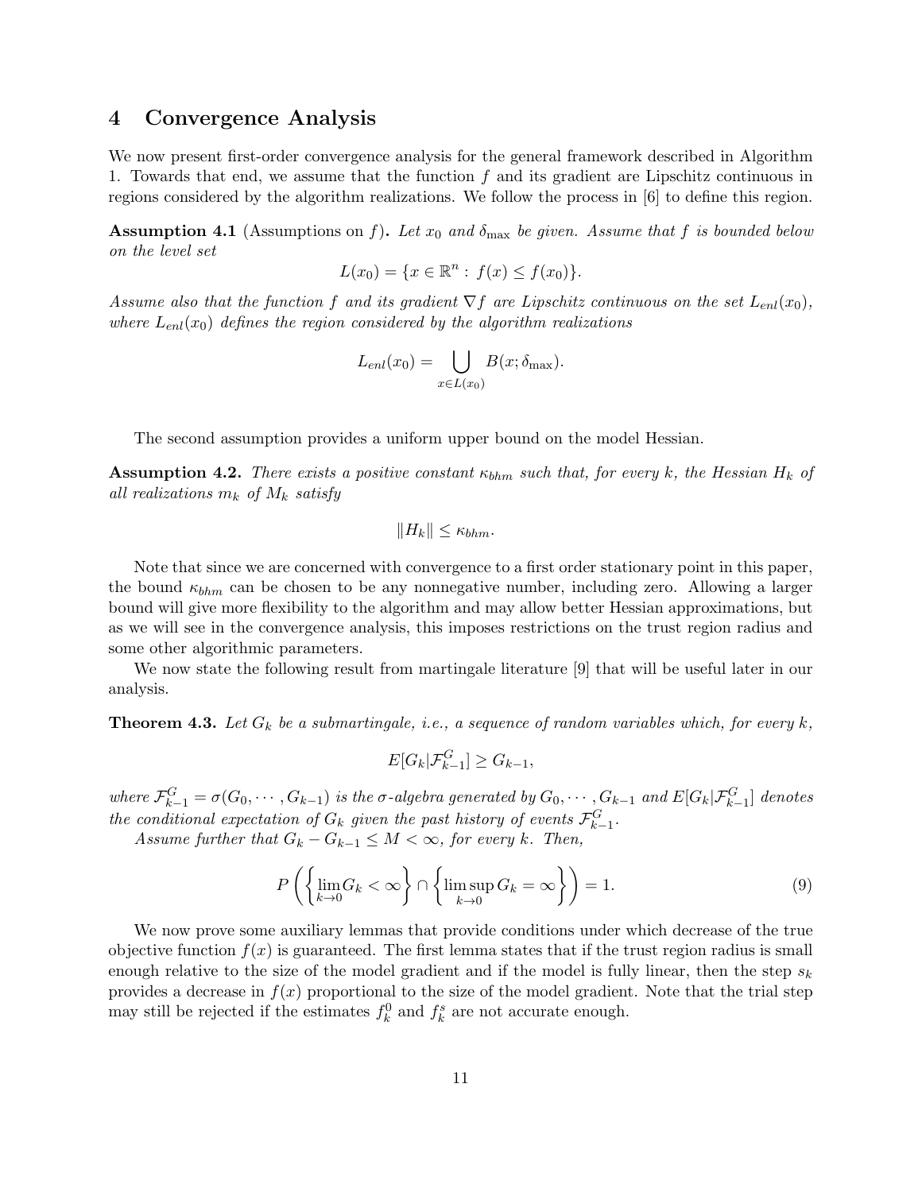# 4 Convergence Analysis

We now present first-order convergence analysis for the general framework described in Algorithm 1. Towards that end, we assume that the function $f$ and its gradient are Lipschitz continuous in regions considered by the algorithm realizations. We follow the process in [6] to define this region.

**Assumption 4.1** (Assumptions on $f$)**.** *Let $x_0$ and $\delta_{\max}$ be given. Assume that $f$ is bounded below on the level set*

$$L(x_0) = \{x \in \mathbb{R}^n : f(x) \leq f(x_0)\}.$$

*Assume also that the function $f$ and its gradient $\nabla f$ are Lipschitz continuous on the set $L_{enl}(x_0)$, where $L_{enl}(x_0)$ defines the region considered by the algorithm realizations*

$$L_{enl}(x_0) = \bigcup_{x \in L(x_0)} B(x; \delta_{\max}).$$

The second assumption provides a uniform upper bound on the model Hessian.

**Assumption 4.2.** *There exists a positive constant $\kappa_{bhm}$ such that, for every $k$, the Hessian $H_k$ of all realizations $m_k$ of $M_k$ satisfy*

$$\|H_k\| \leq \kappa_{bhm}.$$

Note that since we are concerned with convergence to a first order stationary point in this paper, the bound $\kappa_{bhm}$ can be chosen to be any nonnegative number, including zero. Allowing a larger bound will give more flexibility to the algorithm and may allow better Hessian approximations, but as we will see in the convergence analysis, this imposes restrictions on the trust region radius and some other algorithmic parameters.

We now state the following result from martingale literature [9] that will be useful later in our analysis.

**Theorem 4.3.** *Let $G_k$ be a submartingale, i.e., a sequence of random variables which, for every $k$,*

$$E[G_k | \mathcal{F}^G_{k-1}] \geq G_{k-1},$$

*where $\mathcal{F}^G_{k-1} = \sigma(G_0, \cdots, G_{k-1})$ is the $\sigma$-algebra generated by $G_0, \cdots, G_{k-1}$ and $E[G_k | \mathcal{F}^G_{k-1}]$ denotes the conditional expectation of $G_k$ given the past history of events $\mathcal{F}^G_{k-1}$.*

*Assume further that $G_k - G_{k-1} \leq M < \infty$, for every $k$. Then,*

$$P\left(\left\{\lim_{k \to 0} G_k < \infty\right\} \cup \left\{\limsup_{k \to 0} G_k = \infty\right\}\right) = 1. \tag{9}$$

We now prove some auxiliary lemmas that provide conditions under which decrease of the true objective function $f(x)$ is guaranteed. The first lemma states that if the trust region radius is small enough relative to the size of the model gradient and if the model is fully linear, then the step $s_k$ provides a decrease in $f(x)$ proportional to the size of the model gradient. Note that the trial step may still be rejected if the estimates $f^0_k$ and $f^s_k$ are not accurate enough.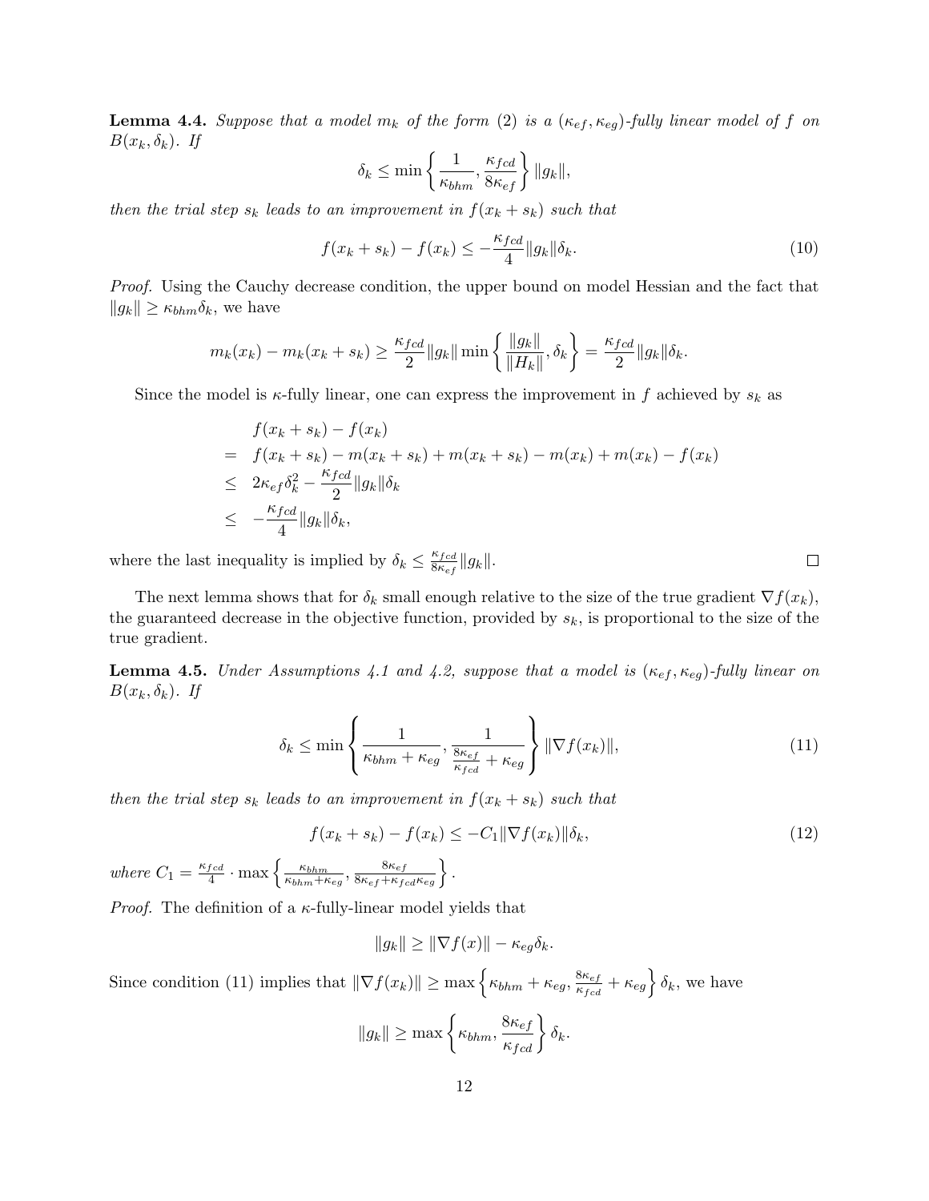**Lemma 4.4.** *Suppose that a model $m_k$ of the form (2) is a $(\kappa_{ef}, \kappa_{eg})$-fully linear model of $f$ on $B(x_k, \delta_k)$. If*

$$\delta_k \leq \min\left\{\frac{1}{\kappa_{bhm}}, \frac{\kappa_{fcd}}{8\kappa_{ef}}\right\}\|g_k\|,$$

*then the trial step $s_k$ leads to an improvement in $f(x_k + s_k)$ such that*

$$f(x_k + s_k) - f(x_k) \leq -\frac{\kappa_{fcd}}{4}\|g_k\|\delta_k. \tag{10}$$

*Proof.* Using the Cauchy decrease condition, the upper bound on model Hessian and the fact that $\|g_k\| \geq \kappa_{bhm}\delta_k$, we have

$$m_k(x_k) - m_k(x_k + s_k) \geq \frac{\kappa_{fcd}}{2}\|g_k\| \min\left\{\frac{\|g_k\|}{\|H_k\|}, \delta_k\right\} = \frac{\kappa_{fcd}}{2}\|g_k\|\delta_k.$$

Since the model is $\kappa$-fully linear, one can express the improvement in $f$ achieved by $s_k$ as

$$\begin{aligned}
& f(x_k + s_k) - f(x_k) \\
= \; & f(x_k + s_k) - m(x_k + s_k) + m(x_k + s_k) - m(x_k) + m(x_k) - f(x_k) \\
\leq \; & 2\kappa_{ef}\delta_k^2 - \frac{\kappa_{fcd}}{2}\|g_k\|\delta_k \\
\leq \; & -\frac{\kappa_{fcd}}{4}\|g_k\|\delta_k,
\end{aligned}$$

where the last inequality is implied by $\delta_k \leq \frac{\kappa_{fcd}}{8\kappa_{ef}}\|g_k\|$. □

The next lemma shows that for $\delta_k$ small enough relative to the size of the true gradient $\nabla f(x_k)$, the guaranteed decrease in the objective function, provided by $s_k$, is proportional to the size of the true gradient.

**Lemma 4.5.** *Under Assumptions 4.1 and 4.2, suppose that a model is $(\kappa_{ef}, \kappa_{eg})$-fully linear on $B(x_k, \delta_k)$. If*

$$\delta_k \leq \min\left\{\frac{1}{\kappa_{bhm} + \kappa_{eg}}, \frac{1}{\frac{8\kappa_{ef}}{\kappa_{fcd}} + \kappa_{eg}}\right\}\|\nabla f(x_k)\|, \tag{11}$$

*then the trial step $s_k$ leads to an improvement in $f(x_k + s_k)$ such that*

$$f(x_k + s_k) - f(x_k) \leq -C_1\|\nabla f(x_k)\|\delta_k, \tag{12}$$

*where $C_1 = \frac{\kappa_{fcd}}{4} \cdot \max\left\{\frac{\kappa_{bhm}}{\kappa_{bhm}+\kappa_{eg}}, \frac{8\kappa_{ef}}{8\kappa_{ef}+\kappa_{fcd}\kappa_{eg}}\right\}$.*

*Proof.* The definition of a $\kappa$-fully-linear model yields that

$$\|g_k\| \geq \|\nabla f(x)\| - \kappa_{eg}\delta_k.$$

Since condition (11) implies that $\|\nabla f(x_k)\| \geq \max\left\{\kappa_{bhm} + \kappa_{eg}, \frac{8\kappa_{ef}}{\kappa_{fcd}} + \kappa_{eg}\right\}\delta_k$, we have

$$\|g_k\| \geq \max\left\{\kappa_{bhm}, \frac{8\kappa_{ef}}{\kappa_{fcd}}\right\}\delta_k.$$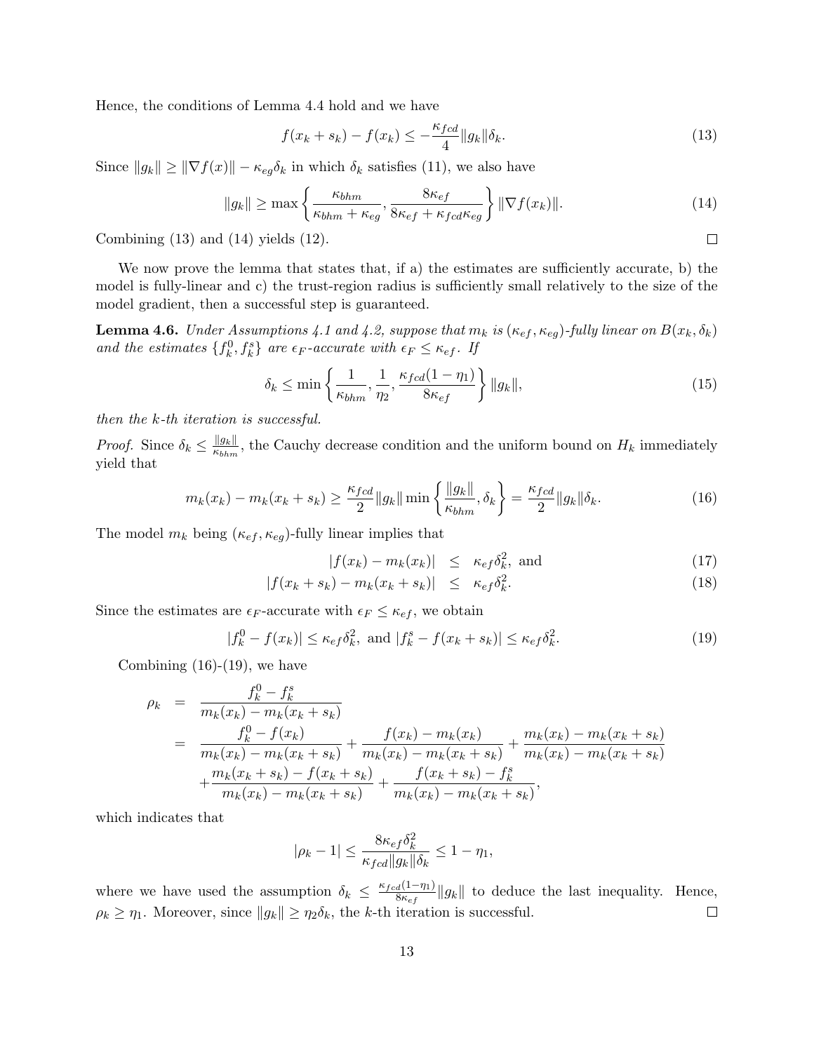Hence, the conditions of Lemma 4.4 hold and we have

$$f(x_k + s_k) - f(x_k) \leq -\frac{\kappa_{fcd}}{4}\|g_k\|\delta_k. \tag{13}$$

Since $\|g_k\| \geq \|\nabla f(x)\| - \kappa_{eg}\delta_k$ in which $\delta_k$ satisfies (11), we also have

$$\|g_k\| \geq \max\left\{\frac{\kappa_{bhm}}{\kappa_{bhm} + \kappa_{eg}}, \frac{8\kappa_{ef}}{8\kappa_{ef} + \kappa_{fcd}\kappa_{eg}}\right\}\|\nabla f(x_k)\|. \tag{14}$$

Combining (13) and (14) yields (12). $\square$

We now prove the lemma that states that, if a) the estimates are sufficiently accurate, b) the model is fully-linear and c) the trust-region radius is sufficiently small relatively to the size of the model gradient, then a successful step is guaranteed.

**Lemma 4.6.** *Under Assumptions 4.1 and 4.2, suppose that $m_k$ is $(\kappa_{ef}, \kappa_{eg})$-fully linear on $B(x_k, \delta_k)$ and the estimates $\{f_k^0, f_k^s\}$ are $\epsilon_F$-accurate with $\epsilon_F \leq \kappa_{ef}$. If*

$$\delta_k \leq \min\left\{\frac{1}{\kappa_{bhm}}, \frac{1}{\eta_2}, \frac{\kappa_{fcd}(1-\eta_1)}{8\kappa_{ef}}\right\}\|g_k\|, \tag{15}$$

*then the $k$-th iteration is successful.*

*Proof.* Since $\delta_k \leq \frac{\|g_k\|}{\kappa_{bhm}}$, the Cauchy decrease condition and the uniform bound on $H_k$ immediately yield that

$$m_k(x_k) - m_k(x_k + s_k) \geq \frac{\kappa_{fcd}}{2}\|g_k\|\min\left\{\frac{\|g_k\|}{\kappa_{bhm}}, \delta_k\right\} = \frac{\kappa_{fcd}}{2}\|g_k\|\delta_k. \tag{16}$$

The model $m_k$ being $(\kappa_{ef}, \kappa_{eg})$-fully linear implies that

$$|f(x_k) - m_k(x_k)| \leq \kappa_{ef}\delta_k^2, \text{ and} \tag{17}$$

$$|f(x_k + s_k) - m_k(x_k + s_k)| \leq \kappa_{ef}\delta_k^2. \tag{18}$$

Since the estimates are $\epsilon_F$-accurate with $\epsilon_F \leq \kappa_{ef}$, we obtain

$$|f_k^0 - f(x_k)| \leq \kappa_{ef}\delta_k^2, \text{ and } |f_k^s - f(x_k + s_k)| \leq \kappa_{ef}\delta_k^2. \tag{19}$$

Combining (16)-(19), we have

$$\begin{aligned}
\rho_k &= \frac{f_k^0 - f_k^s}{m_k(x_k) - m_k(x_k + s_k)} \\
&= \frac{f_k^0 - f(x_k)}{m_k(x_k) - m_k(x_k + s_k)} + \frac{f(x_k) - m_k(x_k)}{m_k(x_k) - m_k(x_k + s_k)} + \frac{m_k(x_k) - m_k(x_k + s_k)}{m_k(x_k) - m_k(x_k + s_k)} \\
&\quad + \frac{m_k(x_k + s_k) - f(x_k + s_k)}{m_k(x_k) - m_k(x_k + s_k)} + \frac{f(x_k + s_k) - f_k^s}{m_k(x_k) - m_k(x_k + s_k)},
\end{aligned}$$

which indicates that

$$|\rho_k - 1| \leq \frac{8\kappa_{ef}\delta_k^2}{\kappa_{fcd}\|g_k\|\delta_k} \leq 1 - \eta_1,$$

where we have used the assumption $\delta_k \leq \frac{\kappa_{fcd}(1-\eta_1)}{8\kappa_{ef}}\|g_k\|$ to deduce the last inequality. Hence, $\rho_k \geq \eta_1$. Moreover, since $\|g_k\| \geq \eta_2\delta_k$, the $k$-th iteration is successful. $\square$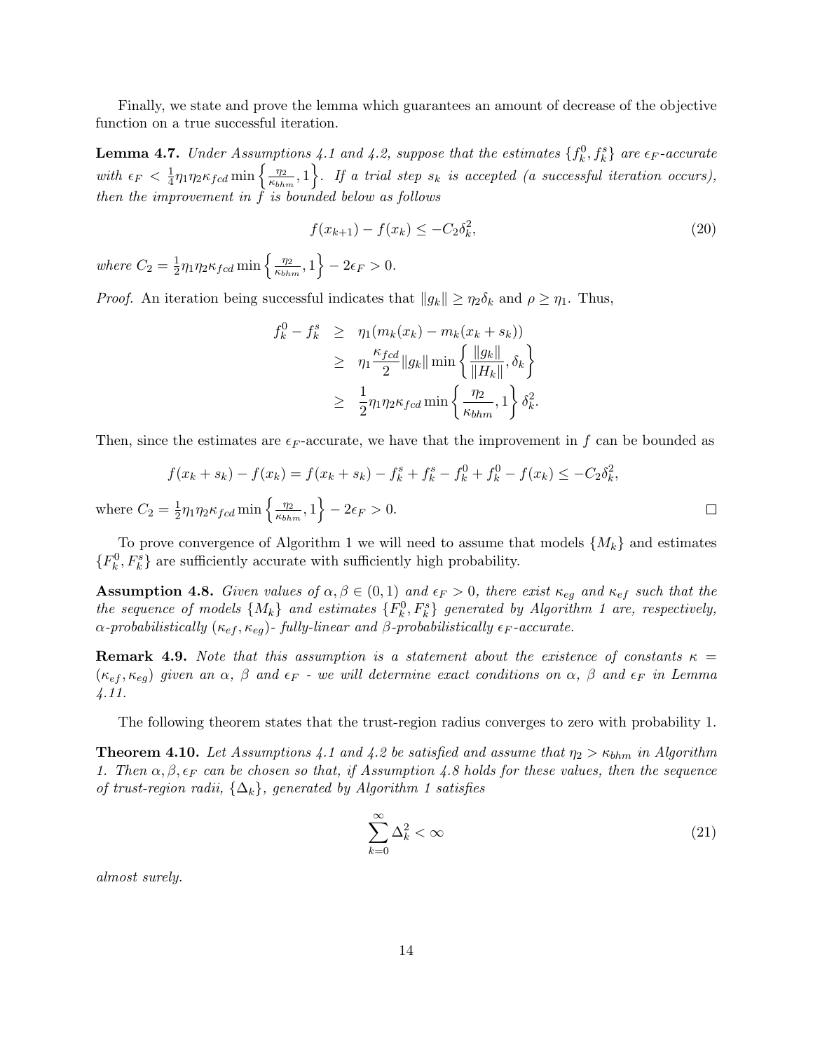Finally, we state and prove the lemma which guarantees an amount of decrease of the objective function on a true successful iteration.

**Lemma 4.7.** *Under Assumptions 4.1 and 4.2, suppose that the estimates $\{f_k^0, f_k^s\}$ are $\epsilon_F$-accurate with $\epsilon_F < \frac{1}{4}\eta_1\eta_2\kappa_{fcd}\min\left\{\frac{\eta_2}{\kappa_{bhm}}, 1\right\}$. If a trial step $s_k$ is accepted (a successful iteration occurs), then the improvement in $f$ is bounded below as follows*

$$f(x_{k+1}) - f(x_k) \le -C_2\delta_k^2, \tag{20}$$

*where $C_2 = \frac{1}{2}\eta_1\eta_2\kappa_{fcd}\min\left\{\frac{\eta_2}{\kappa_{bhm}}, 1\right\} - 2\epsilon_F > 0$.*

*Proof.* An iteration being successful indicates that $\|g_k\| \ge \eta_2\delta_k$ and $\rho \ge \eta_1$. Thus,

$$\begin{aligned}
f_k^0 - f_k^s &\ge \eta_1(m_k(x_k) - m_k(x_k + s_k)) \\
&\ge \eta_1\frac{\kappa_{fcd}}{2}\|g_k\|\min\left\{\frac{\|g_k\|}{\|H_k\|}, \delta_k\right\} \\
&\ge \frac{1}{2}\eta_1\eta_2\kappa_{fcd}\min\left\{\frac{\eta_2}{\kappa_{bhm}}, 1\right\}\delta_k^2.
\end{aligned}$$

Then, since the estimates are $\epsilon_F$-accurate, we have that the improvement in $f$ can be bounded as

$$f(x_k + s_k) - f(x_k) = f(x_k + s_k) - f_k^s + f_k^s - f_k^0 + f_k^0 - f(x_k) \le -C_2\delta_k^2,$$

where $C_2 = \frac{1}{2}\eta_1\eta_2\kappa_{fcd}\min\left\{\frac{\eta_2}{\kappa_{bhm}}, 1\right\} - 2\epsilon_F > 0$. $\square$

To prove convergence of Algorithm 1 we will need to assume that models $\{M_k\}$ and estimates $\{F_k^0, F_k^s\}$ are sufficiently accurate with sufficiently high probability.

**Assumption 4.8.** *Given values of $\alpha, \beta \in (0, 1)$ and $\epsilon_F > 0$, there exist $\kappa_{eg}$ and $\kappa_{ef}$ such that the the sequence of models $\{M_k\}$ and estimates $\{F_k^0, F_k^s\}$ generated by Algorithm 1 are, respectively, $\alpha$-probabilistically $(\kappa_{ef}, \kappa_{eg})$- fully-linear and $\beta$-probabilistically $\epsilon_F$-accurate.*

**Remark 4.9.** *Note that this assumption is a statement about the existence of constants $\kappa = (\kappa_{ef}, \kappa_{eg})$ given an $\alpha$, $\beta$ and $\epsilon_F$ - we will determine exact conditions on $\alpha$, $\beta$ and $\epsilon_F$ in Lemma 4.11.*

The following theorem states that the trust-region radius converges to zero with probability 1.

**Theorem 4.10.** *Let Assumptions 4.1 and 4.2 be satisfied and assume that $\eta_2 > \kappa_{bhm}$ in Algorithm 1. Then $\alpha, \beta, \epsilon_F$ can be chosen so that, if Assumption 4.8 holds for these values, then the sequence of trust-region radii, $\{\Delta_k\}$, generated by Algorithm 1 satisfies*

$$\sum_{k=0}^{\infty} \Delta_k^2 < \infty \tag{21}$$

*almost surely.*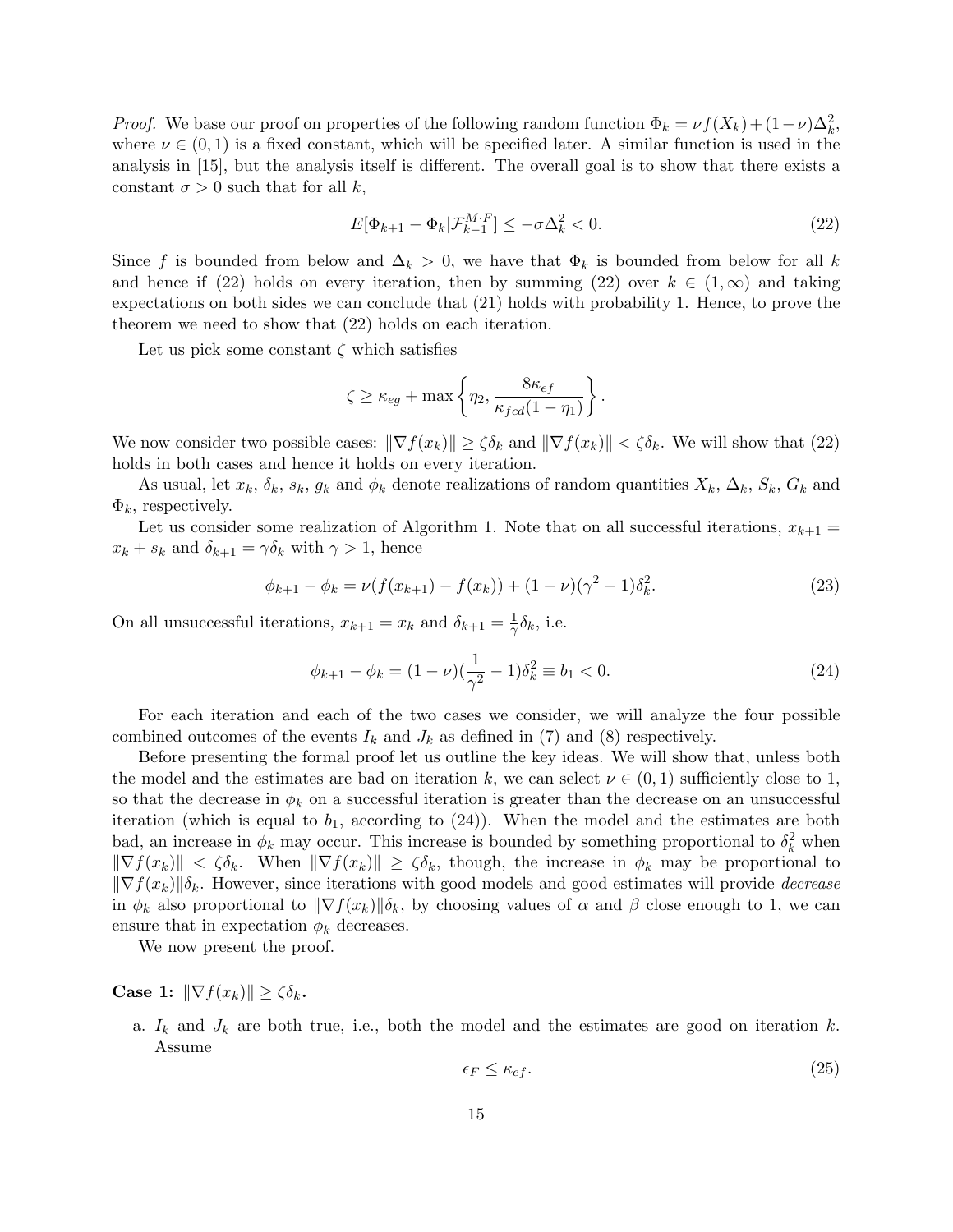*Proof.* We base our proof on properties of the following random function $\Phi_k = \nu f(X_k) + (1-\nu)\Delta_k^2$, where $\nu \in (0,1)$ is a fixed constant, which will be specified later. A similar function is used in the analysis in [15], but the analysis itself is different. The overall goal is to show that there exists a constant $\sigma > 0$ such that for all $k$,

$$E[\Phi_{k+1} - \Phi_k | \mathcal{F}_{k-1}^{M \cdot F}] \leq -\sigma \Delta_k^2 < 0. \tag{22}$$

Since $f$ is bounded from below and $\Delta_k > 0$, we have that $\Phi_k$ is bounded from below for all $k$ and hence if (22) holds on every iteration, then by summing (22) over $k \in (1, \infty)$ and taking expectations on both sides we can conclude that (21) holds with probability 1. Hence, to prove the theorem we need to show that (22) holds on each iteration.

Let us pick some constant $\zeta$ which satisfies

$$\zeta \geq \kappa_{eg} + \max\left\{\eta_2, \frac{8\kappa_{ef}}{\kappa_{fcd}(1-\eta_1)}\right\}.$$

We now consider two possible cases: $\|\nabla f(x_k)\| \geq \zeta\delta_k$ and $\|\nabla f(x_k)\| < \zeta\delta_k$. We will show that (22) holds in both cases and hence it holds on every iteration.

As usual, let $x_k$, $\delta_k$, $s_k$, $g_k$ and $\phi_k$ denote realizations of random quantities $X_k$, $\Delta_k$, $S_k$, $G_k$ and $\Phi_k$, respectively.

Let us consider some realization of Algorithm 1. Note that on all successful iterations, $x_{k+1} = x_k + s_k$ and $\delta_{k+1} = \gamma\delta_k$ with $\gamma > 1$, hence

$$\phi_{k+1} - \phi_k = \nu(f(x_{k+1}) - f(x_k)) + (1-\nu)(\gamma^2 - 1)\delta_k^2. \tag{23}$$

On all unsuccessful iterations, $x_{k+1} = x_k$ and $\delta_{k+1} = \frac{1}{\gamma}\delta_k$, i.e.

$$\phi_{k+1} - \phi_k = (1-\nu)(\frac{1}{\gamma^2} - 1)\delta_k^2 \equiv b_1 < 0. \tag{24}$$

For each iteration and each of the two cases we consider, we will analyze the four possible combined outcomes of the events $I_k$ and $J_k$ as defined in (7) and (8) respectively.

Before presenting the formal proof let us outline the key ideas. We will show that, unless both the model and the estimates are bad on iteration $k$, we can select $\nu \in (0,1)$ sufficiently close to 1, so that the decrease in $\phi_k$ on a successful iteration is greater than the decrease on an unsuccessful iteration (which is equal to $b_1$, according to (24)). When the model and the estimates are both bad, an increase in $\phi_k$ may occur. This increase is bounded by something proportional to $\delta_k^2$ when $\|\nabla f(x_k)\| < \zeta\delta_k$. When $\|\nabla f(x_k)\| \geq \zeta\delta_k$, though, the increase in $\phi_k$ may be proportional to $\|\nabla f(x_k)\|\delta_k$. However, since iterations with good models and good estimates will provide *decrease* in $\phi_k$ also proportional to $\|\nabla f(x_k)\|\delta_k$, by choosing values of $\alpha$ and $\beta$ close enough to 1, we can ensure that in expectation $\phi_k$ decreases.

We now present the proof.

**Case 1:** $\|\nabla f(x_k)\| \geq \zeta\delta_k$**.**

a. $I_k$ and $J_k$ are both true, i.e., both the model and the estimates are good on iteration $k$. Assume

$$\epsilon_F \leq \kappa_{ef}. \tag{25}$$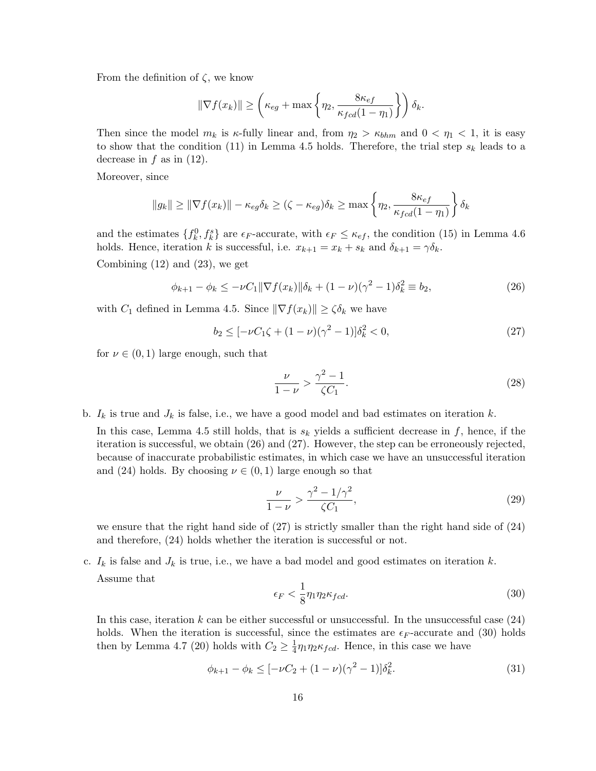From the definition of $\zeta$, we know

$$\|\nabla f(x_k)\| \geq \left(\kappa_{eg} + \max\left\{\eta_2, \frac{8\kappa_{ef}}{\kappa_{fcd}(1-\eta_1)}\right\}\right)\delta_k.$$

Then since the model $m_k$ is $\kappa$-fully linear and, from $\eta_2 > \kappa_{bhm}$ and $0 < \eta_1 < 1$, it is easy to show that the condition (11) in Lemma 4.5 holds. Therefore, the trial step $s_k$ leads to a decrease in $f$ as in (12).

Moreover, since

$$\|g_k\| \geq \|\nabla f(x_k)\| - \kappa_{eg}\delta_k \geq (\zeta - \kappa_{eg})\delta_k \geq \max\left\{\eta_2, \frac{8\kappa_{ef}}{\kappa_{fcd}(1-\eta_1)}\right\}\delta_k$$

and the estimates $\{f_k^0, f_k^s\}$ are $\epsilon_F$-accurate, with $\epsilon_F \leq \kappa_{ef}$, the condition (15) in Lemma 4.6 holds. Hence, iteration $k$ is successful, i.e. $x_{k+1} = x_k + s_k$ and $\delta_{k+1} = \gamma\delta_k$.

Combining (12) and (23), we get

$$\phi_{k+1} - \phi_k \leq -\nu C_1 \|\nabla f(x_k)\|\delta_k + (1-\nu)(\gamma^2 - 1)\delta_k^2 \equiv b_2, \tag{26}$$

with $C_1$ defined in Lemma 4.5. Since $\|\nabla f(x_k)\| \geq \zeta\delta_k$ we have

$$b_2 \leq [-\nu C_1 \zeta + (1-\nu)(\gamma^2 - 1)]\delta_k^2 < 0, \tag{27}$$

for $\nu \in (0,1)$ large enough, such that

$$\frac{\nu}{1-\nu} > \frac{\gamma^2 - 1}{\zeta C_1}. \tag{28}$$

b. $I_k$ is true and $J_k$ is false, i.e., we have a good model and bad estimates on iteration $k$.

   In this case, Lemma 4.5 still holds, that is $s_k$ yields a sufficient decrease in $f$, hence, if the iteration is successful, we obtain (26) and (27). However, the step can be erroneously rejected, because of inaccurate probabilistic estimates, in which case we have an unsuccessful iteration and (24) holds. By choosing $\nu \in (0,1)$ large enough so that

$$\frac{\nu}{1-\nu} > \frac{\gamma^2 - 1/\gamma^2}{\zeta C_1}, \tag{29}$$

   we ensure that the right hand side of (27) is strictly smaller than the right hand side of (24) and therefore, (24) holds whether the iteration is successful or not.

c. $I_k$ is false and $J_k$ is true, i.e., we have a bad model and good estimates on iteration $k$.

   Assume that

$$\epsilon_F < \frac{1}{8}\eta_1\eta_2\kappa_{fcd}. \tag{30}$$

   In this case, iteration $k$ can be either successful or unsuccessful. In the unsuccessful case (24) holds. When the iteration is successful, since the estimates are $\epsilon_F$-accurate and (30) holds then by Lemma 4.7 (20) holds with $C_2 \geq \frac{1}{4}\eta_1\eta_2\kappa_{fcd}$. Hence, in this case we have

$$\phi_{k+1} - \phi_k \leq [-\nu C_2 + (1-\nu)(\gamma^2 - 1)]\delta_k^2. \tag{31}$$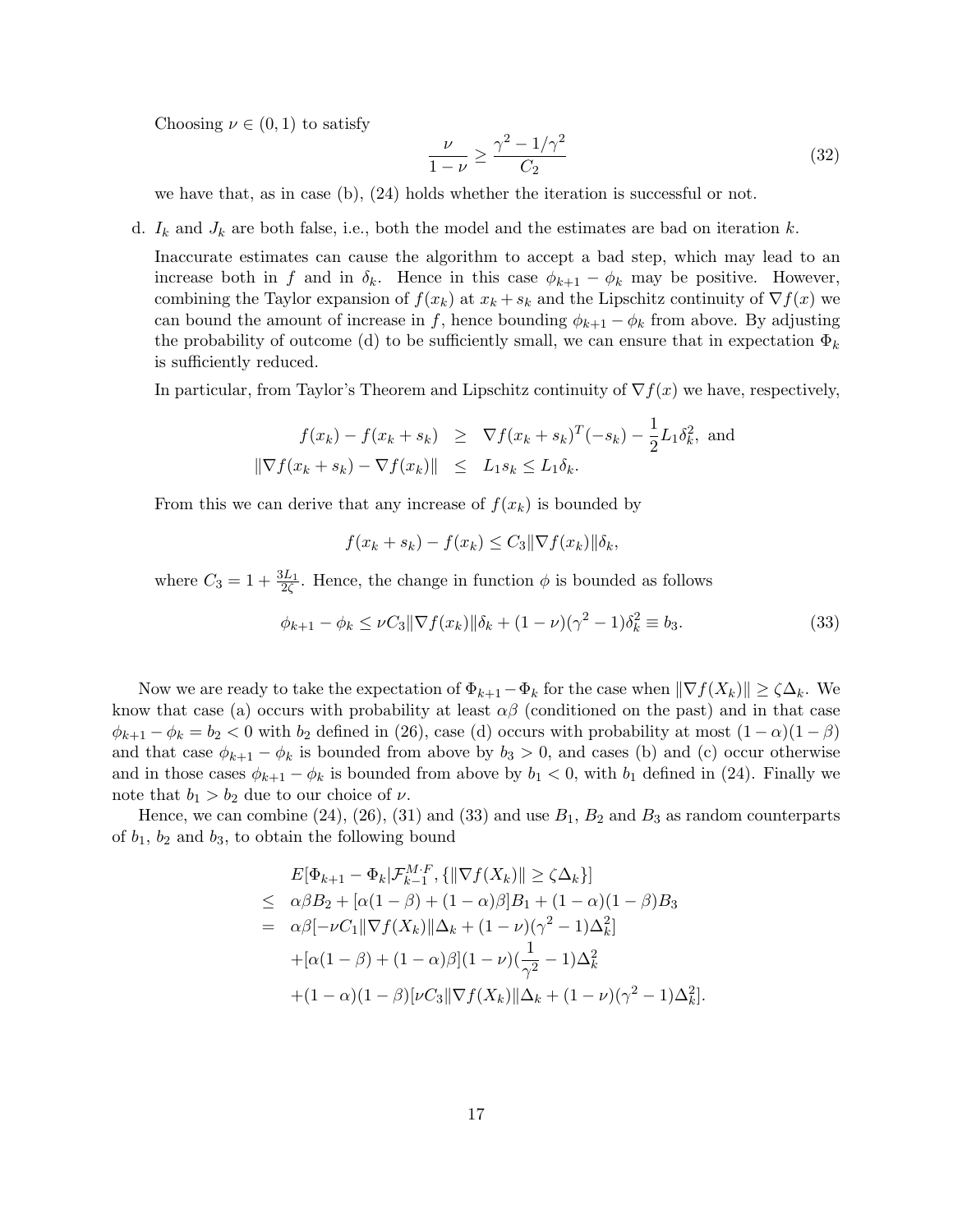Choosing $\nu \in (0,1)$ to satisfy

$$\frac{\nu}{1-\nu} \geq \frac{\gamma^2 - 1/\gamma^2}{C_2} \tag{32}$$

we have that, as in case (b), (24) holds whether the iteration is successful or not.

d. $I_k$ and $J_k$ are both false, i.e., both the model and the estimates are bad on iteration $k$.

   Inaccurate estimates can cause the algorithm to accept a bad step, which may lead to an increase both in $f$ and in $\delta_k$. Hence in this case $\phi_{k+1} - \phi_k$ may be positive. However, combining the Taylor expansion of $f(x_k)$ at $x_k + s_k$ and the Lipschitz continuity of $\nabla f(x)$ we can bound the amount of increase in $f$, hence bounding $\phi_{k+1} - \phi_k$ from above. By adjusting the probability of outcome (d) to be sufficiently small, we can ensure that in expectation $\Phi_k$ is sufficiently reduced.

   In particular, from Taylor's Theorem and Lipschitz continuity of $\nabla f(x)$ we have, respectively,

$$\begin{aligned} f(x_k) - f(x_k + s_k) &\geq \nabla f(x_k + s_k)^T(-s_k) - \frac{1}{2}L_1\delta_k^2, \text{ and} \\ \|\nabla f(x_k + s_k) - \nabla f(x_k)\| &\leq L_1 s_k \leq L_1 \delta_k. \end{aligned}$$

   From this we can derive that any increase of $f(x_k)$ is bounded by

$$f(x_k + s_k) - f(x_k) \leq C_3 \|\nabla f(x_k)\| \delta_k,$$

   where $C_3 = 1 + \frac{3L_1}{2\zeta}$. Hence, the change in function $\phi$ is bounded as follows

$$\phi_{k+1} - \phi_k \leq \nu C_3 \|\nabla f(x_k)\| \delta_k + (1-\nu)(\gamma^2 - 1)\delta_k^2 \equiv b_3. \tag{33}$$

Now we are ready to take the expectation of $\Phi_{k+1} - \Phi_k$ for the case when $\|\nabla f(X_k)\| \geq \zeta \Delta_k$. We know that case (a) occurs with probability at least $\alpha\beta$ (conditioned on the past) and in that case $\phi_{k+1} - \phi_k = b_2 < 0$ with $b_2$ defined in (26), case (d) occurs with probability at most $(1-\alpha)(1-\beta)$ and that case $\phi_{k+1} - \phi_k$ is bounded from above by $b_3 > 0$, and cases (b) and (c) occur otherwise and in those cases $\phi_{k+1} - \phi_k$ is bounded from above by $b_1 < 0$, with $b_1$ defined in (24). Finally we note that $b_1 > b_2$ due to our choice of $\nu$.

Hence, we can combine (24), (26), (31) and (33) and use $B_1$, $B_2$ and $B_3$ as random counterparts of $b_1$, $b_2$ and $b_3$, to obtain the following bound

$$\begin{aligned} & E[\Phi_{k+1} - \Phi_k | \mathcal{F}_{k-1}^{M\cdot F}, \{\|\nabla f(X_k)\| \geq \zeta\Delta_k\}] \\ \leq\; & \alpha\beta B_2 + [\alpha(1-\beta) + (1-\alpha)\beta]B_1 + (1-\alpha)(1-\beta)B_3 \\ =\; & \alpha\beta[-\nu C_1 \|\nabla f(X_k)\|\Delta_k + (1-\nu)(\gamma^2 - 1)\Delta_k^2] \\ & + [\alpha(1-\beta) + (1-\alpha)\beta](1-\nu)(\frac{1}{\gamma^2} - 1)\Delta_k^2 \\ & + (1-\alpha)(1-\beta)[\nu C_3 \|\nabla f(X_k)\|\Delta_k + (1-\nu)(\gamma^2 - 1)\Delta_k^2]. \end{aligned}$$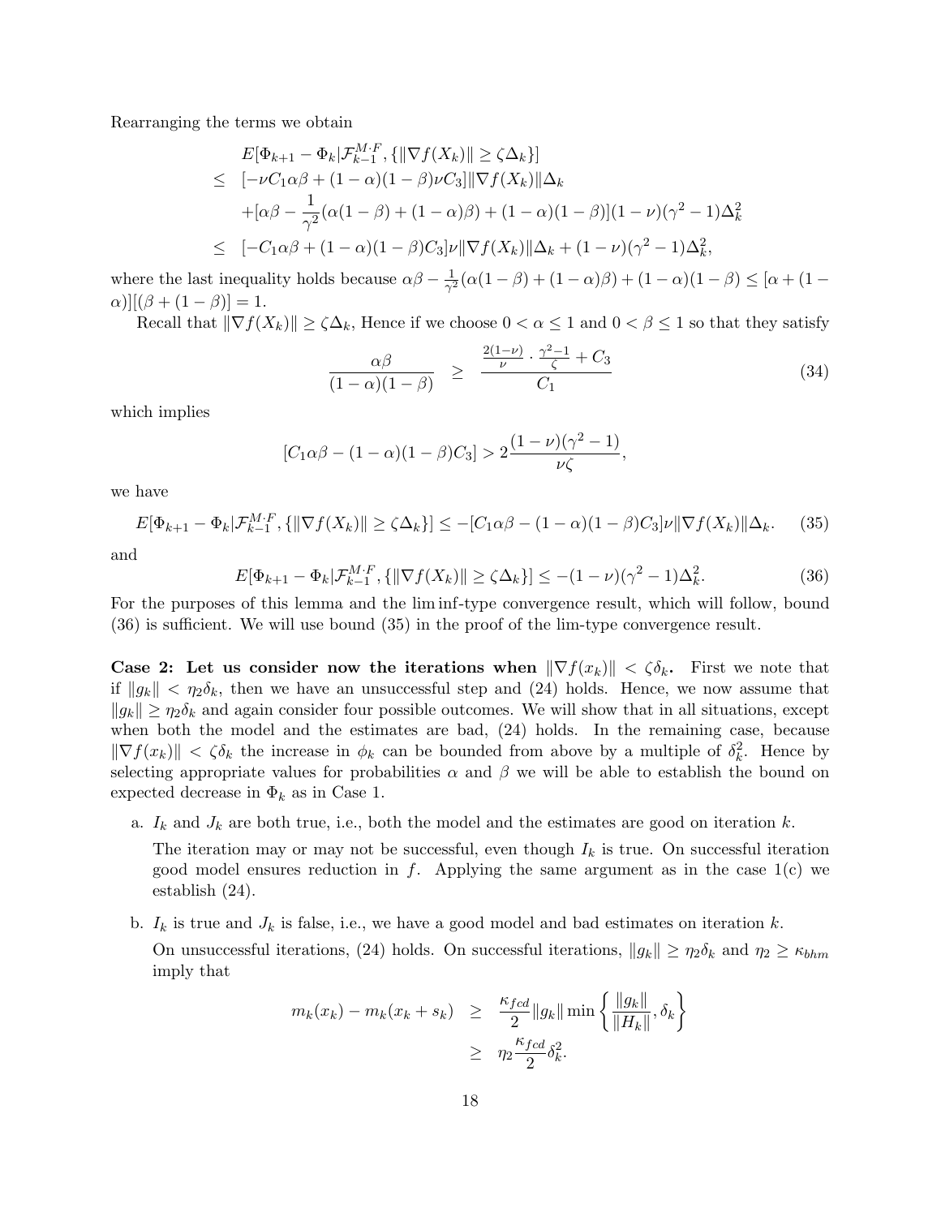Rearranging the terms we obtain

$$
\begin{aligned}
& E[\Phi_{k+1} - \Phi_k | \mathcal{F}_{k-1}^{M \cdot F}, \{\|\nabla f(X_k)\| \geq \zeta \Delta_k\}] \\
\leq \; & [-\nu C_1 \alpha\beta + (1-\alpha)(1-\beta)\nu C_3] \|\nabla f(X_k)\| \Delta_k \\
& + [\alpha\beta - \frac{1}{\gamma^2}(\alpha(1-\beta) + (1-\alpha)\beta) + (1-\alpha)(1-\beta)](1-\nu)(\gamma^2 - 1)\Delta_k^2 \\
\leq \; & [-C_1 \alpha\beta + (1-\alpha)(1-\beta)C_3]\nu \|\nabla f(X_k)\| \Delta_k + (1-\nu)(\gamma^2-1)\Delta_k^2,
\end{aligned}
$$

where the last inequality holds because $\alpha\beta - \frac{1}{\gamma^2}(\alpha(1-\beta) + (1-\alpha)\beta) + (1-\alpha)(1-\beta) \leq [\alpha + (1-\alpha)][(\beta + (1-\beta)] = 1$.

Recall that $\|\nabla f(X_k)\| \geq \zeta \Delta_k$, Hence if we choose $0 < \alpha \leq 1$ and $0 < \beta \leq 1$ so that they satisfy

$$
\frac{\alpha\beta}{(1-\alpha)(1-\beta)} \quad \geq \quad \frac{\frac{2(1-\nu)}{\nu} \cdot \frac{\gamma^2-1}{\zeta} + C_3}{C_1} \tag{34}
$$

which implies

$$
[C_1 \alpha\beta - (1-\alpha)(1-\beta)C_3] > 2\frac{(1-\nu)(\gamma^2-1)}{\nu\zeta},
$$

we have

$$
E[\Phi_{k+1} - \Phi_k | \mathcal{F}_{k-1}^{M \cdot F}, \{\|\nabla f(X_k)\| \geq \zeta \Delta_k\}] \leq -[C_1 \alpha\beta - (1-\alpha)(1-\beta)C_3]\nu \|\nabla f(X_k)\| \Delta_k. \tag{35}
$$

and

$$
E[\Phi_{k+1} - \Phi_k | \mathcal{F}_{k-1}^{M \cdot F}, \{\|\nabla f(X_k)\| \geq \zeta \Delta_k\}] \leq -(1-\nu)(\gamma^2-1)\Delta_k^2. \tag{36}
$$

For the purposes of this lemma and the lim inf-type convergence result, which will follow, bound (36) is sufficient. We will use bound (35) in the proof of the lim-type convergence result.

**Case 2: Let us consider now the iterations when $\|\nabla f(x_k)\| < \zeta \delta_k$.** First we note that if $\|g_k\| < \eta_2 \delta_k$, then we have an unsuccessful step and (24) holds. Hence, we now assume that $\|g_k\| \geq \eta_2 \delta_k$ and again consider four possible outcomes. We will show that in all situations, except when both the model and the estimates are bad, (24) holds. In the remaining case, because $\|\nabla f(x_k)\| < \zeta \delta_k$ the increase in $\phi_k$ can be bounded from above by a multiple of $\delta_k^2$. Hence by selecting appropriate values for probabilities $\alpha$ and $\beta$ we will be able to establish the bound on expected decrease in $\Phi_k$ as in Case 1.

a. $I_k$ and $J_k$ are both true, i.e., both the model and the estimates are good on iteration $k$.

   The iteration may or may not be successful, even though $I_k$ is true. On successful iteration good model ensures reduction in $f$. Applying the same argument as in the case 1(c) we establish (24).

b. $I_k$ is true and $J_k$ is false, i.e., we have a good model and bad estimates on iteration $k$.

   On unsuccessful iterations, (24) holds. On successful iterations, $\|g_k\| \geq \eta_2 \delta_k$ and $\eta_2 \geq \kappa_{bhm}$ imply that

$$
\begin{aligned}
m_k(x_k) - m_k(x_k + s_k) \quad & \geq \quad \frac{\kappa_{fcd}}{2} \|g_k\| \min\left\{\frac{\|g_k\|}{\|H_k\|}, \delta_k\right\} \\
& \geq \quad \eta_2 \frac{\kappa_{fcd}}{2} \delta_k^2.
\end{aligned}
$$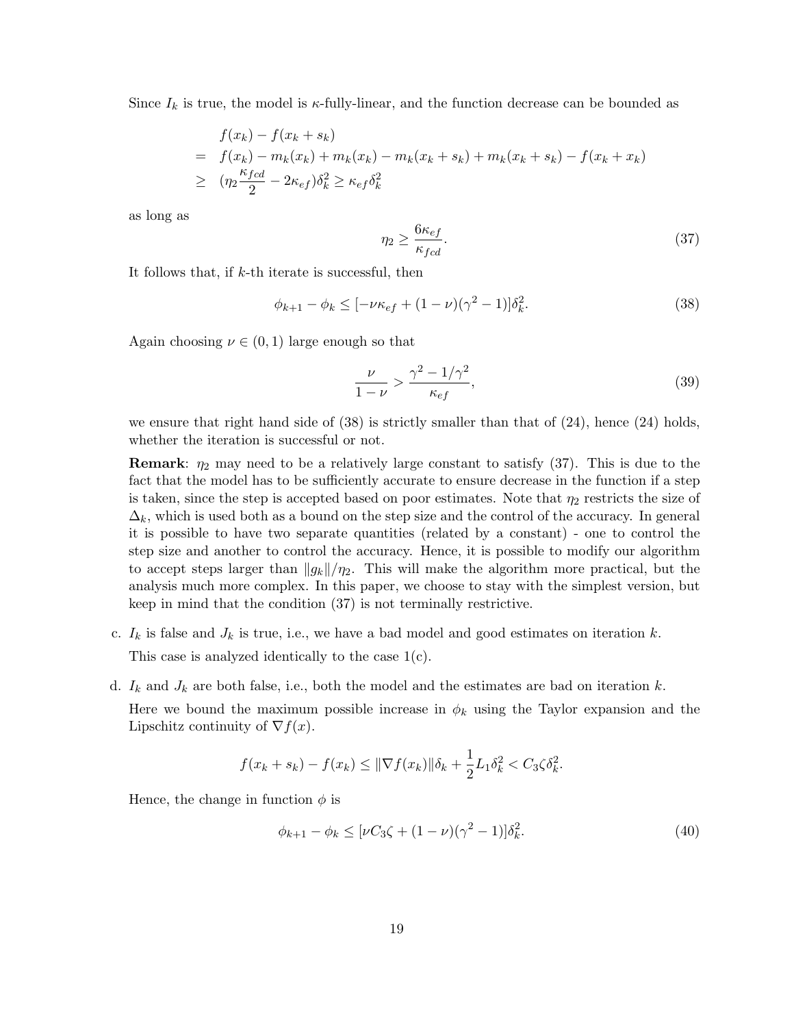Since $I_k$ is true, the model is $\kappa$-fully-linear, and the function decrease can be bounded as

$$
\begin{aligned}
& f(x_k) - f(x_k + s_k) \\
= \;& f(x_k) - m_k(x_k) + m_k(x_k) - m_k(x_k + s_k) + m_k(x_k + s_k) - f(x_k + x_k) \\
\geq \;& (\eta_2 \frac{\kappa_{fcd}}{2} - 2\kappa_{ef})\delta_k^2 \geq \kappa_{ef}\delta_k^2
\end{aligned}
$$

as long as

$$
\eta_2 \geq \frac{6\kappa_{ef}}{\kappa_{fcd}}. \tag{37}
$$

It follows that, if $k$-th iterate is successful, then

$$
\phi_{k+1} - \phi_k \leq [-\nu\kappa_{ef} + (1-\nu)(\gamma^2 - 1)]\delta_k^2. \tag{38}
$$

Again choosing $\nu \in (0,1)$ large enough so that

$$
\frac{\nu}{1-\nu} > \frac{\gamma^2 - 1/\gamma^2}{\kappa_{ef}}, \tag{39}
$$

we ensure that right hand side of (38) is strictly smaller than that of (24), hence (24) holds, whether the iteration is successful or not.

**Remark**: $\eta_2$ may need to be a relatively large constant to satisfy (37). This is due to the fact that the model has to be sufficiently accurate to ensure decrease in the function if a step is taken, since the step is accepted based on poor estimates. Note that $\eta_2$ restricts the size of $\Delta_k$, which is used both as a bound on the step size and the control of the accuracy. In general it is possible to have two separate quantities (related by a constant) - one to control the step size and another to control the accuracy. Hence, it is possible to modify our algorithm to accept steps larger than $\|g_k\|/\eta_2$. This will make the algorithm more practical, but the analysis much more complex. In this paper, we choose to stay with the simplest version, but keep in mind that the condition (37) is not terminally restrictive.

c. $I_k$ is false and $J_k$ is true, i.e., we have a bad model and good estimates on iteration $k$.

   This case is analyzed identically to the case 1(c).

d. $I_k$ and $J_k$ are both false, i.e., both the model and the estimates are bad on iteration $k$.

   Here we bound the maximum possible increase in $\phi_k$ using the Taylor expansion and the Lipschitz continuity of $\nabla f(x)$.

$$
f(x_k + s_k) - f(x_k) \leq \|\nabla f(x_k)\|\delta_k + \frac{1}{2}L_1\delta_k^2 < C_3\zeta\delta_k^2.
$$

   Hence, the change in function $\phi$ is

$$
\phi_{k+1} - \phi_k \leq [\nu C_3\zeta + (1-\nu)(\gamma^2 - 1)]\delta_k^2. \tag{40}
$$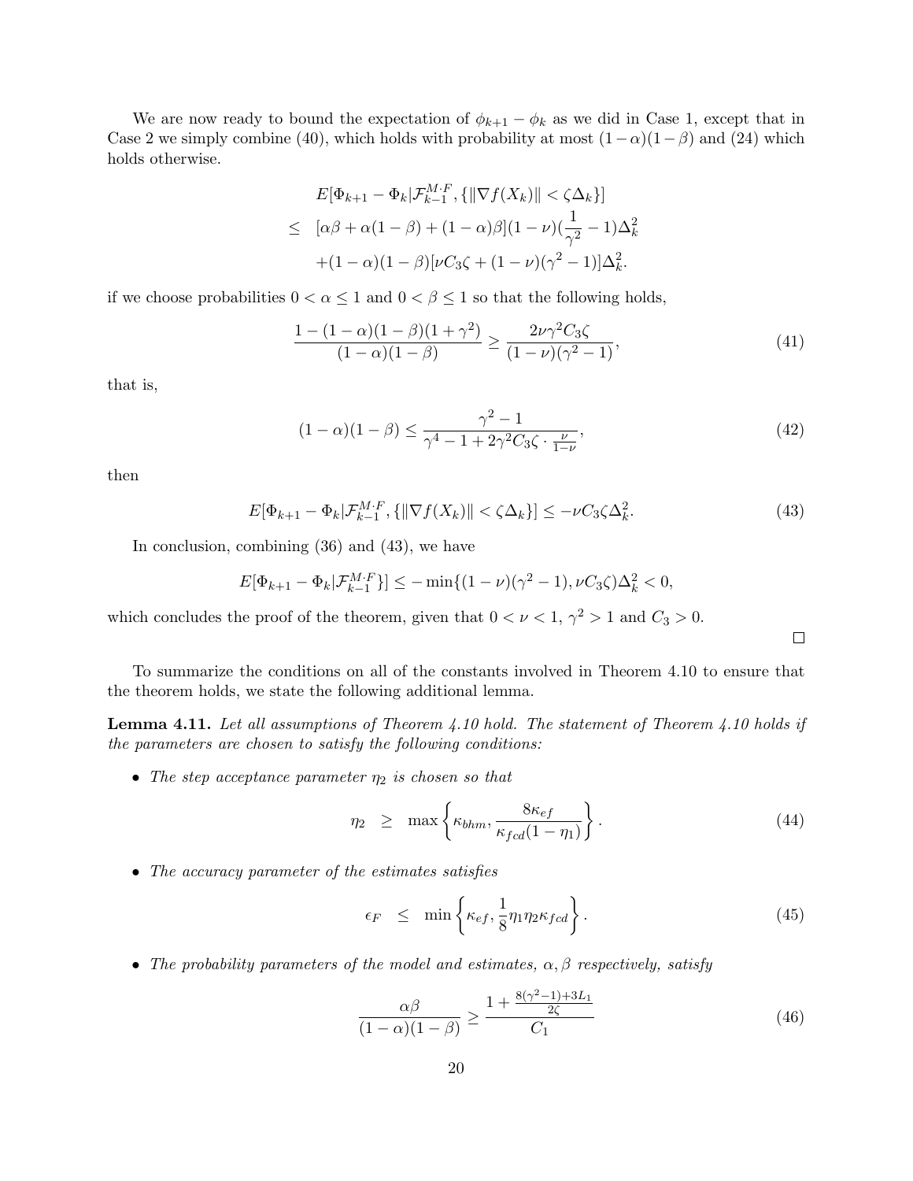We are now ready to bound the expectation of $\phi_{k+1} - \phi_k$ as we did in Case 1, except that in Case 2 we simply combine (40), which holds with probability at most $(1-\alpha)(1-\beta)$ and (24) which holds otherwise.

$$
\begin{aligned}
& E[\Phi_{k+1} - \Phi_k | \mathcal{F}_{k-1}^{M \cdot F}, \{\|\nabla f(X_k)\| < \zeta \Delta_k\}] \\
\leq \;\; & [\alpha\beta + \alpha(1-\beta) + (1-\alpha)\beta](1-\nu)(\frac{1}{\gamma^2} - 1)\Delta_k^2 \\
& + (1-\alpha)(1-\beta)[\nu C_3 \zeta + (1-\nu)(\gamma^2 - 1)]\Delta_k^2.
\end{aligned}
$$

if we choose probabilities $0 < \alpha \leq 1$ and $0 < \beta \leq 1$ so that the following holds,

$$
\frac{1 - (1-\alpha)(1-\beta)(1+\gamma^2)}{(1-\alpha)(1-\beta)} \geq \frac{2\nu\gamma^2 C_3 \zeta}{(1-\nu)(\gamma^2 - 1)}, \tag{41}
$$

that is,

$$
(1-\alpha)(1-\beta) \leq \frac{\gamma^2 - 1}{\gamma^4 - 1 + 2\gamma^2 C_3 \zeta \cdot \frac{\nu}{1-\nu}}, \tag{42}
$$

then

$$
E[\Phi_{k+1} - \Phi_k | \mathcal{F}_{k-1}^{M \cdot F}, \{\|\nabla f(X_k)\| < \zeta \Delta_k\}] \leq -\nu C_3 \zeta \Delta_k^2. \tag{43}
$$

In conclusion, combining (36) and (43), we have

$$
E[\Phi_{k+1} - \Phi_k | \mathcal{F}_{k-1}^{M \cdot F}\}] \leq -\min\{(1-\nu)(\gamma^2 - 1), \nu C_3 \zeta)\Delta_k^2 < 0,
$$

which concludes the proof of the theorem, given that $0 < \nu < 1$, $\gamma^2 > 1$ and $C_3 > 0$.

$\square$

To summarize the conditions on all of the constants involved in Theorem 4.10 to ensure that the theorem holds, we state the following additional lemma.

**Lemma 4.11.** *Let all assumptions of Theorem 4.10 hold. The statement of Theorem 4.10 holds if the parameters are chosen to satisfy the following conditions:*

- *The step acceptance parameter $\eta_2$ is chosen so that*

$$
\eta_2 \;\; \geq \;\; \max\left\{\kappa_{bhm}, \frac{8\kappa_{ef}}{\kappa_{fcd}(1-\eta_1)}\right\}. \tag{44}
$$

- *The accuracy parameter of the estimates satisfies*

$$
\epsilon_F \;\; \leq \;\; \min\left\{\kappa_{ef}, \frac{1}{8}\eta_1\eta_2\kappa_{fcd}\right\}. \tag{45}
$$

- *The probability parameters of the model and estimates, $\alpha, \beta$ respectively, satisfy*

$$
\frac{\alpha\beta}{(1-\alpha)(1-\beta)} \geq \frac{1 + \frac{8(\gamma^2-1)+3L_1}{2\zeta}}{C_1} \tag{46}
$$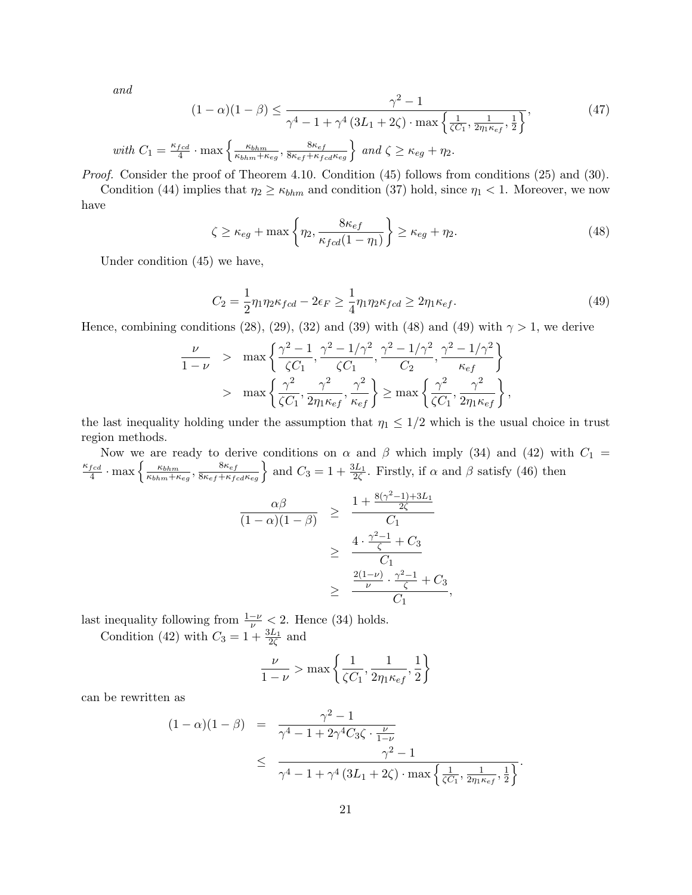*and*

$$(1-\alpha)(1-\beta) \leq \frac{\gamma^2 - 1}{\gamma^4 - 1 + \gamma^4 \left(3L_1 + 2\zeta\right) \cdot \max\left\{\frac{1}{\zeta C_1}, \frac{1}{2\eta_1 \kappa_{ef}}, \frac{1}{2}\right\}}, \tag{47}$$

*with* $C_1 = \frac{\kappa_{fcd}}{4} \cdot \max\left\{\frac{\kappa_{bhm}}{\kappa_{bhm}+\kappa_{eg}}, \frac{8\kappa_{ef}}{8\kappa_{ef}+\kappa_{fcd}\kappa_{eg}}\right\}$ *and* $\zeta \geq \kappa_{eg} + \eta_2$.

*Proof.* Consider the proof of Theorem 4.10. Condition (45) follows from conditions (25) and (30).

Condition (44) implies that $\eta_2 \geq \kappa_{bhm}$ and condition (37) hold, since $\eta_1 < 1$. Moreover, we now have

$$\zeta \geq \kappa_{eg} + \max\left\{\eta_2, \frac{8\kappa_{ef}}{\kappa_{fcd}(1-\eta_1)}\right\} \geq \kappa_{eg} + \eta_2. \tag{48}$$

Under condition (45) we have,

$$C_2 = \frac{1}{2}\eta_1\eta_2\kappa_{fcd} - 2\epsilon_F \geq \frac{1}{4}\eta_1\eta_2\kappa_{fcd} \geq 2\eta_1\kappa_{ef}. \tag{49}$$

Hence, combining conditions (28), (29), (32) and (39) with (48) and (49) with $\gamma > 1$, we derive

$$\begin{aligned}
\frac{\nu}{1-\nu} &> \max\left\{\frac{\gamma^2-1}{\zeta C_1}, \frac{\gamma^2 - 1/\gamma^2}{\zeta C_1}, \frac{\gamma^2 - 1/\gamma^2}{C_2}, \frac{\gamma^2 - 1/\gamma^2}{\kappa_{ef}}\right\} \\
&> \max\left\{\frac{\gamma^2}{\zeta C_1}, \frac{\gamma^2}{2\eta_1\kappa_{ef}}, \frac{\gamma^2}{\kappa_{ef}}\right\} \geq \max\left\{\frac{\gamma^2}{\zeta C_1}, \frac{\gamma^2}{2\eta_1\kappa_{ef}}\right\},
\end{aligned}$$

the last inequality holding under the assumption that $\eta_1 \leq 1/2$ which is the usual choice in trust region methods.

Now we are ready to derive conditions on $\alpha$ and $\beta$ which imply (34) and (42) with $C_1 = \frac{\kappa_{fcd}}{4} \cdot \max\left\{\frac{\kappa_{bhm}}{\kappa_{bhm}+\kappa_{eg}}, \frac{8\kappa_{ef}}{8\kappa_{ef}+\kappa_{fcd}\kappa_{eg}}\right\}$ and $C_3 = 1 + \frac{3L_1}{2\zeta}$. Firstly, if $\alpha$ and $\beta$ satisfy (46) then

$$\begin{aligned}
\frac{\alpha\beta}{(1-\alpha)(1-\beta)} &\geq \frac{1 + \frac{8(\gamma^2-1)+3L_1}{2\zeta}}{C_1} \\
&\geq \frac{4 \cdot \frac{\gamma^2-1}{\zeta} + C_3}{C_1} \\
&\geq \frac{\frac{2(1-\nu)}{\nu} \cdot \frac{\gamma^2-1}{\zeta} + C_3}{C_1},
\end{aligned}$$

last inequality following from $\frac{1-\nu}{\nu} < 2$. Hence (34) holds.

Condition (42) with $C_3 = 1 + \frac{3L_1}{2\zeta}$ and

$$\frac{\nu}{1-\nu} > \max\left\{\frac{1}{\zeta C_1}, \frac{1}{2\eta_1\kappa_{ef}}, \frac{1}{2}\right\}$$

can be rewritten as

$$\begin{aligned}
(1-\alpha)(1-\beta) &= \frac{\gamma^2 - 1}{\gamma^4 - 1 + 2\gamma^4 C_3 \zeta \cdot \frac{\nu}{1-\nu}} \\
&\leq \frac{\gamma^2 - 1}{\gamma^4 - 1 + \gamma^4 \left(3L_1 + 2\zeta\right) \cdot \max\left\{\frac{1}{\zeta C_1}, \frac{1}{2\eta_1\kappa_{ef}}, \frac{1}{2}\right\}}.
\end{aligned}$$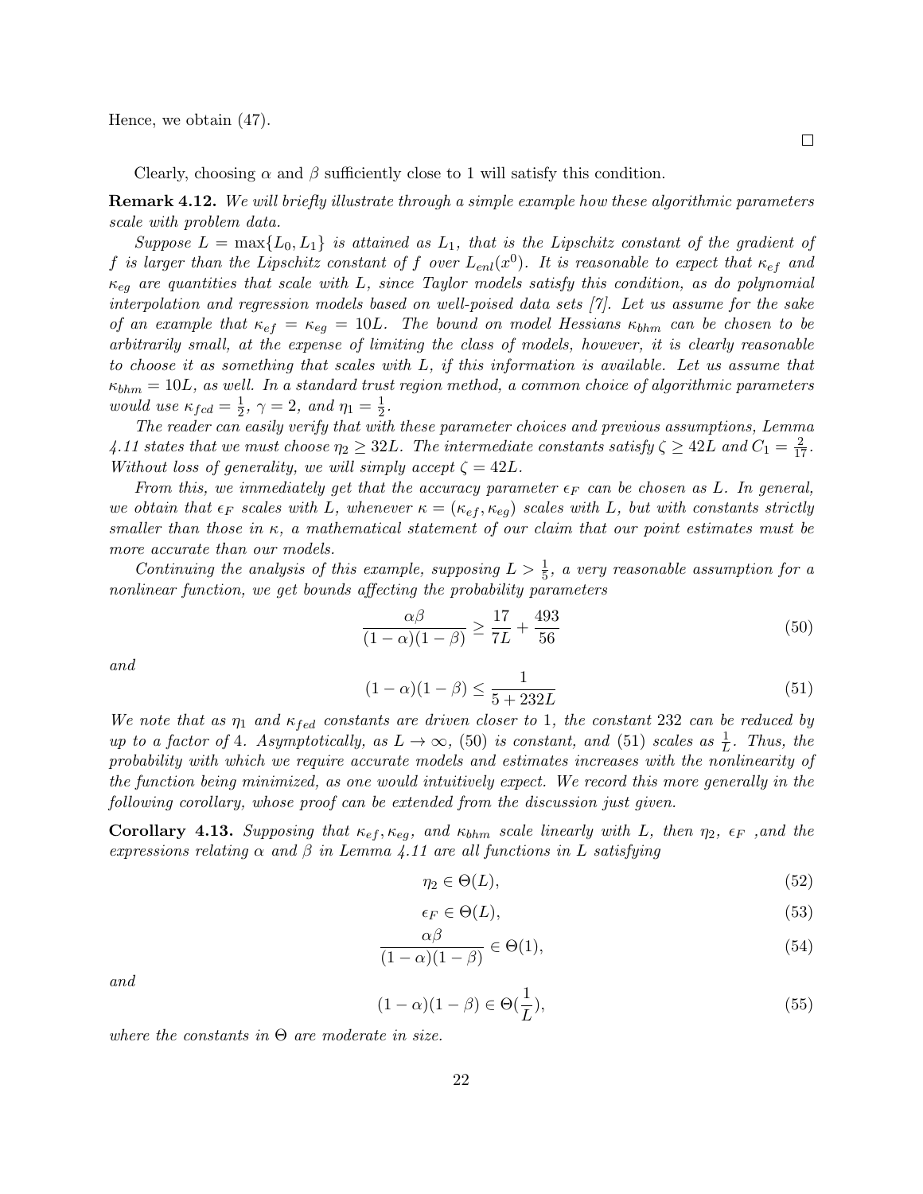Hence, we obtain (47).

□

Clearly, choosing $\alpha$ and $\beta$ sufficiently close to 1 will satisfy this condition.

**Remark 4.12.** *We will briefly illustrate through a simple example how these algorithmic parameters scale with problem data.*

*Suppose $L = \max\{L_0, L_1\}$ is attained as $L_1$, that is the Lipschitz constant of the gradient of $f$ is larger than the Lipschitz constant of $f$ over $L_{enl}(x^0)$. It is reasonable to expect that $\kappa_{ef}$ and $\kappa_{eg}$ are quantities that scale with $L$, since Taylor models satisfy this condition, as do polynomial interpolation and regression models based on well-poised data sets [7]. Let us assume for the sake of an example that $\kappa_{ef} = \kappa_{eg} = 10L$. The bound on model Hessians $\kappa_{bhm}$ can be chosen to be arbitrarily small, at the expense of limiting the class of models, however, it is clearly reasonable to choose it as something that scales with $L$, if this information is available. Let us assume that $\kappa_{bhm} = 10L$, as well. In a standard trust region method, a common choice of algorithmic parameters would use $\kappa_{fcd} = \frac{1}{2}$, $\gamma = 2$, and $\eta_1 = \frac{1}{2}$.*

*The reader can easily verify that with these parameter choices and previous assumptions, Lemma 4.11 states that we must choose $\eta_2 \geq 32L$. The intermediate constants satisfy $\zeta \geq 42L$ and $C_1 = \frac{2}{17}$. Without loss of generality, we will simply accept $\zeta = 42L$.*

*From this, we immediately get that the accuracy parameter $\epsilon_F$ can be chosen as $L$. In general, we obtain that $\epsilon_F$ scales with $L$, whenever $\kappa = (\kappa_{ef}, \kappa_{eg})$ scales with $L$, but with constants strictly smaller than those in $\kappa$, a mathematical statement of our claim that our point estimates must be more accurate than our models.*

*Continuing the analysis of this example, supposing $L > \frac{1}{5}$, a very reasonable assumption for a nonlinear function, we get bounds affecting the probability parameters*

$$\frac{\alpha\beta}{(1-\alpha)(1-\beta)} \geq \frac{17}{7L} + \frac{493}{56} \tag{50}$$

*and*

$$(1-\alpha)(1-\beta) \leq \frac{1}{5 + 232L} \tag{51}$$

*We note that as $\eta_1$ and $\kappa_{fcd}$ constants are driven closer to 1, the constant 232 can be reduced by up to a factor of 4. Asymptotically, as $L \to \infty$, (50) is constant, and (51) scales as $\frac{1}{L}$. Thus, the probability with which we require accurate models and estimates increases with the nonlinearity of the function being minimized, as one would intuitively expect. We record this more generally in the following corollary, whose proof can be extended from the discussion just given.*

**Corollary 4.13.** *Supposing that $\kappa_{ef}, \kappa_{eg}$, and $\kappa_{bhm}$ scale linearly with $L$, then $\eta_2$, $\epsilon_F$ ,and the expressions relating $\alpha$ and $\beta$ in Lemma 4.11 are all functions in $L$ satisfying*

$$\eta_2 \in \Theta(L), \tag{52}$$

$$\epsilon_F \in \Theta(L), \tag{53}$$

$$\frac{\alpha\beta}{(1-\alpha)(1-\beta)} \in \Theta(1), \tag{54}$$

*and*

$$(1-\alpha)(1-\beta) \in \Theta(\frac{1}{L}), \tag{55}$$

*where the constants in $\Theta$ are moderate in size.*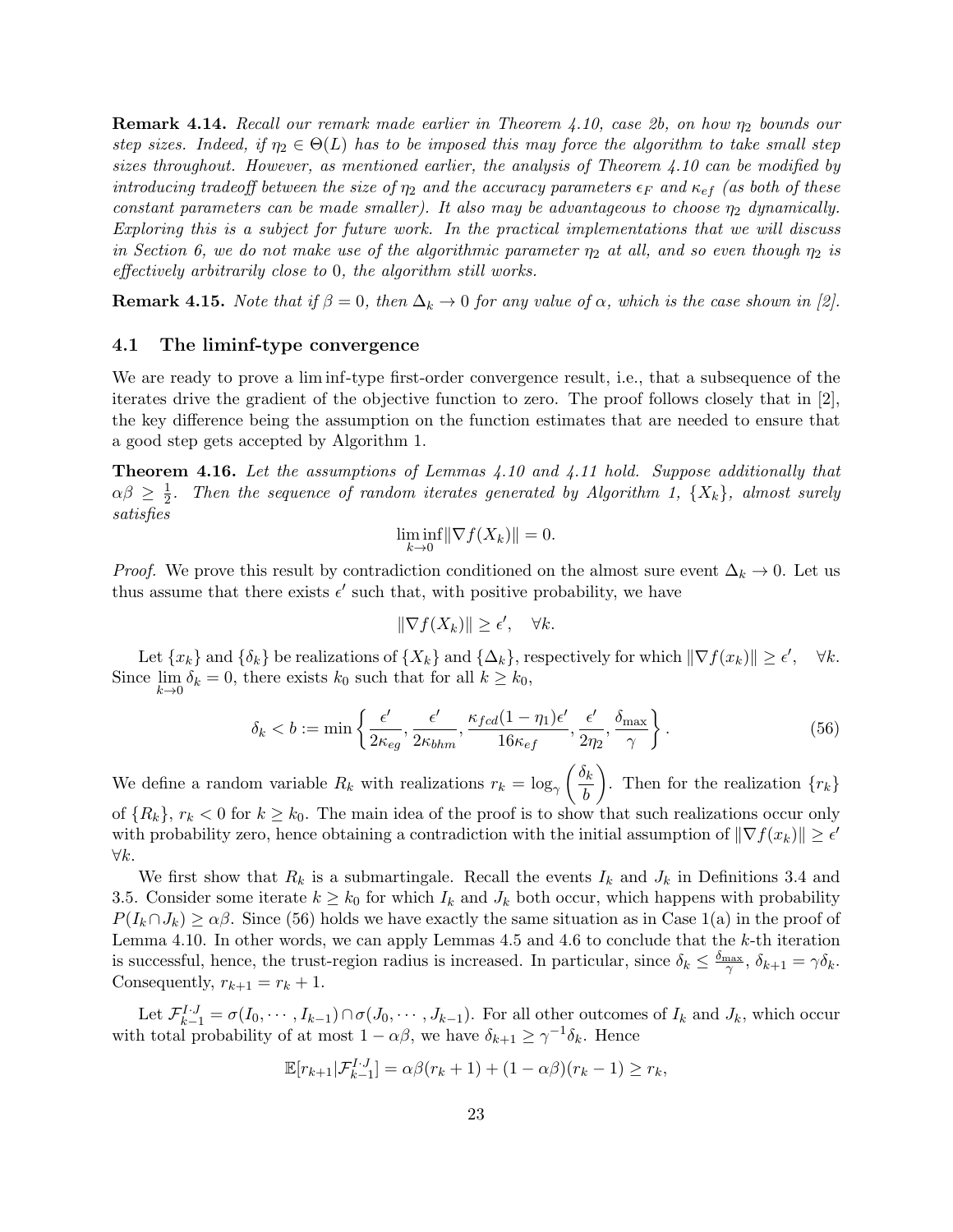**Remark 4.14.** *Recall our remark made earlier in Theorem 4.10, case 2b, on how $\eta_2$ bounds our step sizes. Indeed, if $\eta_2 \in \Theta(L)$ has to be imposed this may force the algorithm to take small step sizes throughout. However, as mentioned earlier, the analysis of Theorem 4.10 can be modified by introducing tradeoff between the size of $\eta_2$ and the accuracy parameters $\epsilon_F$ and $\kappa_{ef}$ (as both of these constant parameters can be made smaller). It also may be advantageous to choose $\eta_2$ dynamically. Exploring this is a subject for future work. In the practical implementations that we will discuss in Section 6, we do not make use of the algorithmic parameter $\eta_2$ at all, and so even though $\eta_2$ is effectively arbitrarily close to 0, the algorithm still works.*

**Remark 4.15.** *Note that if $\beta = 0$, then $\Delta_k \to 0$ for any value of $\alpha$, which is the case shown in [2].*

## 4.1 The liminf-type convergence

We are ready to prove a lim inf-type first-order convergence result, i.e., that a subsequence of the iterates drive the gradient of the objective function to zero. The proof follows closely that in [2], the key difference being the assumption on the function estimates that are needed to ensure that a good step gets accepted by Algorithm 1.

**Theorem 4.16.** *Let the assumptions of Lemmas 4.10 and 4.11 hold. Suppose additionally that $\alpha\beta \geq \frac{1}{2}$. Then the sequence of random iterates generated by Algorithm 1, $\{X_k\}$, almost surely satisfies*

$$\liminf_{k \to 0} \|\nabla f(X_k)\| = 0.$$

*Proof.* We prove this result by contradiction conditioned on the almost sure event $\Delta_k \to 0$. Let us thus assume that there exists $\epsilon'$ such that, with positive probability, we have

$$\|\nabla f(X_k)\| \geq \epsilon', \quad \forall k.$$

Let $\{x_k\}$ and $\{\delta_k\}$ be realizations of $\{X_k\}$ and $\{\Delta_k\}$, respectively for which $\|\nabla f(x_k)\| \geq \epsilon', \quad \forall k$. Since $\lim\limits_{k \to 0} \delta_k = 0$, there exists $k_0$ such that for all $k \geq k_0$,

$$\delta_k < b := \min\left\{ \frac{\epsilon'}{2\kappa_{eg}}, \frac{\epsilon'}{2\kappa_{bhm}}, \frac{\kappa_{fcd}(1-\eta_1)\epsilon'}{16\kappa_{ef}}, \frac{\epsilon'}{2\eta_2}, \frac{\delta_{\max}}{\gamma} \right\}. \tag{56}$$

We define a random variable $R_k$ with realizations $r_k = \log_\gamma\left(\frac{\delta_k}{b}\right)$. Then for the realization $\{r_k\}$ of $\{R_k\}$, $r_k < 0$ for $k \geq k_0$. The main idea of the proof is to show that such realizations occur only with probability zero, hence obtaining a contradiction with the initial assumption of $\|\nabla f(x_k)\| \geq \epsilon'$ $\forall k$.

We first show that $R_k$ is a submartingale. Recall the events $I_k$ and $J_k$ in Definitions 3.4 and 3.5. Consider some iterate $k \geq k_0$ for which $I_k$ and $J_k$ both occur, which happens with probability $P(I_k \cap J_k) \geq \alpha\beta$. Since (56) holds we have exactly the same situation as in Case 1(a) in the proof of Lemma 4.10. In other words, we can apply Lemmas 4.5 and 4.6 to conclude that the $k$-th iteration is successful, hence, the trust-region radius is increased. In particular, since $\delta_k \leq \frac{\delta_{\max}}{\gamma}$, $\delta_{k+1} = \gamma\delta_k$. Consequently, $r_{k+1} = r_k + 1$.

Let $\mathcal{F}_{k-1}^{I \cdot J} = \sigma(I_0, \cdots, I_{k-1}) \cap \sigma(J_0, \cdots, J_{k-1})$. For all other outcomes of $I_k$ and $J_k$, which occur with total probability of at most $1 - \alpha\beta$, we have $\delta_{k+1} \geq \gamma^{-1}\delta_k$. Hence

$$\mathbb{E}[r_{k+1} | \mathcal{F}_{k-1}^{I \cdot J}] = \alpha\beta(r_k + 1) + (1 - \alpha\beta)(r_k - 1) \geq r_k,$$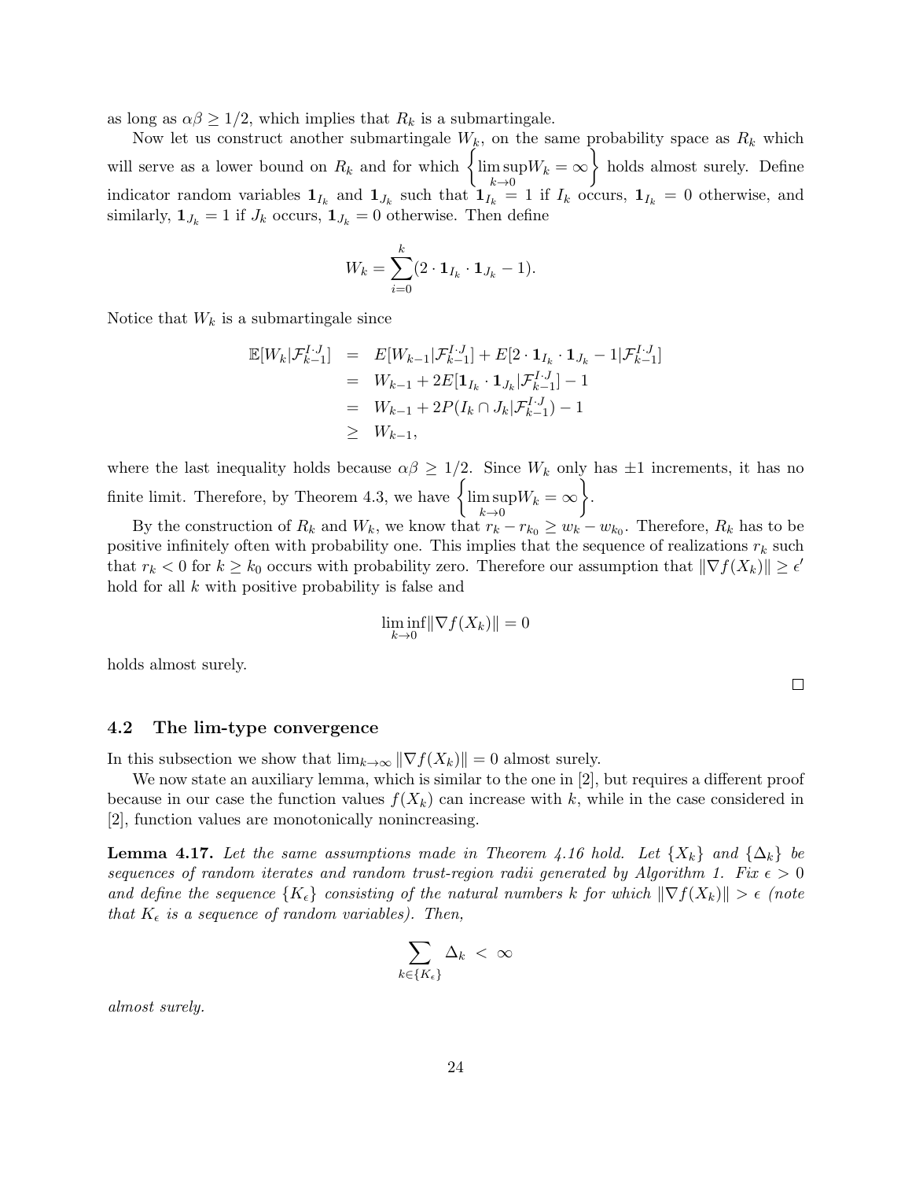as long as $\alpha\beta \geq 1/2$, which implies that $R_k$ is a submartingale.

Now let us construct another submartingale $W_k$, on the same probability space as $R_k$ which will serve as a lower bound on $R_k$ and for which $\left\{\limsup_{k\to 0} W_k = \infty\right\}$ holds almost surely. Define indicator random variables $\mathbf{1}_{I_k}$ and $\mathbf{1}_{J_k}$ such that $\mathbf{1}_{I_k} = 1$ if $I_k$ occurs, $\mathbf{1}_{I_k} = 0$ otherwise, and similarly, $\mathbf{1}_{J_k} = 1$ if $J_k$ occurs, $\mathbf{1}_{J_k} = 0$ otherwise. Then define

$$W_k = \sum_{i=0}^{k} (2 \cdot \mathbf{1}_{I_k} \cdot \mathbf{1}_{J_k} - 1).$$

Notice that $W_k$ is a submartingale since

$$\begin{aligned}
\mathbb{E}[W_k | \mathcal{F}_{k-1}^{I \cdot J}] &= E[W_{k-1} | \mathcal{F}_{k-1}^{I \cdot J}] + E[2 \cdot \mathbf{1}_{I_k} \cdot \mathbf{1}_{J_k} - 1 | \mathcal{F}_{k-1}^{I \cdot J}] \\
&= W_{k-1} + 2E[\mathbf{1}_{I_k} \cdot \mathbf{1}_{J_k} | \mathcal{F}_{k-1}^{I \cdot J}] - 1 \\
&= W_{k-1} + 2P(I_k \cap J_k | \mathcal{F}_{k-1}^{I \cdot J}) - 1 \\
&\geq W_{k-1},
\end{aligned}$$

where the last inequality holds because $\alpha\beta \geq 1/2$. Since $W_k$ only has $\pm 1$ increments, it has no finite limit. Therefore, by Theorem 4.3, we have $\left\{\limsup_{k\to 0} W_k = \infty\right\}$.

By the construction of $R_k$ and $W_k$, we know that $r_k - r_{k_0} \geq w_k - w_{k_0}$. Therefore, $R_k$ has to be positive infinitely often with probability one. This implies that the sequence of realizations $r_k$ such that $r_k < 0$ for $k \geq k_0$ occurs with probability zero. Therefore our assumption that $\|\nabla f(X_k)\| \geq \epsilon'$ hold for all $k$ with positive probability is false and

$$\liminf_{k\to 0} \|\nabla f(X_k)\| = 0$$

holds almost surely.

□

### 4.2 The lim-type convergence

In this subsection we show that $\lim_{k\to\infty} \|\nabla f(X_k)\| = 0$ almost surely.

We now state an auxiliary lemma, which is similar to the one in [2], but requires a different proof because in our case the function values $f(X_k)$ can increase with $k$, while in the case considered in [2], function values are monotonically nonincreasing.

**Lemma 4.17.** *Let the same assumptions made in Theorem 4.16 hold. Let $\{X_k\}$ and $\{\Delta_k\}$ be sequences of random iterates and random trust-region radii generated by Algorithm 1. Fix $\epsilon > 0$ and define the sequence $\{K_\epsilon\}$ consisting of the natural numbers $k$ for which $\|\nabla f(X_k)\| > \epsilon$ (note that $K_\epsilon$ is a sequence of random variables). Then,*

$$\sum_{k \in \{K_\epsilon\}} \Delta_k \; < \; \infty$$

*almost surely.*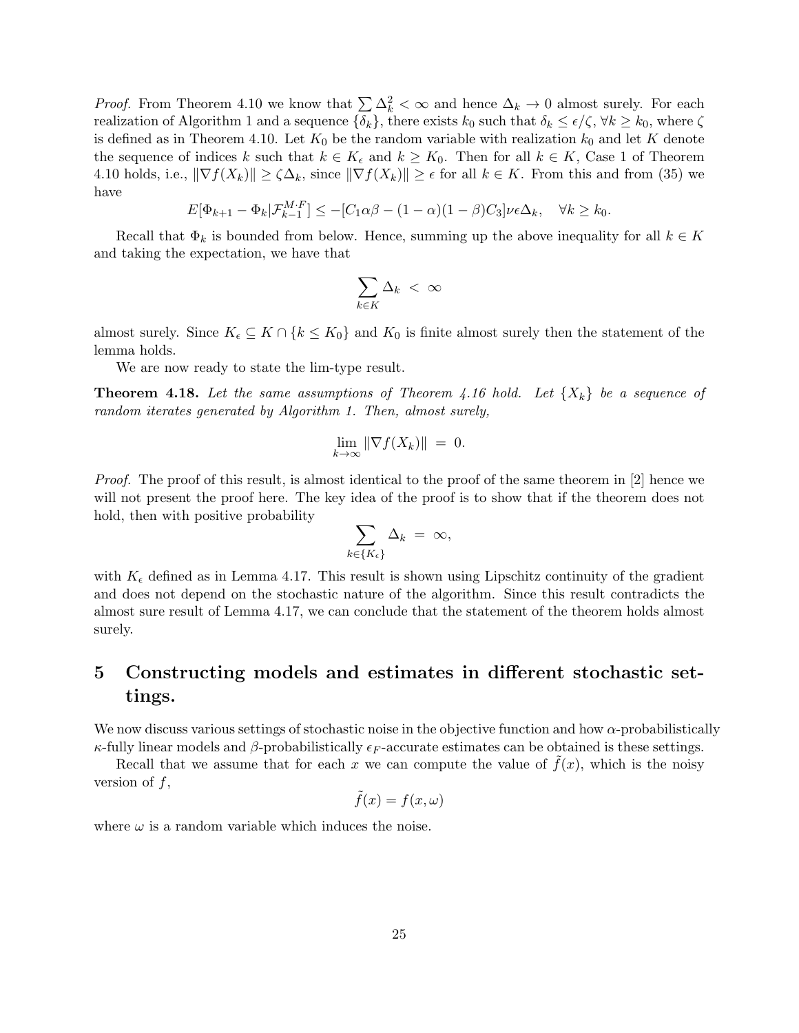*Proof.* From Theorem 4.10 we know that $\sum \Delta_k^2 < \infty$ and hence $\Delta_k \to 0$ almost surely. For each realization of Algorithm 1 and a sequence $\{\delta_k\}$, there exists $k_0$ such that $\delta_k \leq \epsilon/\zeta$, $\forall k \geq k_0$, where $\zeta$ is defined as in Theorem 4.10. Let $K_0$ be the random variable with realization $k_0$ and let $K$ denote the sequence of indices $k$ such that $k \in K_\epsilon$ and $k \geq K_0$. Then for all $k \in K$, Case 1 of Theorem 4.10 holds, i.e., $\|\nabla f(X_k)\| \geq \zeta \Delta_k$, since $\|\nabla f(X_k)\| \geq \epsilon$ for all $k \in K$. From this and from (35) we have

$$E[\Phi_{k+1} - \Phi_k | \mathcal{F}_{k-1}^{M \cdot F}] \leq -[C_1 \alpha \beta - (1-\alpha)(1-\beta) C_3] \nu \epsilon \Delta_k, \quad \forall k \geq k_0.$$

Recall that $\Phi_k$ is bounded from below. Hence, summing up the above inequality for all $k \in K$ and taking the expectation, we have that

$$\sum_{k \in K} \Delta_k \; < \; \infty$$

almost surely. Since $K_\epsilon \subseteq K \cap \{k \leq K_0\}$ and $K_0$ is finite almost surely then the statement of the lemma holds.

We are now ready to state the lim-type result.

**Theorem 4.18.** *Let the same assumptions of Theorem 4.16 hold. Let $\{X_k\}$ be a sequence of random iterates generated by Algorithm 1. Then, almost surely,*

$$\lim_{k \to \infty} \|\nabla f(X_k)\| \; = \; 0.$$

*Proof.* The proof of this result, is almost identical to the proof of the same theorem in [2] hence we will not present the proof here. The key idea of the proof is to show that if the theorem does not hold, then with positive probability

$$\sum_{k \in \{K_\epsilon\}} \Delta_k \; = \; \infty,$$

with $K_\epsilon$ defined as in Lemma 4.17. This result is shown using Lipschitz continuity of the gradient and does not depend on the stochastic nature of the algorithm. Since this result contradicts the almost sure result of Lemma 4.17, we can conclude that the statement of the theorem holds almost surely.

# 5 Constructing models and estimates in different stochastic settings.

We now discuss various settings of stochastic noise in the objective function and how $\alpha$-probabilistically $\kappa$-fully linear models and $\beta$-probabilistically $\epsilon_F$-accurate estimates can be obtained is these settings.

Recall that we assume that for each $x$ we can compute the value of $\tilde{f}(x)$, which is the noisy version of $f$,

$$\tilde{f}(x) = f(x, \omega)$$

where $\omega$ is a random variable which induces the noise.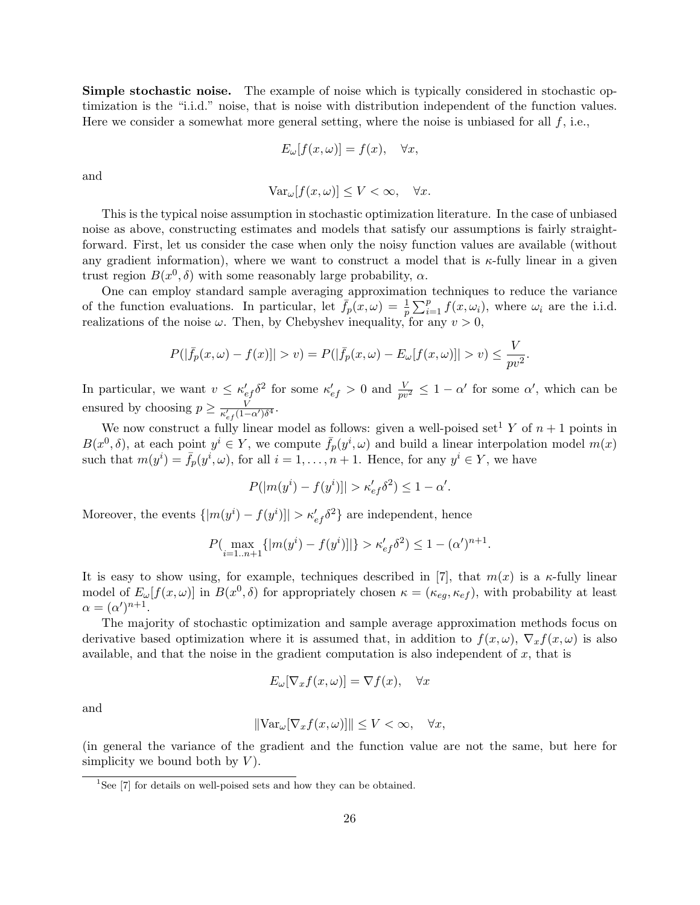**Simple stochastic noise.** The example of noise which is typically considered in stochastic optimization is the "i.i.d." noise, that is noise with distribution independent of the function values. Here we consider a somewhat more general setting, where the noise is unbiased for all $f$, i.e.,

$$E_\omega[f(x,\omega)] = f(x), \quad \forall x,$$

and

$$\mathrm{Var}_\omega[f(x,\omega)] \leq V < \infty, \quad \forall x.$$

This is the typical noise assumption in stochastic optimization literature. In the case of unbiased noise as above, constructing estimates and models that satisfy our assumptions is fairly straightforward. First, let us consider the case when only the noisy function values are available (without any gradient information), where we want to construct a model that is $\kappa$-fully linear in a given trust region $B(x^0, \delta)$ with some reasonably large probability, $\alpha$.

One can employ standard sample averaging approximation techniques to reduce the variance of the function evaluations. In particular, let $\bar{f}_p(x,\omega) = \frac{1}{p}\sum_{i=1}^{p} f(x, \omega_i)$, where $\omega_i$ are the i.i.d. realizations of the noise $\omega$. Then, by Chebyshev inequality, for any $v > 0$,

$$P(|\bar{f}_p(x,\omega) - f(x)]| > v) = P(|\bar{f}_p(x,\omega) - E_\omega[f(x,\omega)]| > v) \leq \frac{V}{pv^2}.$$

In particular, we want $v \leq \kappa'_{ef}\delta^2$ for some $\kappa'_{ef} > 0$ and $\frac{V}{pv^2} \leq 1 - \alpha'$ for some $\alpha'$, which can be ensured by choosing $p \geq \frac{V}{\kappa'_{ef}(1-\alpha')\delta^4}$.

We now construct a fully linear model as follows: given a well-posed set[1] $Y$ of $n+1$ points in $B(x^0, \delta)$, at each point $y^i \in Y$, we compute $\bar{f}_p(y^i, \omega)$ and build a linear interpolation model $m(x)$ such that $m(y^i) = \bar{f}_p(y^i, \omega)$, for all $i = 1, \ldots, n+1$. Hence, for any $y^i \in Y$, we have

$$P(|m(y^i) - f(y^i)]| > \kappa'_{ef}\delta^2) \leq 1 - \alpha'.$$

Moreover, the events $\{|m(y^i) - f(y^i)]| > \kappa'_{ef}\delta^2\}$ are independent, hence

$$P(\max_{i=1..n+1}\{|m(y^i) - f(y^i)]|\} > \kappa'_{ef}\delta^2) \leq 1 - (\alpha')^{n+1}.$$

It is easy to show using, for example, techniques described in [7], that $m(x)$ is a $\kappa$-fully linear model of $E_\omega[f(x,\omega)]$ in $B(x^0, \delta)$ for appropriately chosen $\kappa = (\kappa_{eg}, \kappa_{ef})$, with probability at least $\alpha = (\alpha')^{n+1}$.

The majority of stochastic optimization and sample average approximation methods focus on derivative based optimization where it is assumed that, in addition to $f(x,\omega)$, $\nabla_x f(x,\omega)$ is also available, and that the noise in the gradient computation is also independent of $x$, that is

$$E_\omega[\nabla_x f(x,\omega)] = \nabla f(x), \quad \forall x$$

and

$$\|\mathrm{Var}_\omega[\nabla_x f(x,\omega)]\| \leq V < \infty, \quad \forall x,$$

(in general the variance of the gradient and the function value are not the same, but here for simplicity we bound both by $V$).

[1] See [7] for details on well-poised sets and how they can be obtained.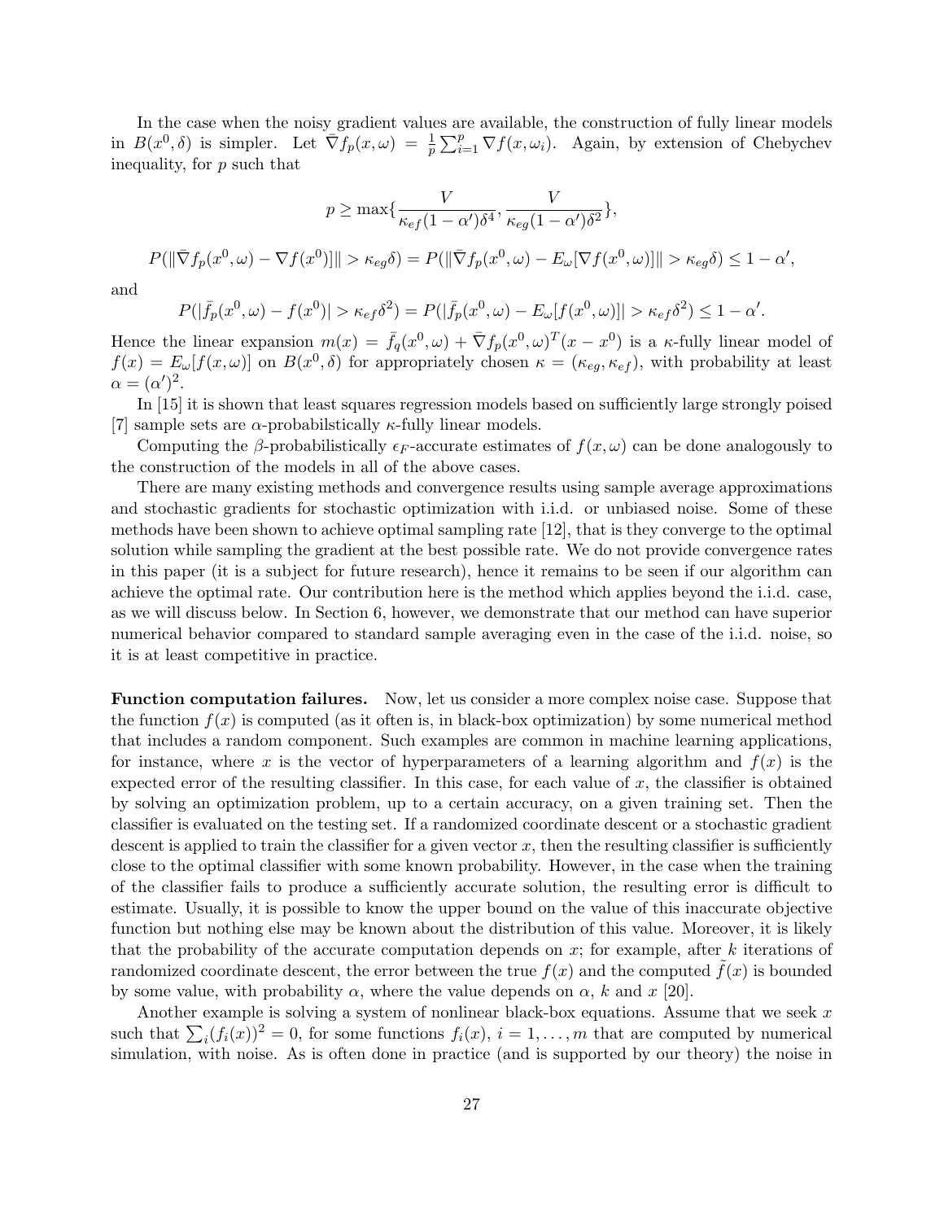In the case when the noisy gradient values are available, the construction of fully linear models in $B(x^0, \delta)$ is simpler. Let $\bar{\nabla} f_p(x, \omega) = \frac{1}{p}\sum_{i=1}^p \nabla f(x, \omega_i)$. Again, by extension of Chebychev inequality, for $p$ such that

$$p \geq \max\{\frac{V}{\kappa_{ef}(1-\alpha')\delta^4}, \frac{V}{\kappa_{eg}(1-\alpha')\delta^2}\},$$

$$P(\|\bar{\nabla} f_p(x^0, \omega) - \nabla f(x^0)]\| > \kappa_{eg}\delta) = P(\|\bar{\nabla} f_p(x^0, \omega) - E_\omega[\nabla f(x^0, \omega)]\| > \kappa_{eg}\delta) \leq 1 - \alpha',$$

and

$$P(|\bar{f}_p(x^0, \omega) - f(x^0)| > \kappa_{ef}\delta^2) = P(|\bar{f}_p(x^0, \omega) - E_\omega[f(x^0, \omega)]| > \kappa_{ef}\delta^2) \leq 1 - \alpha'.$$

Hence the linear expansion $m(x) = \bar{f}_q(x^0, \omega) + \bar{\nabla} f_p(x^0, \omega)^T(x - x^0)$ is a $\kappa$-fully linear model of $f(x) = E_\omega[f(x, \omega)]$ on $B(x^0, \delta)$ for appropriately chosen $\kappa = (\kappa_{eg}, \kappa_{ef})$, with probability at least $\alpha = (\alpha')^2$.

In [15] it is shown that least squares regression models based on sufficiently large strongly poised [7] sample sets are $\alpha$-probabilstically $\kappa$-fully linear models.

Computing the $\beta$-probabilistically $\epsilon_F$-accurate estimates of $f(x, \omega)$ can be done analogously to the construction of the models in all of the above cases.

There are many existing methods and convergence results using sample average approximations and stochastic gradients for stochastic optimization with i.i.d. or unbiased noise. Some of these methods have been shown to achieve optimal sampling rate [12], that is they converge to the optimal solution while sampling the gradient at the best possible rate. We do not provide convergence rates in this paper (it is a subject for future research), hence it remains to be seen if our algorithm can achieve the optimal rate. Our contribution here is the method which applies beyond the i.i.d. case, as we will discuss below. In Section 6, however, we demonstrate that our method can have superior numerical behavior compared to standard sample averaging even in the case of the i.i.d. noise, so it is at least competitive in practice.

**Function computation failures.** Now, let us consider a more complex noise case. Suppose that the function $f(x)$ is computed (as it often is, in black-box optimization) by some numerical method that includes a random component. Such examples are common in machine learning applications, for instance, where $x$ is the vector of hyperparameters of a learning algorithm and $f(x)$ is the expected error of the resulting classifier. In this case, for each value of $x$, the classifier is obtained by solving an optimization problem, up to a certain accuracy, on a given training set. Then the classifier is evaluated on the testing set. If a randomized coordinate descent or a stochastic gradient descent is applied to train the classifier for a given vector $x$, then the resulting classifier is sufficiently close to the optimal classifier with some known probability. However, in the case when the training of the classifier fails to produce a sufficiently accurate solution, the resulting error is difficult to estimate. Usually, it is possible to know the upper bound on the value of this inaccurate objective function but nothing else may be known about the distribution of this value. Moreover, it is likely that the probability of the accurate computation depends on $x$; for example, after $k$ iterations of randomized coordinate descent, the error between the true $f(x)$ and the computed $\tilde{f}(x)$ is bounded by some value, with probability $\alpha$, where the value depends on $\alpha$, $k$ and $x$ [20].

Another example is solving a system of nonlinear black-box equations. Assume that we seek $x$ such that $\sum_i (f_i(x))^2 = 0$, for some functions $f_i(x)$, $i = 1, \ldots, m$ that are computed by numerical simulation, with noise. As is often done in practice (and is supported by our theory) the noise in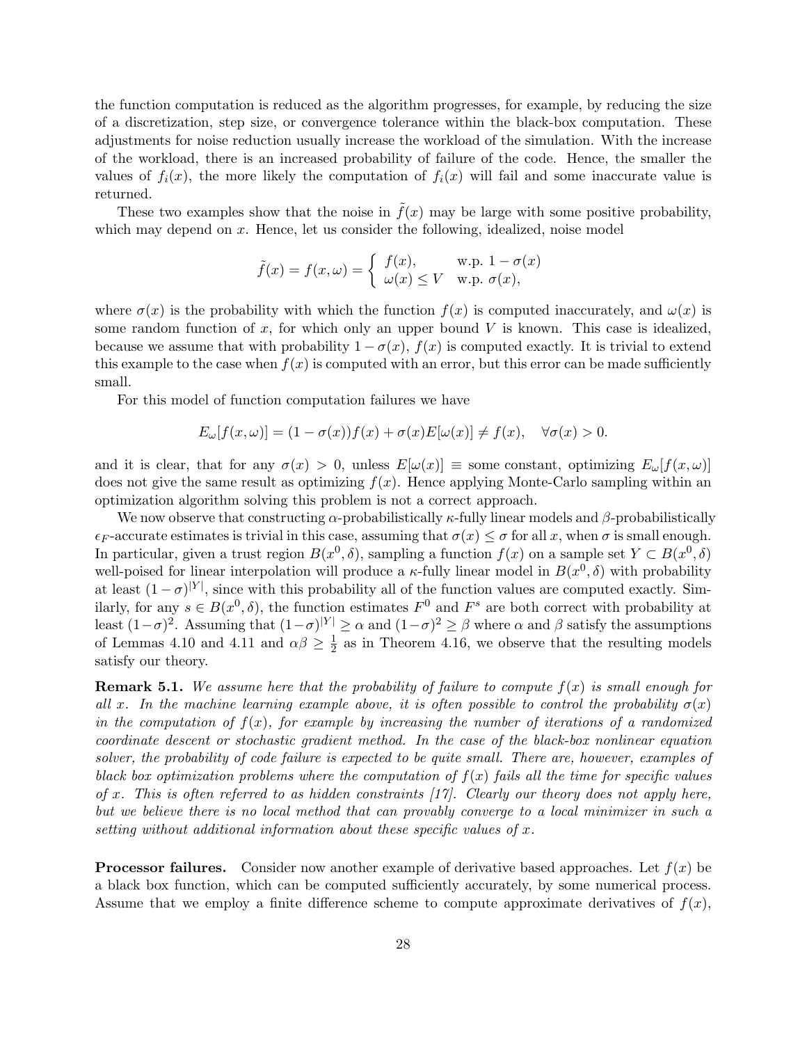the function computation is reduced as the algorithm progresses, for example, by reducing the size of a discretization, step size, or convergence tolerance within the black-box computation. These adjustments for noise reduction usually increase the workload of the simulation. With the increase of the workload, there is an increased probability of failure of the code. Hence, the smaller the values of $f_i(x)$, the more likely the computation of $f_i(x)$ will fail and some inaccurate value is returned.

These two examples show that the noise in $\tilde{f}(x)$ may be large with some positive probability, which may depend on $x$. Hence, let us consider the following, idealized, noise model

$$\tilde{f}(x) = f(x, \omega) = \begin{cases} f(x), & \text{w.p. } 1 - \sigma(x) \\ \omega(x) \leq V & \text{w.p. } \sigma(x), \end{cases}$$

where $\sigma(x)$ is the probability with which the function $f(x)$ is computed inaccurately, and $\omega(x)$ is some random function of $x$, for which only an upper bound $V$ is known. This case is idealized, because we assume that with probability $1 - \sigma(x)$, $f(x)$ is computed exactly. It is trivial to extend this example to the case when $f(x)$ is computed with an error, but this error can be made sufficiently small.

For this model of function computation failures we have

$$E_\omega[f(x, \omega)] = (1 - \sigma(x))f(x) + \sigma(x)E[\omega(x)] \neq f(x), \quad \forall \sigma(x) > 0.$$

and it is clear, that for any $\sigma(x) > 0$, unless $E[\omega(x)] \equiv$ some constant, optimizing $E_\omega[f(x, \omega)]$ does not give the same result as optimizing $f(x)$. Hence applying Monte-Carlo sampling within an optimization algorithm solving this problem is not a correct approach.

We now observe that constructing $\alpha$-probabilistically $\kappa$-fully linear models and $\beta$-probabilistically $\epsilon_F$-accurate estimates is trivial in this case, assuming that $\sigma(x) \leq \sigma$ for all $x$, when $\sigma$ is small enough. In particular, given a trust region $B(x^0, \delta)$, sampling a function $f(x)$ on a sample set $Y \subset B(x^0, \delta)$ well-poised for linear interpolation will produce a $\kappa$-fully linear model in $B(x^0, \delta)$ with probability at least $(1 - \sigma)^{|Y|}$, since with this probability all of the function values are computed exactly. Similarly, for any $s \in B(x^0, \delta)$, the function estimates $F^0$ and $F^s$ are both correct with probability at least $(1-\sigma)^2$. Assuming that $(1-\sigma)^{|Y|} \geq \alpha$ and $(1-\sigma)^2 \geq \beta$ where $\alpha$ and $\beta$ satisfy the assumptions of Lemmas 4.10 and 4.11 and $\alpha\beta \geq \frac{1}{2}$ as in Theorem 4.16, we observe that the resulting models satisfy our theory.

**Remark 5.1.** *We assume here that the probability of failure to compute $f(x)$ is small enough for all $x$. In the machine learning example above, it is often possible to control the probability $\sigma(x)$ in the computation of $f(x)$, for example by increasing the number of iterations of a randomized coordinate descent or stochastic gradient method. In the case of the black-box nonlinear equation solver, the probability of code failure is expected to be quite small. There are, however, examples of black box optimization problems where the computation of $f(x)$ fails all the time for specific values of $x$. This is often referred to as hidden constraints [17]. Clearly our theory does not apply here, but we believe there is no local method that can provably converge to a local minimizer in such a setting without additional information about these specific values of $x$.*

**Processor failures.** Consider now another example of derivative based approaches. Let $f(x)$ be a black box function, which can be computed sufficiently accurately, by some numerical process. Assume that we employ a finite difference scheme to compute approximate derivatives of $f(x)$,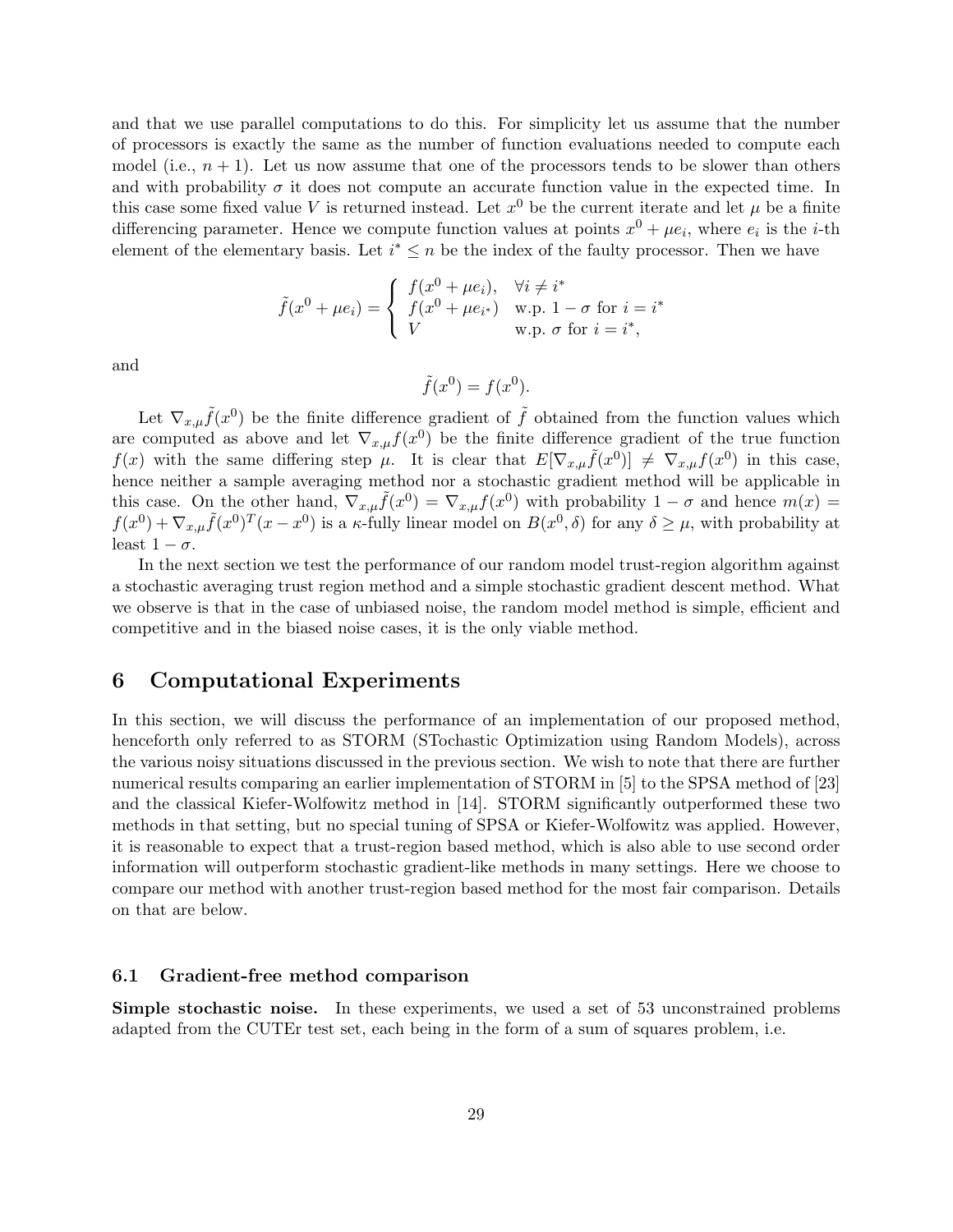and that we use parallel computations to do this. For simplicity let us assume that the number of processors is exactly the same as the number of function evaluations needed to compute each model (i.e., $n+1$). Let us now assume that one of the processors tends to be slower than others and with probability $\sigma$ it does not compute an accurate function value in the expected time. In this case some fixed value $V$ is returned instead. Let $x^0$ be the current iterate and let $\mu$ be a finite differencing parameter. Hence we compute function values at points $x^0 + \mu e_i$, where $e_i$ is the $i$-th element of the elementary basis. Let $i^* \leq n$ be the index of the faulty processor. Then we have

$$\tilde{f}(x^0 + \mu e_i) = \begin{cases} f(x^0 + \mu e_i), & \forall i \neq i^* \\ f(x^0 + \mu e_{i^*}) & \text{w.p. } 1-\sigma \text{ for } i = i^* \\ V & \text{w.p. } \sigma \text{ for } i = i^*, \end{cases}$$

and

$$\tilde{f}(x^0) = f(x^0).$$

Let $\nabla_{x,\mu}\tilde{f}(x^0)$ be the finite difference gradient of $\tilde{f}$ obtained from the function values which are computed as above and let $\nabla_{x,\mu}f(x^0)$ be the finite difference gradient of the true function $f(x)$ with the same differing step $\mu$. It is clear that $E[\nabla_{x,\mu}\tilde{f}(x^0)] \neq \nabla_{x,\mu}f(x^0)$ in this case, hence neither a sample averaging method nor a stochastic gradient method will be applicable in this case. On the other hand, $\nabla_{x,\mu}\tilde{f}(x^0) = \nabla_{x,\mu}f(x^0)$ with probability $1-\sigma$ and hence $m(x) = f(x^0) + \nabla_{x,\mu}\tilde{f}(x^0)^T(x - x^0)$ is a $\kappa$-fully linear model on $B(x^0, \delta)$ for any $\delta \geq \mu$, with probability at least $1 - \sigma$.

In the next section we test the performance of our random model trust-region algorithm against a stochastic averaging trust region method and a simple stochastic gradient descent method. What we observe is that in the case of unbiased noise, the random model method is simple, efficient and competitive and in the biased noise cases, it is the only viable method.

# 6 Computational Experiments

In this section, we will discuss the performance of an implementation of our proposed method, henceforth only referred to as STORM (STochastic Optimization using Random Models), across the various noisy situations discussed in the previous section. We wish to note that there are further numerical results comparing an earlier implementation of STORM in [5] to the SPSA method of [23] and the classical Kiefer-Wolfowitz method in [14]. STORM significantly outperformed these two methods in that setting, but no special tuning of SPSA or Kiefer-Wolfowitz was applied. However, it is reasonable to expect that a trust-region based method, which is also able to use second order information will outperform stochastic gradient-like methods in many settings. Here we choose to compare our method with another trust-region based method for the most fair comparison. Details on that are below.

## 6.1 Gradient-free method comparison

**Simple stochastic noise.** In these experiments, we used a set of 53 unconstrained problems adapted from the CUTEr test set, each being in the form of a sum of squares problem, i.e.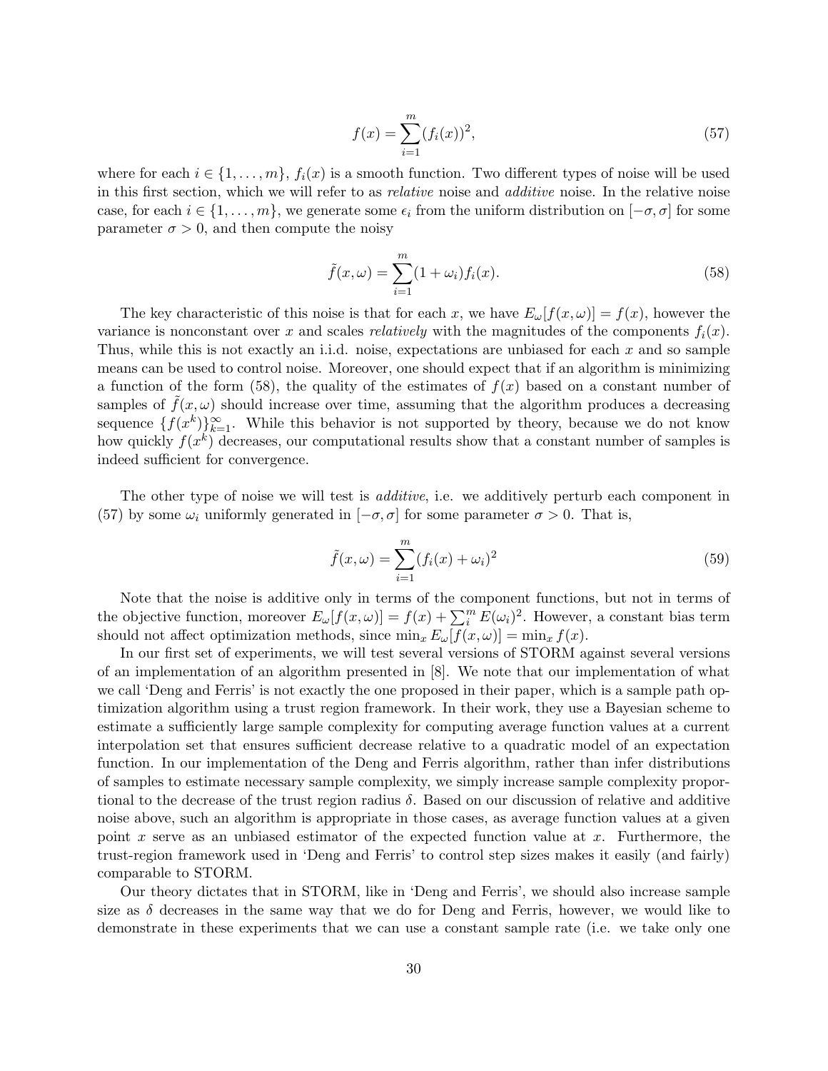$$f(x) = \sum_{i=1}^{m} (f_i(x))^2, \tag{57}$$

where for each $i \in \{1, \ldots, m\}$, $f_i(x)$ is a smooth function. Two different types of noise will be used in this first section, which we will refer to as *relative* noise and *additive* noise. In the relative noise case, for each $i \in \{1, \ldots, m\}$, we generate some $\epsilon_i$ from the uniform distribution on $[-\sigma, \sigma]$ for some parameter $\sigma > 0$, and then compute the noisy

$$\tilde{f}(x, \omega) = \sum_{i=1}^{m} (1 + \omega_i) f_i(x). \tag{58}$$

The key characteristic of this noise is that for each $x$, we have $E_\omega[f(x, \omega)] = f(x)$, however the variance is nonconstant over $x$ and scales *relatively* with the magnitudes of the components $f_i(x)$. Thus, while this is not exactly an i.i.d. noise, expectations are unbiased for each $x$ and so sample means can be used to control noise. Moreover, one should expect that if an algorithm is minimizing a function of the form (58), the quality of the estimates of $f(x)$ based on a constant number of samples of $\tilde{f}(x, \omega)$ should increase over time, assuming that the algorithm produces a decreasing sequence $\{f(x^k)\}_{k=1}^{\infty}$. While this behavior is not supported by theory, because we do not know how quickly $f(x^k)$ decreases, our computational results show that a constant number of samples is indeed sufficient for convergence.

The other type of noise we will test is *additive*, i.e. we additively perturb each component in (57) by some $\omega_i$ uniformly generated in $[-\sigma, \sigma]$ for some parameter $\sigma > 0$. That is,

$$\tilde{f}(x, \omega) = \sum_{i=1}^{m} (f_i(x) + \omega_i)^2 \tag{59}$$

Note that the noise is additive only in terms of the component functions, but not in terms of the objective function, moreover $E_\omega[f(x, \omega)] = f(x) + \sum_i^m E(\omega_i)^2$. However, a constant bias term should not affect optimization methods, since $\min_x E_\omega[f(x, \omega)] = \min_x f(x)$.

In our first set of experiments, we will test several versions of STORM against several versions of an implementation of an algorithm presented in [8]. We note that our implementation of what we call 'Deng and Ferris' is not exactly the one proposed in their paper, which is a sample path optimization algorithm using a trust region framework. In their work, they use a Bayesian scheme to estimate a sufficiently large sample complexity for computing average function values at a current interpolation set that ensures sufficient decrease relative to a quadratic model of an expectation function. In our implementation of the Deng and Ferris algorithm, rather than infer distributions of samples to estimate necessary sample complexity, we simply increase sample complexity proportional to the decrease of the trust region radius $\delta$. Based on our discussion of relative and additive noise above, such an algorithm is appropriate in those cases, as average function values at a given point $x$ serve as an unbiased estimator of the expected function value at $x$. Furthermore, the trust-region framework used in 'Deng and Ferris' to control step sizes makes it easily (and fairly) comparable to STORM.

Our theory dictates that in STORM, like in 'Deng and Ferris', we should also increase sample size as $\delta$ decreases in the same way that we do for Deng and Ferris, however, we would like to demonstrate in these experiments that we can use a constant sample rate (i.e. we take only one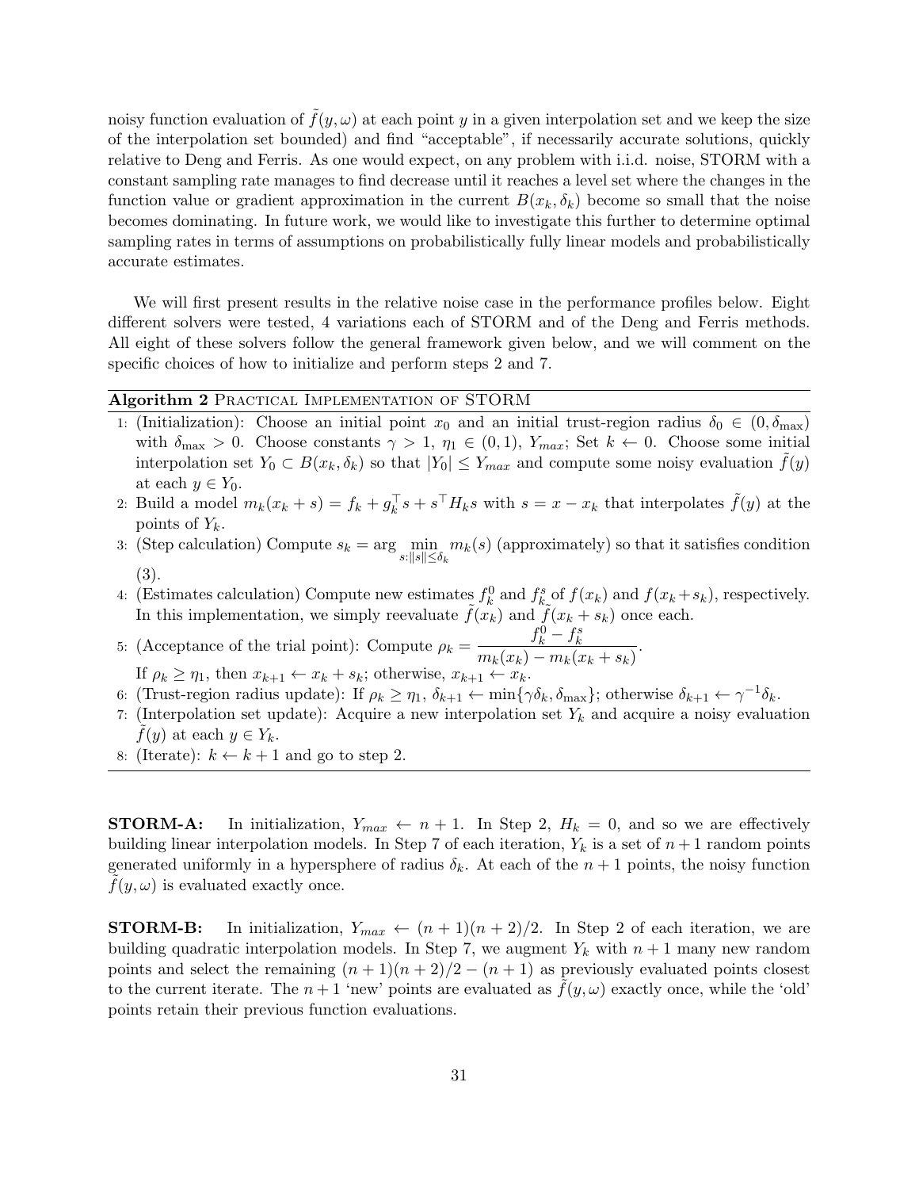noisy function evaluation of $\tilde{f}(y, \omega)$ at each point $y$ in a given interpolation set and we keep the size of the interpolation set bounded) and find "acceptable", if necessarily accurate solutions, quickly relative to Deng and Ferris. As one would expect, on any problem with i.i.d. noise, STORM with a constant sampling rate manages to find decrease until it reaches a level set where the changes in the function value or gradient approximation in the current $B(x_k, \delta_k)$ become so small that the noise becomes dominating. In future work, we would like to investigate this further to determine optimal sampling rates in terms of assumptions on probabilistically fully linear models and probabilistically accurate estimates.

We will first present results in the relative noise case in the performance profiles below. Eight different solvers were tested, 4 variations each of STORM and of the Deng and Ferris methods. All eight of these solvers follow the general framework given below, and we will comment on the specific choices of how to initialize and perform steps 2 and 7.

**Algorithm 2** Practical Implementation of STORM

1. (Initialization): Choose an initial point $x_0$ and an initial trust-region radius $\delta_0 \in (0, \delta_{\max})$ with $\delta_{\max} > 0$. Choose constants $\gamma > 1$, $\eta_1 \in (0, 1)$, $Y_{max}$; Set $k \leftarrow 0$. Choose some initial interpolation set $Y_0 \subset B(x_k, \delta_k)$ so that $|Y_0| \leq Y_{max}$ and compute some noisy evaluation $\tilde{f}(y)$ at each $y \in Y_0$.
2. Build a model $m_k(x_k + s) = f_k + g_k^\top s + s^\top H_k s$ with $s = x - x_k$ that interpolates $\tilde{f}(y)$ at the points of $Y_k$.
3. (Step calculation) Compute $s_k = \arg \min_{s:\|s\| \leq \delta_k} m_k(s)$ (approximately) so that it satisfies condition (3).
4. (Estimates calculation) Compute new estimates $f_k^0$ and $f_k^s$ of $f(x_k)$ and $f(x_k + s_k)$, respectively. In this implementation, we simply reevaluate $\tilde{f}(x_k)$ and $\tilde{f}(x_k + s_k)$ once each.
5. (Acceptance of the trial point): Compute $\rho_k = \dfrac{f_k^0 - f_k^s}{m_k(x_k) - m_k(x_k + s_k)}$.
   If $\rho_k \geq \eta_1$, then $x_{k+1} \leftarrow x_k + s_k$; otherwise, $x_{k+1} \leftarrow x_k$.
6. (Trust-region radius update): If $\rho_k \geq \eta_1$, $\delta_{k+1} \leftarrow \min\{\gamma \delta_k, \delta_{\max}\}$; otherwise $\delta_{k+1} \leftarrow \gamma^{-1} \delta_k$.
7. (Interpolation set update): Acquire a new interpolation set $Y_k$ and acquire a noisy evaluation $\tilde{f}(y)$ at each $y \in Y_k$.
8. (Iterate): $k \leftarrow k + 1$ and go to step 2.

**STORM-A:** In initialization, $Y_{max} \leftarrow n + 1$. In Step 2, $H_k = 0$, and so we are effectively building linear interpolation models. In Step 7 of each iteration, $Y_k$ is a set of $n + 1$ random points generated uniformly in a hypersphere of radius $\delta_k$. At each of the $n + 1$ points, the noisy function $\tilde{f}(y, \omega)$ is evaluated exactly once.

**STORM-B:** In initialization, $Y_{max} \leftarrow (n + 1)(n + 2)/2$. In Step 2 of each iteration, we are building quadratic interpolation models. In Step 7, we augment $Y_k$ with $n + 1$ many new random points and select the remaining $(n + 1)(n + 2)/2 - (n + 1)$ as previously evaluated points closest to the current iterate. The $n + 1$ 'new' points are evaluated as $\tilde{f}(y, \omega)$ exactly once, while the 'old' points retain their previous function evaluations.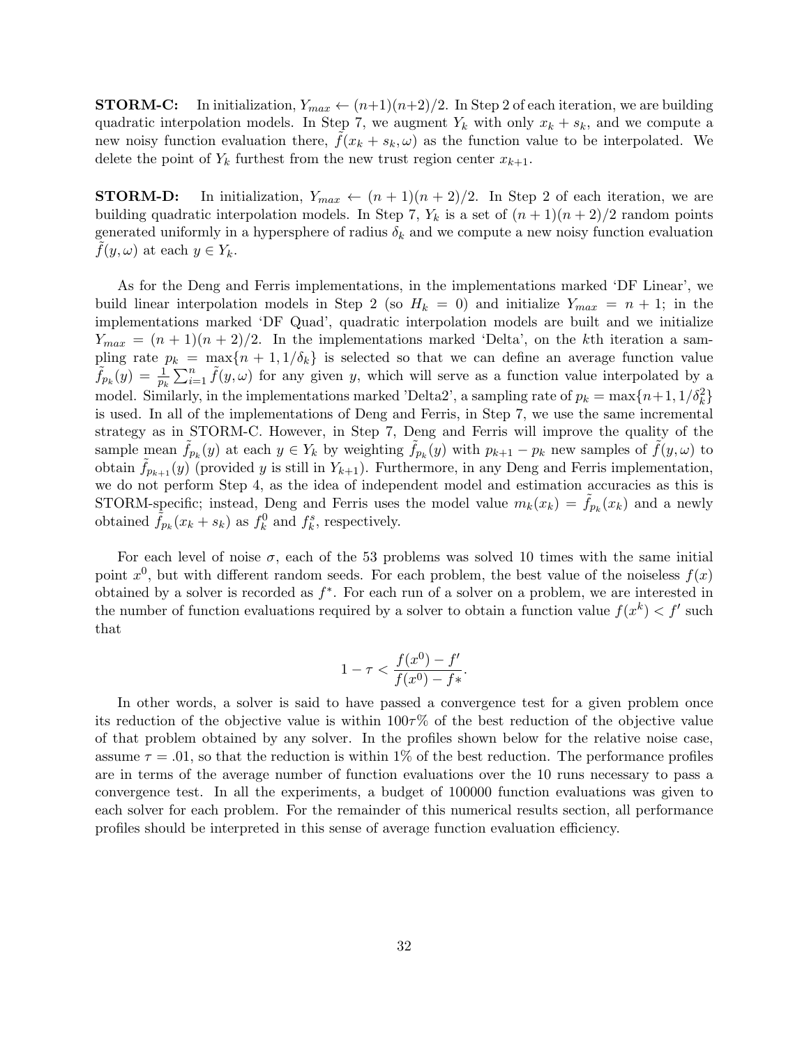**STORM-C:** In initialization, $Y_{max} \leftarrow (n+1)(n+2)/2$. In Step 2 of each iteration, we are building quadratic interpolation models. In Step 7, we augment $Y_k$ with only $x_k + s_k$, and we compute a new noisy function evaluation there, $\tilde{f}(x_k + s_k, \omega)$ as the function value to be interpolated. We delete the point of $Y_k$ furthest from the new trust region center $x_{k+1}$.

**STORM-D:** In initialization, $Y_{max} \leftarrow (n+1)(n+2)/2$. In Step 2 of each iteration, we are building quadratic interpolation models. In Step 7, $Y_k$ is a set of $(n+1)(n+2)/2$ random points generated uniformly in a hypersphere of radius $\delta_k$ and we compute a new noisy function evaluation $\tilde{f}(y, \omega)$ at each $y \in Y_k$.

As for the Deng and Ferris implementations, in the implementations marked 'DF Linear', we build linear interpolation models in Step 2 (so $H_k = 0$) and initialize $Y_{max} = n + 1$; in the implementations marked 'DF Quad', quadratic interpolation models are built and we initialize $Y_{max} = (n + 1)(n + 2)/2$. In the implementations marked 'Delta', on the $k$th iteration a sampling rate $p_k = \max\{n + 1, 1/\delta_k\}$ is selected so that we can define an average function value $\tilde{f}_{p_k}(y) = \frac{1}{p_k} \sum_{i=1}^{n} \tilde{f}(y, \omega)$ for any given $y$, which will serve as a function value interpolated by a model. Similarly, in the implementations marked 'Delta2', a sampling rate of $p_k = \max\{n+1, 1/\delta_k^2\}$ is used. In all of the implementations of Deng and Ferris, in Step 7, we use the same incremental strategy as in STORM-C. However, in Step 7, Deng and Ferris will improve the quality of the sample mean $\tilde{f}_{p_k}(y)$ at each $y \in Y_k$ by weighting $\tilde{f}_{p_k}(y)$ with $p_{k+1} - p_k$ new samples of $\tilde{f}(y, \omega)$ to obtain $\tilde{f}_{p_{k+1}}(y)$ (provided $y$ is still in $Y_{k+1}$). Furthermore, in any Deng and Ferris implementation, we do not perform Step 4, as the idea of independent model and estimation accuracies as this is STORM-specific; instead, Deng and Ferris uses the model value $m_k(x_k) = \tilde{f}_{p_k}(x_k)$ and a newly obtained $\tilde{f}_{p_k}(x_k + s_k)$ as $f_k^0$ and $f_k^s$, respectively.

For each level of noise $\sigma$, each of the 53 problems was solved 10 times with the same initial point $x^0$, but with different random seeds. For each problem, the best value of the noiseless $f(x)$ obtained by a solver is recorded as $f^*$. For each run of a solver on a problem, we are interested in the number of function evaluations required by a solver to obtain a function value $f(x^k) < f'$ such that

$$1 - \tau < \frac{f(x^0) - f'}{f(x^0) - f*}.$$

In other words, a solver is said to have passed a convergence test for a given problem once its reduction of the objective value is within $100\tau\%$ of the best reduction of the objective value of that problem obtained by any solver. In the profiles shown below for the relative noise case, assume $\tau = .01$, so that the reduction is within 1% of the best reduction. The performance profiles are in terms of the average number of function evaluations over the 10 runs necessary to pass a convergence test. In all the experiments, a budget of 100000 function evaluations was given to each solver for each problem. For the remainder of this numerical results section, all performance profiles should be interpreted in this sense of average function evaluation efficiency.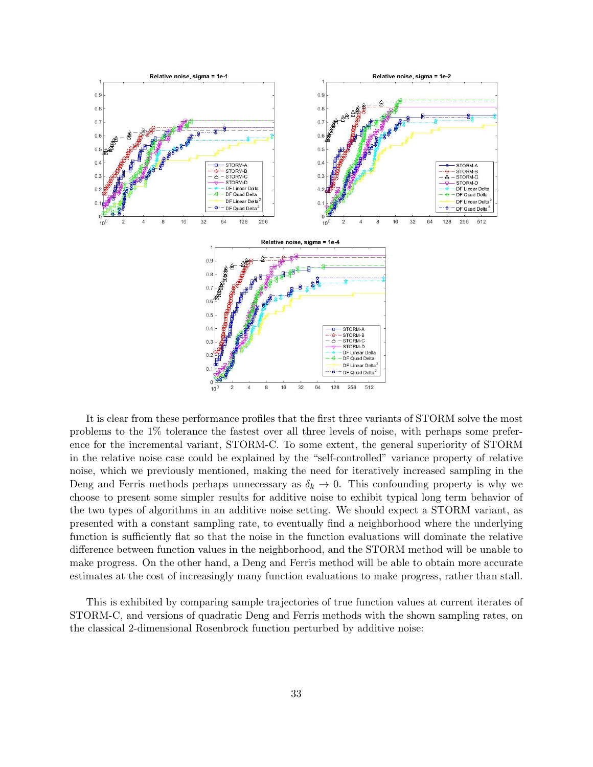It is clear from these performance profiles that the first three variants of STORM solve the most problems to the 1% tolerance the fastest over all three levels of noise, with perhaps some preference for the incremental variant, STORM-C. To some extent, the general superiority of STORM in the relative noise case could be explained by the "self-controlled" variance property of relative noise, which we previously mentioned, making the need for iteratively increased sampling in the Deng and Ferris methods perhaps unnecessary as $\delta_k \to 0$. This confounding property is why we choose to present some simpler results for additive noise to exhibit typical long term behavior of the two types of algorithms in an additive noise setting. We should expect a STORM variant, as presented with a constant sampling rate, to eventually find a neighborhood where the underlying function is sufficiently flat so that the noise in the function evaluations will dominate the relative difference between function values in the neighborhood, and the STORM method will be unable to make progress. On the other hand, a Deng and Ferris method will be able to obtain more accurate estimates at the cost of increasingly many function evaluations to make progress, rather than stall.

This is exhibited by comparing sample trajectories of true function values at current iterates of STORM-C, and versions of quadratic Deng and Ferris methods with the shown sampling rates, on the classical 2-dimensional Rosenbrock function perturbed by additive noise: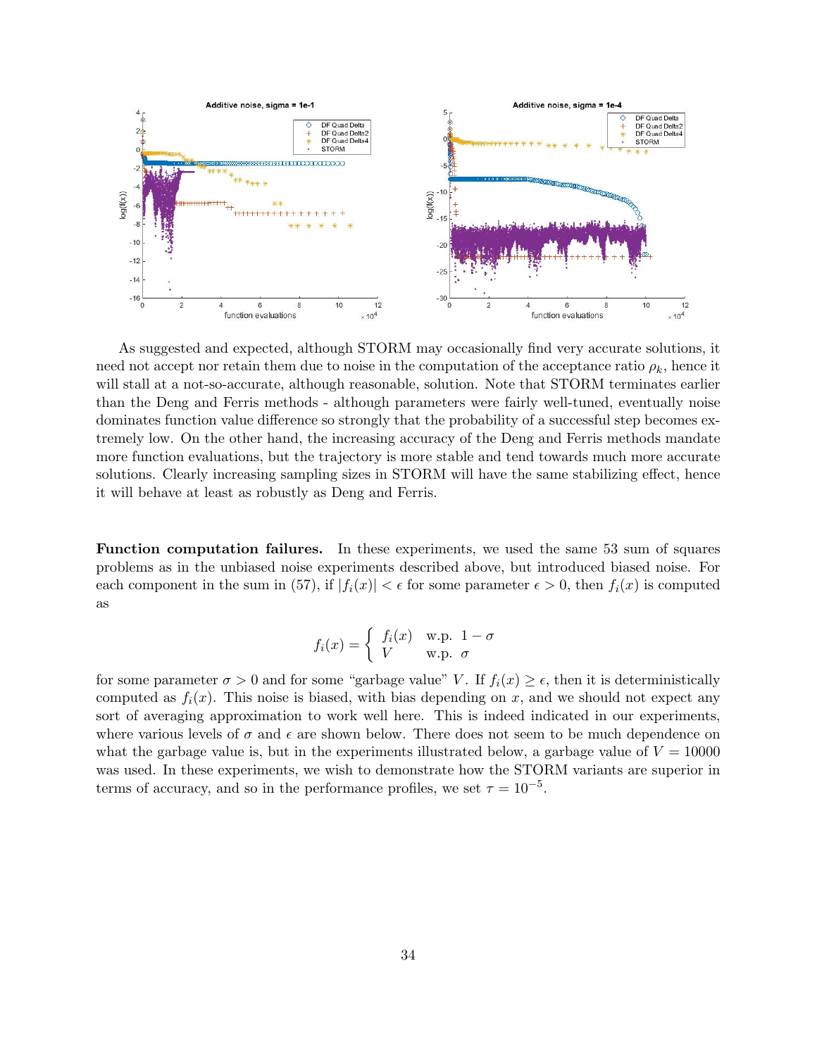As suggested and expected, although STORM may occasionally find very accurate solutions, it need not accept nor retain them due to noise in the computation of the acceptance ratio $\rho_k$, hence it will stall at a not-so-accurate, although reasonable, solution. Note that STORM terminates earlier than the Deng and Ferris methods - although parameters were fairly well-tuned, eventually noise dominates function value difference so strongly that the probability of a successful step becomes extremely low. On the other hand, the increasing accuracy of the Deng and Ferris methods mandate more function evaluations, but the trajectory is more stable and tend towards much more accurate solutions. Clearly increasing sampling sizes in STORM will have the same stabilizing effect, hence it will behave at least as robustly as Deng and Ferris.

**Function computation failures.** In these experiments, we used the same 53 sum of squares problems as in the unbiased noise experiments described above, but introduced biased noise. For each component in the sum in (57), if $|f_i(x)| < \epsilon$ for some parameter $\epsilon > 0$, then $f_i(x)$ is computed as

$$f_i(x) = \begin{cases} f_i(x) & \text{w.p. } 1 - \sigma \\ V & \text{w.p. } \sigma \end{cases}$$

for some parameter $\sigma > 0$ and for some "garbage value" $V$. If $f_i(x) \geq \epsilon$, then it is deterministically computed as $f_i(x)$. This noise is biased, with bias depending on $x$, and we should not expect any sort of averaging approximation to work well here. This is indeed indicated in our experiments, where various levels of $\sigma$ and $\epsilon$ are shown below. There does not seem to be much dependence on what the garbage value is, but in the experiments illustrated below, a garbage value of $V = 10000$ was used. In these experiments, we wish to demonstrate how the STORM variants are superior in terms of accuracy, and so in the performance profiles, we set $\tau = 10^{-5}$.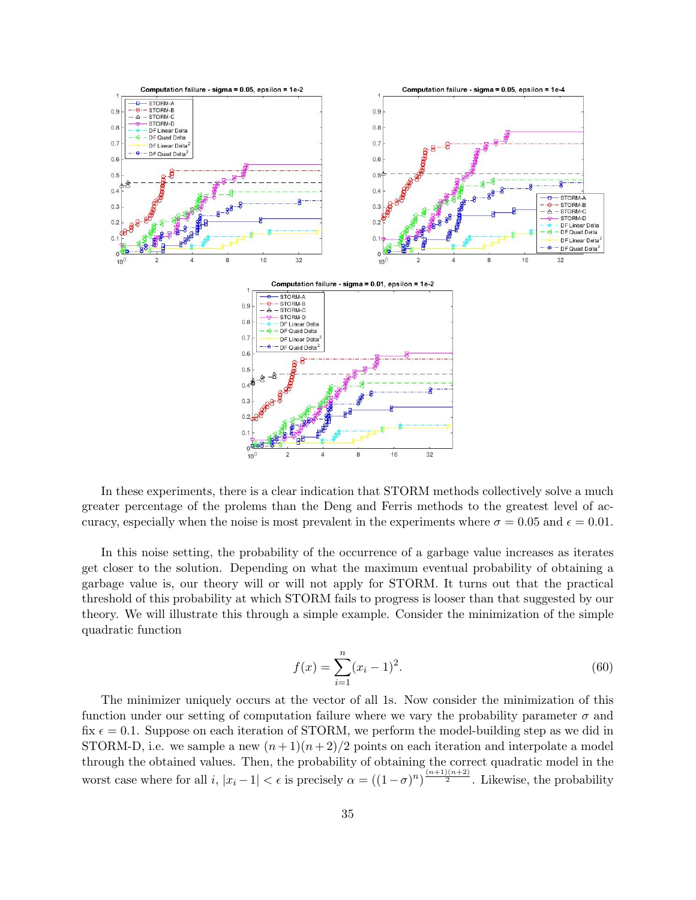In these experiments, there is a clear indication that STORM methods collectively solve a much greater percentage of the prolems than the Deng and Ferris methods to the greatest level of accuracy, especially when the noise is most prevalent in the experiments where $\sigma = 0.05$ and $\epsilon = 0.01$.

In this noise setting, the probability of the occurrence of a garbage value increases as iterates get closer to the solution. Depending on what the maximum eventual probability of obtaining a garbage value is, our theory will or will not apply for STORM. It turns out that the practical threshold of this probability at which STORM fails to progress is looser than that suggested by our theory. We will illustrate this through a simple example. Consider the minimization of the simple quadratic function

$$f(x) = \sum_{i=1}^{n} (x_i - 1)^2. \tag{60}$$

The minimizer uniquely occurs at the vector of all 1s. Now consider the minimization of this function under our setting of computation failure where we vary the probability parameter $\sigma$ and fix $\epsilon = 0.1$. Suppose on each iteration of STORM, we perform the model-building step as we did in STORM-D, i.e. we sample a new $(n+1)(n+2)/2$ points on each iteration and interpolate a model through the obtained values. Then, the probability of obtaining the correct quadratic model in the worst case where for all $i$, $|x_i - 1| < \epsilon$ is precisely $\alpha = ((1-\sigma)^n)^{\frac{(n+1)(n+2)}{2}}$. Likewise, the probability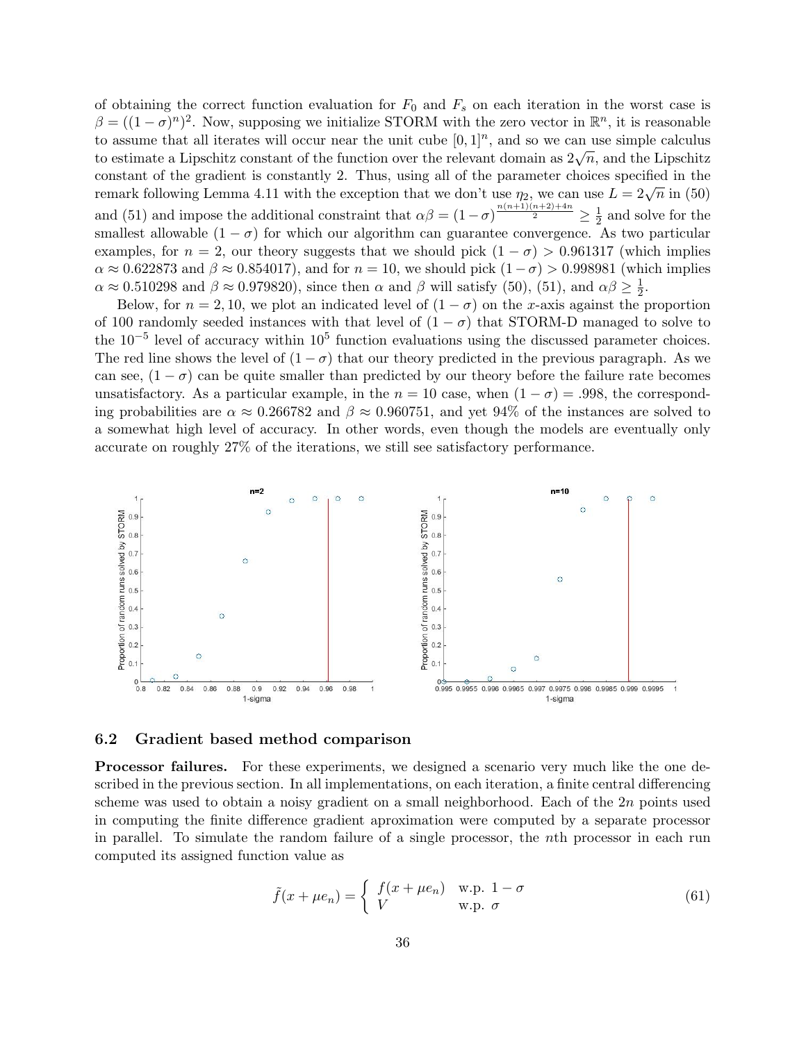of obtaining the correct function evaluation for $F_0$ and $F_s$ on each iteration in the worst case is $\beta = ((1-\sigma)^n)^2$. Now, supposing we initialize STORM with the zero vector in $\mathbb{R}^n$, it is reasonable to assume that all iterates will occur near the unit cube $[0,1]^n$, and so we can use simple calculus to estimate a Lipschitz constant of the function over the relevant domain as $2\sqrt{n}$, and the Lipschitz constant of the gradient is constantly 2. Thus, using all of the parameter choices specified in the remark following Lemma 4.11 with the exception that we don't use $\eta_2$, we can use $L = 2\sqrt{n}$ in (50) and (51) and impose the additional constraint that $\alpha\beta = (1-\sigma)^{\frac{n(n+1)(n+2)+4n}{2}} \geq \frac{1}{2}$ and solve for the smallest allowable $(1-\sigma)$ for which our algorithm can guarantee convergence. As two particular examples, for $n=2$, our theory suggests that we should pick $(1-\sigma) > 0.961317$ (which implies $\alpha \approx 0.622873$ and $\beta \approx 0.854017$), and for $n=10$, we should pick $(1-\sigma) > 0.998981$ (which implies $\alpha \approx 0.510298$ and $\beta \approx 0.979820$), since then $\alpha$ and $\beta$ will satisfy (50), (51), and $\alpha\beta \geq \frac{1}{2}$.

Below, for $n = 2, 10$, we plot an indicated level of $(1-\sigma)$ on the $x$-axis against the proportion of 100 randomly seeded instances with that level of $(1-\sigma)$ that STORM-D managed to solve to the $10^{-5}$ level of accuracy within $10^5$ function evaluations using the discussed parameter choices. The red line shows the level of $(1-\sigma)$ that our theory predicted in the previous paragraph. As we can see, $(1-\sigma)$ can be quite smaller than predicted by our theory before the failure rate becomes unsatisfactory. As a particular example, in the $n = 10$ case, when $(1-\sigma) = .998$, the corresponding probabilities are $\alpha \approx 0.266782$ and $\beta \approx 0.960751$, and yet 94% of the instances are solved to a somewhat high level of accuracy. In other words, even though the models are eventually only accurate on roughly 27% of the iterations, we still see satisfactory performance.

## 6.2 Gradient based method comparison

**Processor failures.** For these experiments, we designed a scenario very much like the one described in the previous section. In all implementations, on each iteration, a finite central differencing scheme was used to obtain a noisy gradient on a small neighborhood. Each of the $2n$ points used in computing the finite difference gradient aproximation were computed by a separate processor in parallel. To simulate the random failure of a single processor, the $n$th processor in each run computed its assigned function value as

$$\tilde{f}(x + \mu e_n) = \begin{cases} f(x + \mu e_n) & \text{w.p. } 1-\sigma \\ V & \text{w.p. } \sigma \end{cases} \tag{61}$$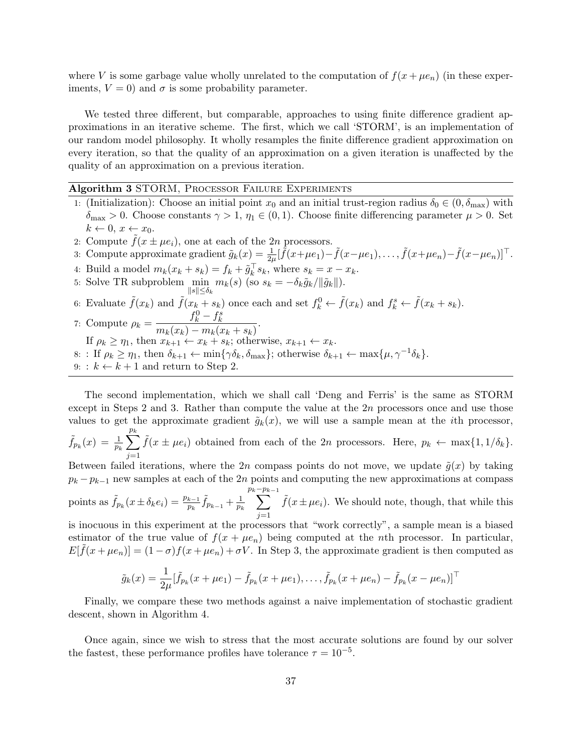where $V$ is some garbage value wholly unrelated to the computation of $f(x + \mu e_n)$ (in these experiments, $V = 0$) and $\sigma$ is some probability parameter.

We tested three different, but comparable, approaches to using finite difference gradient approximations in an iterative scheme. The first, which we call 'STORM', is an implementation of our random model philosophy. It wholly resamples the finite difference gradient approximation on every iteration, so that the quality of an approximation on a given iteration is unaffected by the quality of an approximation on a previous iteration.

**Algorithm 3** STORM, Processor Failure Experiments

1: (Initialization): Choose an initial point $x_0$ and an initial trust-region radius $\delta_0 \in (0, \delta_{\max})$ with $\delta_{\max} > 0$. Choose constants $\gamma > 1$, $\eta_1 \in (0, 1)$. Choose finite differencing parameter $\mu > 0$. Set $k \leftarrow 0$, $x \leftarrow x_0$.
2: Compute $\tilde{f}(x \pm \mu e_i)$, one at each of the $2n$ processors.
3: Compute approximate gradient $\tilde{g}_k(x) = \frac{1}{2\mu}[\tilde{f}(x+\mu e_1) - \tilde{f}(x-\mu e_1), \ldots, \tilde{f}(x+\mu e_n) - \tilde{f}(x-\mu e_n)]^\top$.
4: Build a model $m_k(x_k + s_k) = f_k + \tilde{g}_k^\top s_k$, where $s_k = x - x_k$.
5: Solve TR subproblem $\min_{\|s\| \leq \delta_k} m_k(s)$ (so $s_k = -\delta_k \tilde{g}_k / \|\tilde{g}_k\|$).
6: Evaluate $\tilde{f}(x_k)$ and $\tilde{f}(x_k + s_k)$ once each and set $f_k^0 \leftarrow \tilde{f}(x_k)$ and $f_k^s \leftarrow \tilde{f}(x_k + s_k)$.
7: Compute $\rho_k = \dfrac{f_k^0 - f_k^s}{m_k(x_k) - m_k(x_k + s_k)}$.
   If $\rho_k \geq \eta_1$, then $x_{k+1} \leftarrow x_k + s_k$; otherwise, $x_{k+1} \leftarrow x_k$.
8: : If $\rho_k \geq \eta_1$, then $\delta_{k+1} \leftarrow \min\{\gamma \delta_k, \delta_{\max}\}$; otherwise $\delta_{k+1} \leftarrow \max\{\mu, \gamma^{-1}\delta_k\}$.
9: : $k \leftarrow k + 1$ and return to Step 2.

The second implementation, which we shall call 'Deng and Ferris' is the same as STORM except in Steps 2 and 3. Rather than compute the value at the $2n$ processors once and use those values to get the approximate gradient $\tilde{g}_k(x)$, we will use a sample mean at the $i$th processor, $\tilde{f}_{p_k}(x) = \frac{1}{p_k} \sum_{j=1}^{p_k} \tilde{f}(x \pm \mu e_i)$ obtained from each of the $2n$ processors. Here, $p_k \leftarrow \max\{1, 1/\delta_k\}$. Between failed iterations, where the $2n$ compass points do not move, we update $\tilde{g}(x)$ by taking $p_k - p_{k-1}$ new samples at each of the $2n$ points and computing the new approximations at compass points as $\tilde{f}_{p_k}(x \pm \delta_k e_i) = \frac{p_{k-1}}{p_k} \tilde{f}_{p_{k-1}} + \frac{1}{p_k} \sum_{j=1}^{p_k - p_{k-1}} \tilde{f}(x \pm \mu e_i)$. We should note, though, that while this is inocuous in this experiment at the processors that "work correctly", a sample mean is a biased estimator of the true value of $f(x + \mu e_n)$ being computed at the $n$th processor. In particular, $E[\tilde{f}(x + \mu e_n)] = (1 - \sigma) f(x + \mu e_n) + \sigma V$. In Step 3, the approximate gradient is then computed as

$$\tilde{g}_k(x) = \frac{1}{2\mu}[\tilde{f}_{p_k}(x + \mu e_1) - \tilde{f}_{p_k}(x + \mu e_1), \ldots, \tilde{f}_{p_k}(x + \mu e_n) - \tilde{f}_{p_k}(x - \mu e_n)]^\top$$

Finally, we compare these two methods against a naive implementation of stochastic gradient descent, shown in Algorithm 4.

Once again, since we wish to stress that the most accurate solutions are found by our solver the fastest, these performance profiles have tolerance $\tau = 10^{-5}$.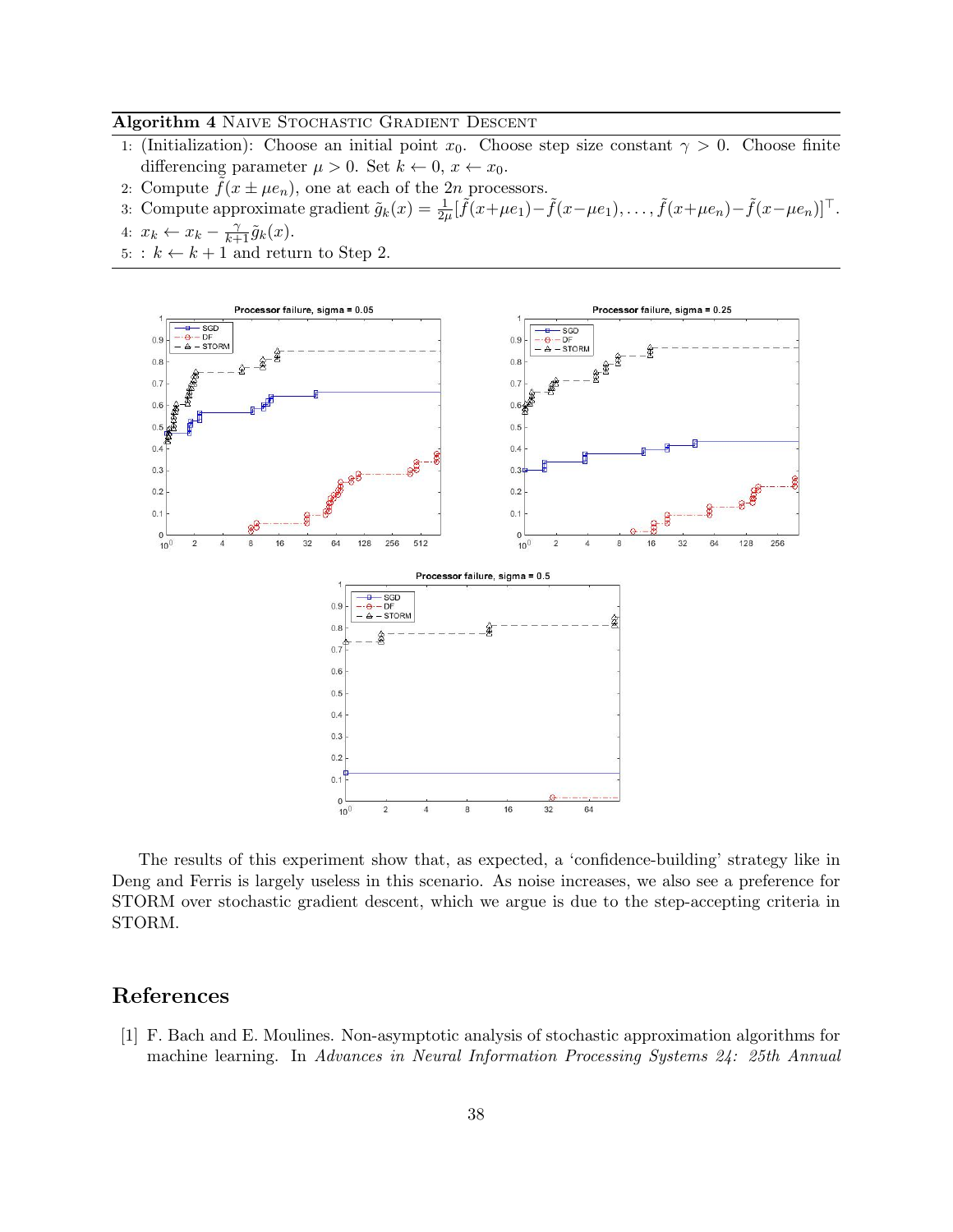**Algorithm 4** Naive Stochastic Gradient Descent

1: (Initialization): Choose an initial point $x_0$. Choose step size constant $\gamma > 0$. Choose finite differencing parameter $\mu > 0$. Set $k \leftarrow 0$, $x \leftarrow x_0$.
2: Compute $\tilde{f}(x \pm \mu e_n)$, one at each of the $2n$ processors.
3: Compute approximate gradient $\tilde{g}_k(x) = \frac{1}{2\mu}[\tilde{f}(x+\mu e_1) - \tilde{f}(x-\mu e_1), \ldots, \tilde{f}(x+\mu e_n) - \tilde{f}(x-\mu e_n)]^\top$.
4: $x_k \leftarrow x_k - \frac{\gamma}{k+1}\tilde{g}_k(x)$.
5: : $k \leftarrow k+1$ and return to Step 2.

The results of this experiment show that, as expected, a 'confidence-building' strategy like in Deng and Ferris is largely useless in this scenario. As noise increases, we also see a preference for STORM over stochastic gradient descent, which we argue is due to the step-accepting criteria in STORM.

## References

[1] F. Bach and E. Moulines. Non-asymptotic analysis of stochastic approximation algorithms for machine learning. In *Advances in Neural Information Processing Systems 24: 25th Annual*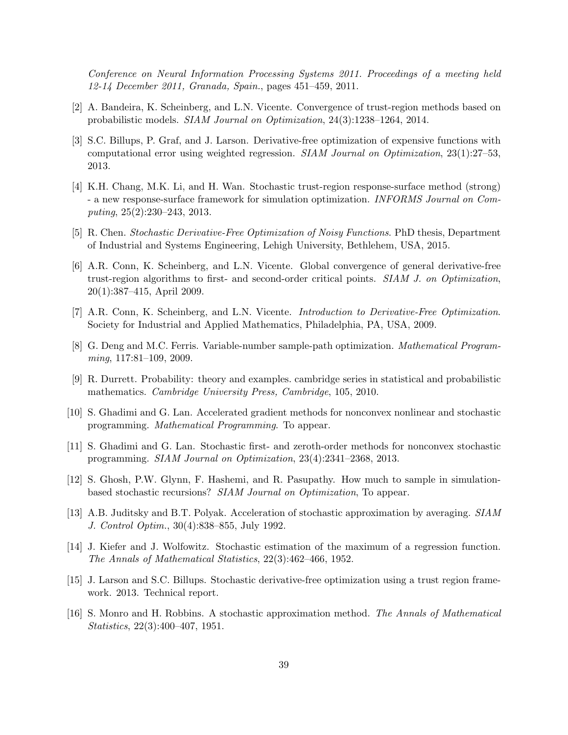*Conference on Neural Information Processing Systems 2011. Proceedings of a meeting held 12-14 December 2011, Granada, Spain.*, pages 451–459, 2011.

[2] A. Bandeira, K. Scheinberg, and L.N. Vicente. Convergence of trust-region methods based on probabilistic models. *SIAM Journal on Optimization*, 24(3):1238–1264, 2014.

[3] S.C. Billups, P. Graf, and J. Larson. Derivative-free optimization of expensive functions with computational error using weighted regression. *SIAM Journal on Optimization*, 23(1):27–53, 2013.

[4] K.H. Chang, M.K. Li, and H. Wan. Stochastic trust-region response-surface method (strong) - a new response-surface framework for simulation optimization. *INFORMS Journal on Computing*, 25(2):230–243, 2013.

[5] R. Chen. *Stochastic Derivative-Free Optimization of Noisy Functions*. PhD thesis, Department of Industrial and Systems Engineering, Lehigh University, Bethlehem, USA, 2015.

[6] A.R. Conn, K. Scheinberg, and L.N. Vicente. Global convergence of general derivative-free trust-region algorithms to first- and second-order critical points. *SIAM J. on Optimization*, 20(1):387–415, April 2009.

[7] A.R. Conn, K. Scheinberg, and L.N. Vicente. *Introduction to Derivative-Free Optimization*. Society for Industrial and Applied Mathematics, Philadelphia, PA, USA, 2009.

[8] G. Deng and M.C. Ferris. Variable-number sample-path optimization. *Mathematical Programming*, 117:81–109, 2009.

[9] R. Durrett. Probability: theory and examples. cambridge series in statistical and probabilistic mathematics. *Cambridge University Press, Cambridge*, 105, 2010.

[10] S. Ghadimi and G. Lan. Accelerated gradient methods for nonconvex nonlinear and stochastic programming. *Mathematical Programming*. To appear.

[11] S. Ghadimi and G. Lan. Stochastic first- and zeroth-order methods for nonconvex stochastic programming. *SIAM Journal on Optimization*, 23(4):2341–2368, 2013.

[12] S. Ghosh, P.W. Glynn, F. Hashemi, and R. Pasupathy. How much to sample in simulation-based stochastic recursions? *SIAM Journal on Optimization*, To appear.

[13] A.B. Juditsky and B.T. Polyak. Acceleration of stochastic approximation by averaging. *SIAM J. Control Optim.*, 30(4):838–855, July 1992.

[14] J. Kiefer and J. Wolfowitz. Stochastic estimation of the maximum of a regression function. *The Annals of Mathematical Statistics*, 22(3):462–466, 1952.

[15] J. Larson and S.C. Billups. Stochastic derivative-free optimization using a trust region framework. 2013. Technical report.

[16] S. Monro and H. Robbins. A stochastic approximation method. *The Annals of Mathematical Statistics*, 22(3):400–407, 1951.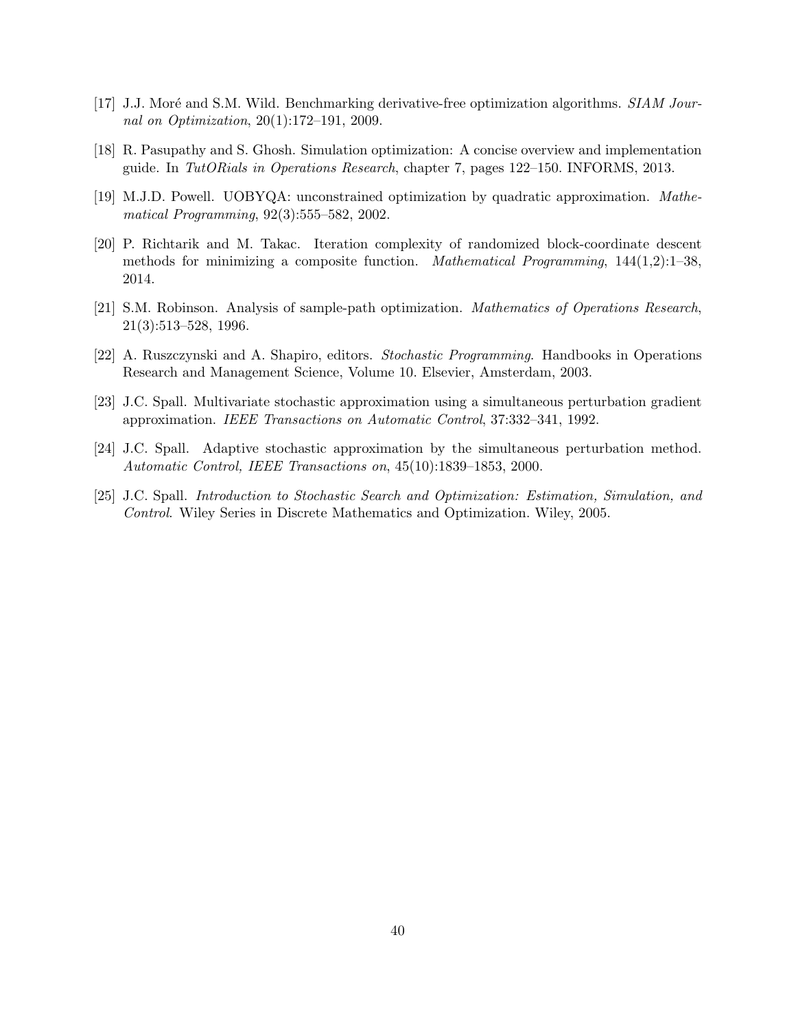[17] J.J. Moré and S.M. Wild. Benchmarking derivative-free optimization algorithms. *SIAM Journal on Optimization*, 20(1):172–191, 2009.

[18] R. Pasupathy and S. Ghosh. Simulation optimization: A concise overview and implementation guide. In *TutORials in Operations Research*, chapter 7, pages 122–150. INFORMS, 2013.

[19] M.J.D. Powell. UOBYQA: unconstrained optimization by quadratic approximation. *Mathematical Programming*, 92(3):555–582, 2002.

[20] P. Richtarik and M. Takac. Iteration complexity of randomized block-coordinate descent methods for minimizing a composite function. *Mathematical Programming*, 144(1,2):1–38, 2014.

[21] S.M. Robinson. Analysis of sample-path optimization. *Mathematics of Operations Research*, 21(3):513–528, 1996.

[22] A. Ruszczynski and A. Shapiro, editors. *Stochastic Programming*. Handbooks in Operations Research and Management Science, Volume 10. Elsevier, Amsterdam, 2003.

[23] J.C. Spall. Multivariate stochastic approximation using a simultaneous perturbation gradient approximation. *IEEE Transactions on Automatic Control*, 37:332–341, 1992.

[24] J.C. Spall. Adaptive stochastic approximation by the simultaneous perturbation method. *Automatic Control, IEEE Transactions on*, 45(10):1839–1853, 2000.

[25] J.C. Spall. *Introduction to Stochastic Search and Optimization: Estimation, Simulation, and Control*. Wiley Series in Discrete Mathematics and Optimization. Wiley, 2005.